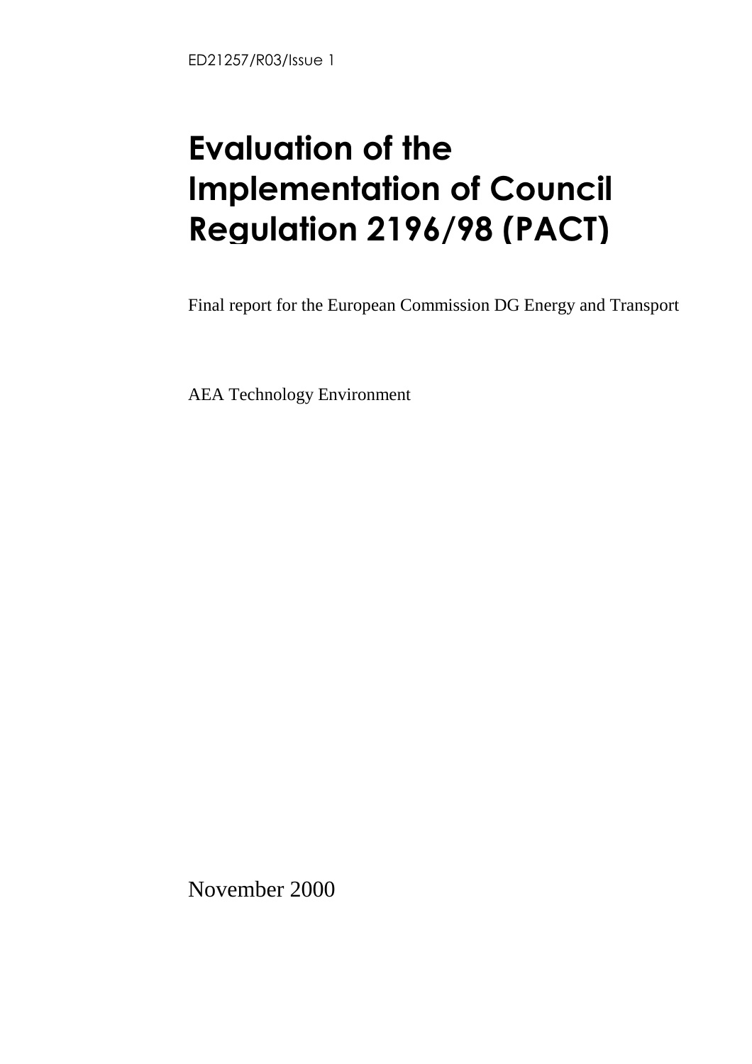ED21257/R03/Issue 1

# Evaluation of the Implementation of Council Regulation 2196/98 (PACT)

Final report for the European Commission DG Energy and Transport

AEA Technology Environment

November 2000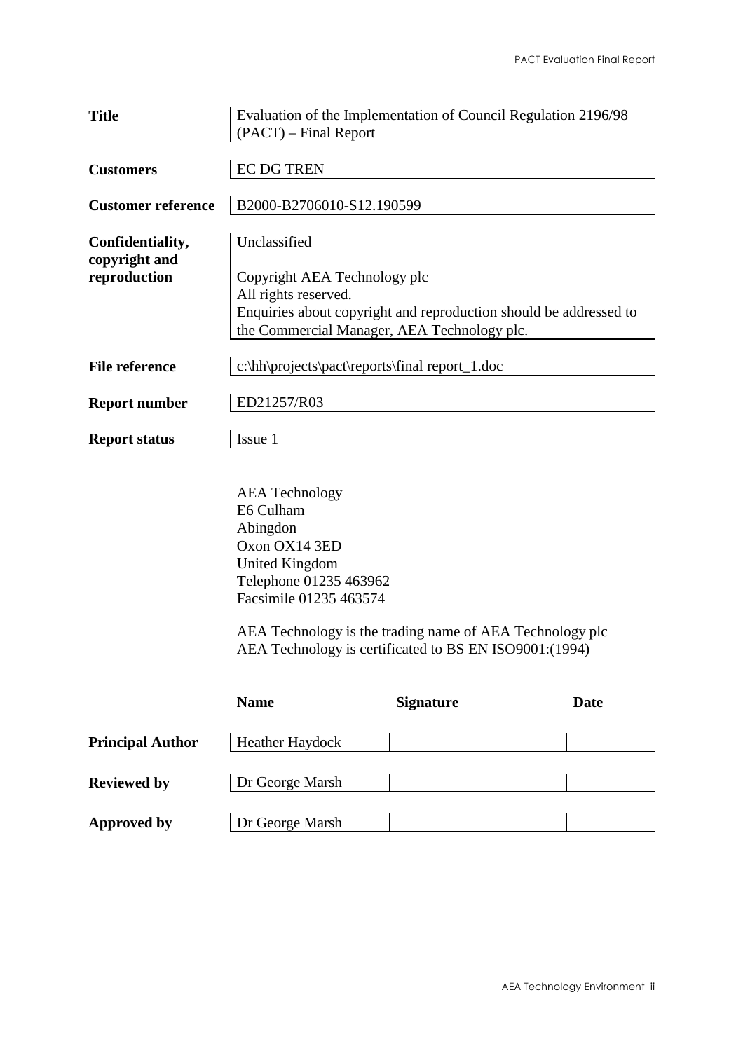| | |
|---|---|
| **Title** | Evaluation of the Implementation of Council Regulation 2196/98 (PACT) – Final Report |
| **Customers** | EC DG TREN |
| **Customer reference** | B2000-B2706010-S12.190599 |
| **Confidentiality, copyright and reproduction** | Unclassified<br><br>Copyright AEA Technology plc<br>All rights reserved.<br>Enquiries about copyright and reproduction should be addressed to the Commercial Manager, AEA Technology plc. |
| **File reference** | c:\hh\projects\pact\reports\final report_1.doc |
| **Report number** | ED21257/R03 |
| **Report status** | Issue 1 |

AEA Technology
E6 Culham
Abingdon
Oxon OX14 3ED
United Kingdom
Telephone 01235 463962
Facsimile 01235 463574

AEA Technology is the trading name of AEA Technology plc
AEA Technology is certificated to BS EN ISO9001:(1994)

| | Name | Signature | Date |
|---|---|---|---|
| **Principal Author** | Heather Haydock | | |
| **Reviewed by** | Dr George Marsh | | |
| **Approved by** | Dr George Marsh | | |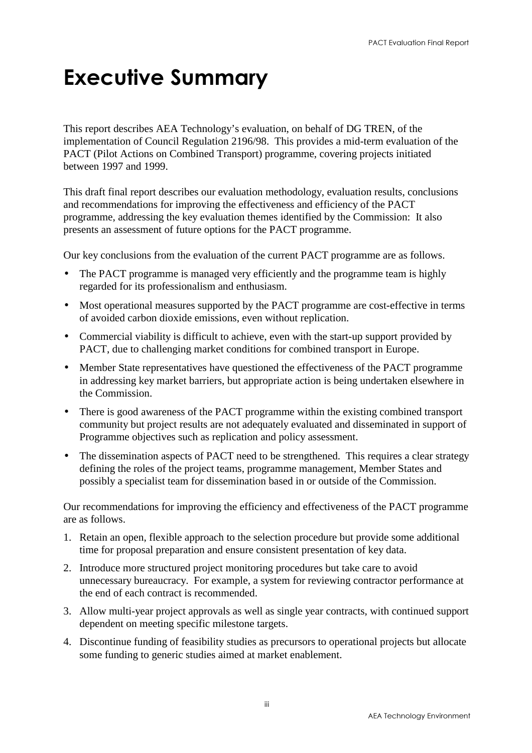# Executive Summary

This report describes AEA Technology's evaluation, on behalf of DG TREN, of the implementation of Council Regulation 2196/98. This provides a mid-term evaluation of the PACT (Pilot Actions on Combined Transport) programme, covering projects initiated between 1997 and 1999.

This draft final report describes our evaluation methodology, evaluation results, conclusions and recommendations for improving the effectiveness and efficiency of the PACT programme, addressing the key evaluation themes identified by the Commission: It also presents an assessment of future options for the PACT programme.

Our key conclusions from the evaluation of the current PACT programme are as follows.

- The PACT programme is managed very efficiently and the programme team is highly regarded for its professionalism and enthusiasm.
- Most operational measures supported by the PACT programme are cost-effective in terms of avoided carbon dioxide emissions, even without replication.
- Commercial viability is difficult to achieve, even with the start-up support provided by PACT, due to challenging market conditions for combined transport in Europe.
- Member State representatives have questioned the effectiveness of the PACT programme in addressing key market barriers, but appropriate action is being undertaken elsewhere in the Commission.
- There is good awareness of the PACT programme within the existing combined transport community but project results are not adequately evaluated and disseminated in support of Programme objectives such as replication and policy assessment.
- The dissemination aspects of PACT need to be strengthened. This requires a clear strategy defining the roles of the project teams, programme management, Member States and possibly a specialist team for dissemination based in or outside of the Commission.

Our recommendations for improving the efficiency and effectiveness of the PACT programme are as follows.

1. Retain an open, flexible approach to the selection procedure but provide some additional time for proposal preparation and ensure consistent presentation of key data.
2. Introduce more structured project monitoring procedures but take care to avoid unnecessary bureaucracy. For example, a system for reviewing contractor performance at the end of each contract is recommended.
3. Allow multi-year project approvals as well as single year contracts, with continued support dependent on meeting specific milestone targets.
4. Discontinue funding of feasibility studies as precursors to operational projects but allocate some funding to generic studies aimed at market enablement.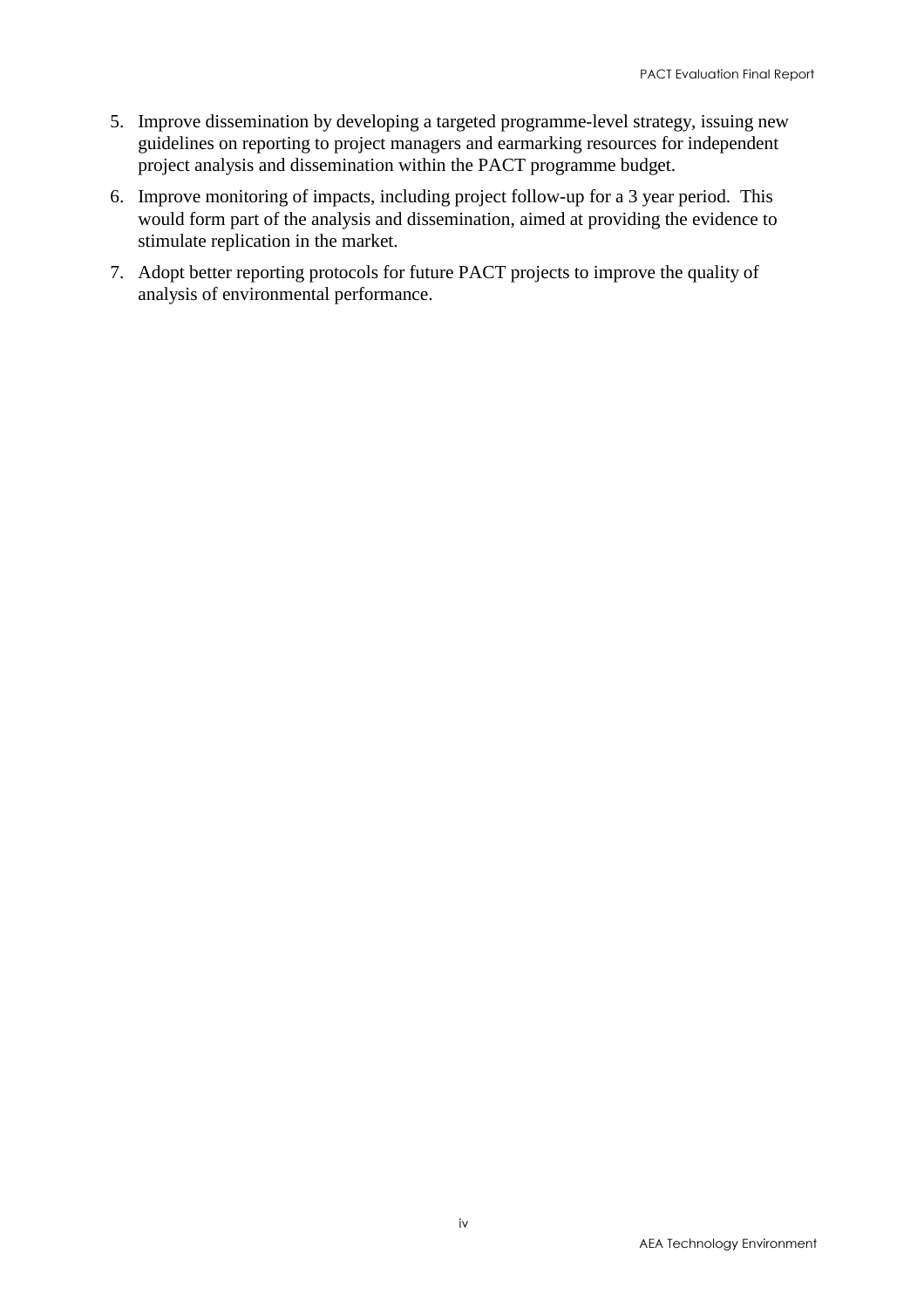5. Improve dissemination by developing a targeted programme-level strategy, issuing new guidelines on reporting to project managers and earmarking resources for independent project analysis and dissemination within the PACT programme budget.

6. Improve monitoring of impacts, including project follow-up for a 3 year period. This would form part of the analysis and dissemination, aimed at providing the evidence to stimulate replication in the market.

7. Adopt better reporting protocols for future PACT projects to improve the quality of analysis of environmental performance.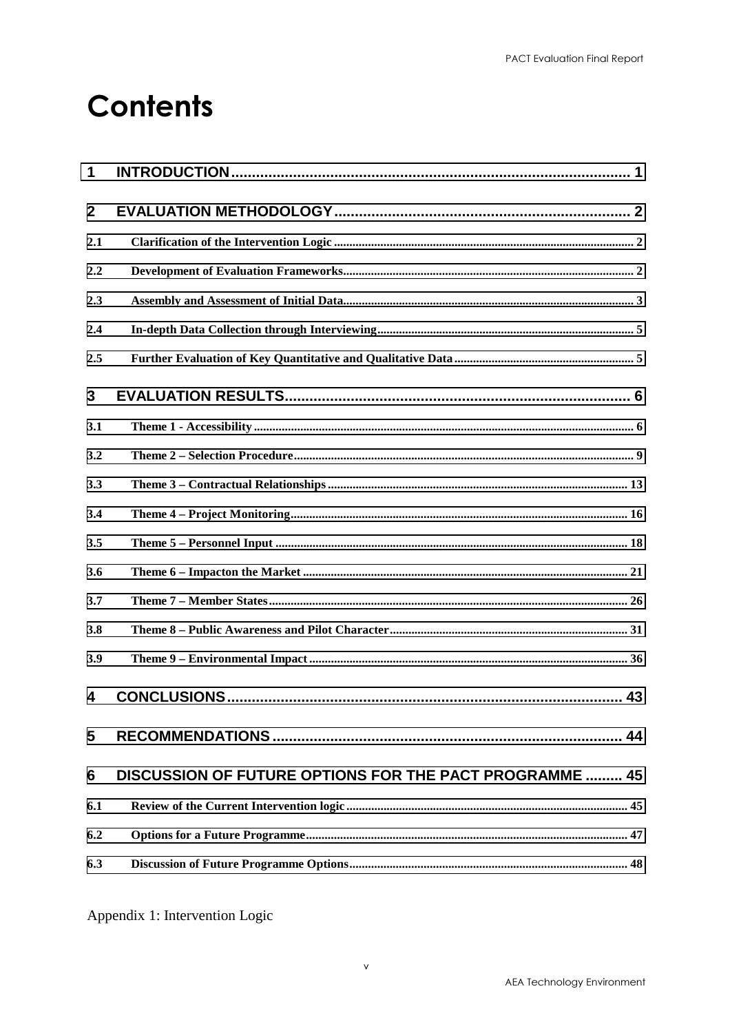# Contents

1 INTRODUCTION .................................................................................................. 1

2 EVALUATION METHODOLOGY ........................................................................ 2

2.1 Clarification of the Intervention Logic ................................................................................................ 2

2.2 Development of Evaluation Frameworks............................................................................................ 2

2.3 Assembly and Assessment of Initial Data............................................................................................ 3

2.4 In-depth Data Collection through Interviewing.................................................................................. 5

2.5 Further Evaluation of Key Quantitative and Qualitative Data.......................................................... 5

3 EVALUATION RESULTS .................................................................................... 6

3.1 Theme 1 - Accessibility ......................................................................................................................... 6

3.2 Theme 2 – Selection Procedure............................................................................................................ 9

3.3 Theme 3 – Contractual Relationships ................................................................................................ 13

3.4 Theme 4 – Project Monitoring............................................................................................................ 16

3.5 Theme 5 – Personnel Input ................................................................................................................. 18

3.6 Theme 6 – Impacton the Market ........................................................................................................ 21

3.7 Theme 7 – Member States................................................................................................................... 26

3.8 Theme 8 – Public Awareness and Pilot Character............................................................................ 31

3.9 Theme 9 – Environmental Impact...................................................................................................... 36

4 CONCLUSIONS................................................................................................. 43

5 RECOMMENDATIONS ..................................................................................... 44

6 DISCUSSION OF FUTURE OPTIONS FOR THE PACT PROGRAMME ......... 45

6.1 Review of the Current Intervention logic .......................................................................................... 45

6.2 Options for a Future Programme....................................................................................................... 47

6.3 Discussion of Future Programme Options......................................................................................... 48

Appendix 1: Intervention Logic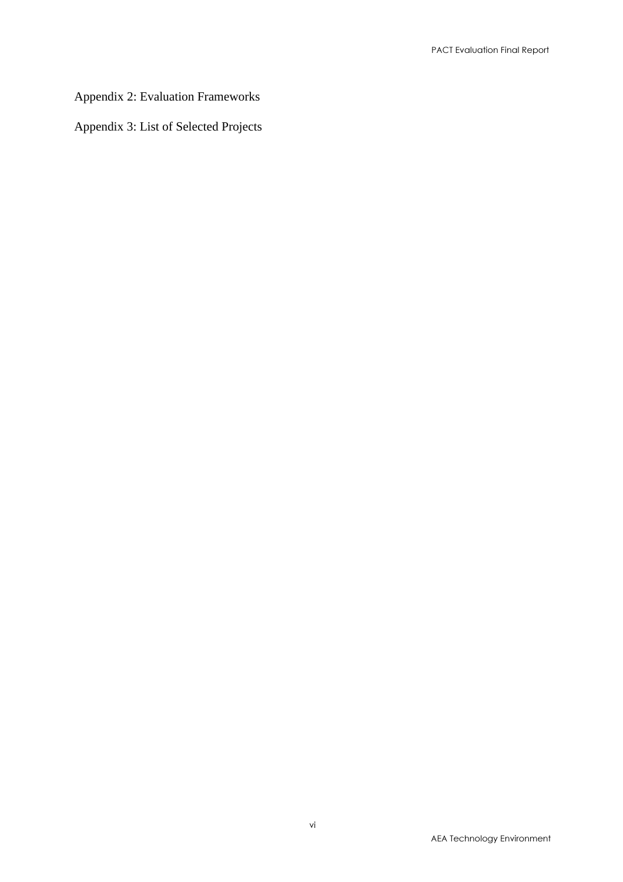Appendix 2: Evaluation Frameworks

Appendix 3: List of Selected Projects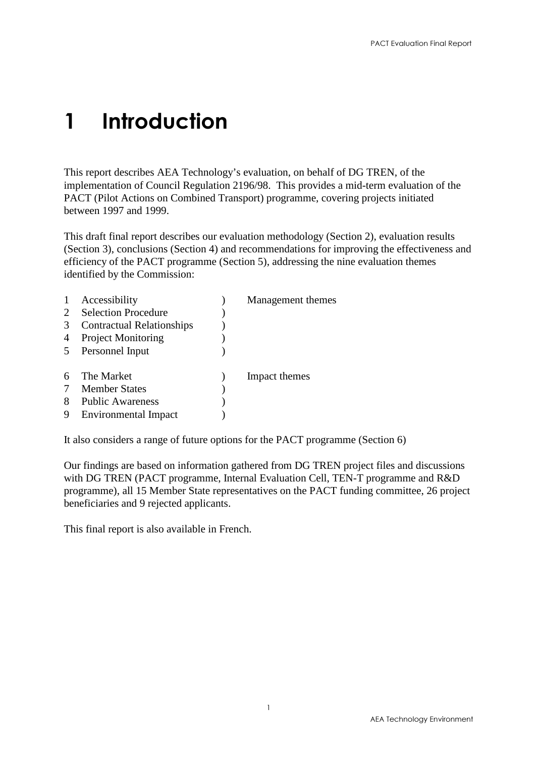# 1 Introduction

This report describes AEA Technology's evaluation, on behalf of DG TREN, of the implementation of Council Regulation 2196/98. This provides a mid-term evaluation of the PACT (Pilot Actions on Combined Transport) programme, covering projects initiated between 1997 and 1999.

This draft final report describes our evaluation methodology (Section 2), evaluation results (Section 3), conclusions (Section 4) and recommendations for improving the effectiveness and efficiency of the PACT programme (Section 5), addressing the nine evaluation themes identified by the Commission:

| | | | |
|---|---|---|---|
| 1 | Accessibility | ) | Management themes |
| 2 | Selection Procedure | ) | |
| 3 | Contractual Relationships | ) | |
| 4 | Project Monitoring | ) | |
| 5 | Personnel Input | ) | |
| 6 | The Market | ) | Impact themes |
| 7 | Member States | ) | |
| 8 | Public Awareness | ) | |
| 9 | Environmental Impact | ) | |

It also considers a range of future options for the PACT programme (Section 6)

Our findings are based on information gathered from DG TREN project files and discussions with DG TREN (PACT programme, Internal Evaluation Cell, TEN-T programme and R&D programme), all 15 Member State representatives on the PACT funding committee, 26 project beneficiaries and 9 rejected applicants.

This final report is also available in French.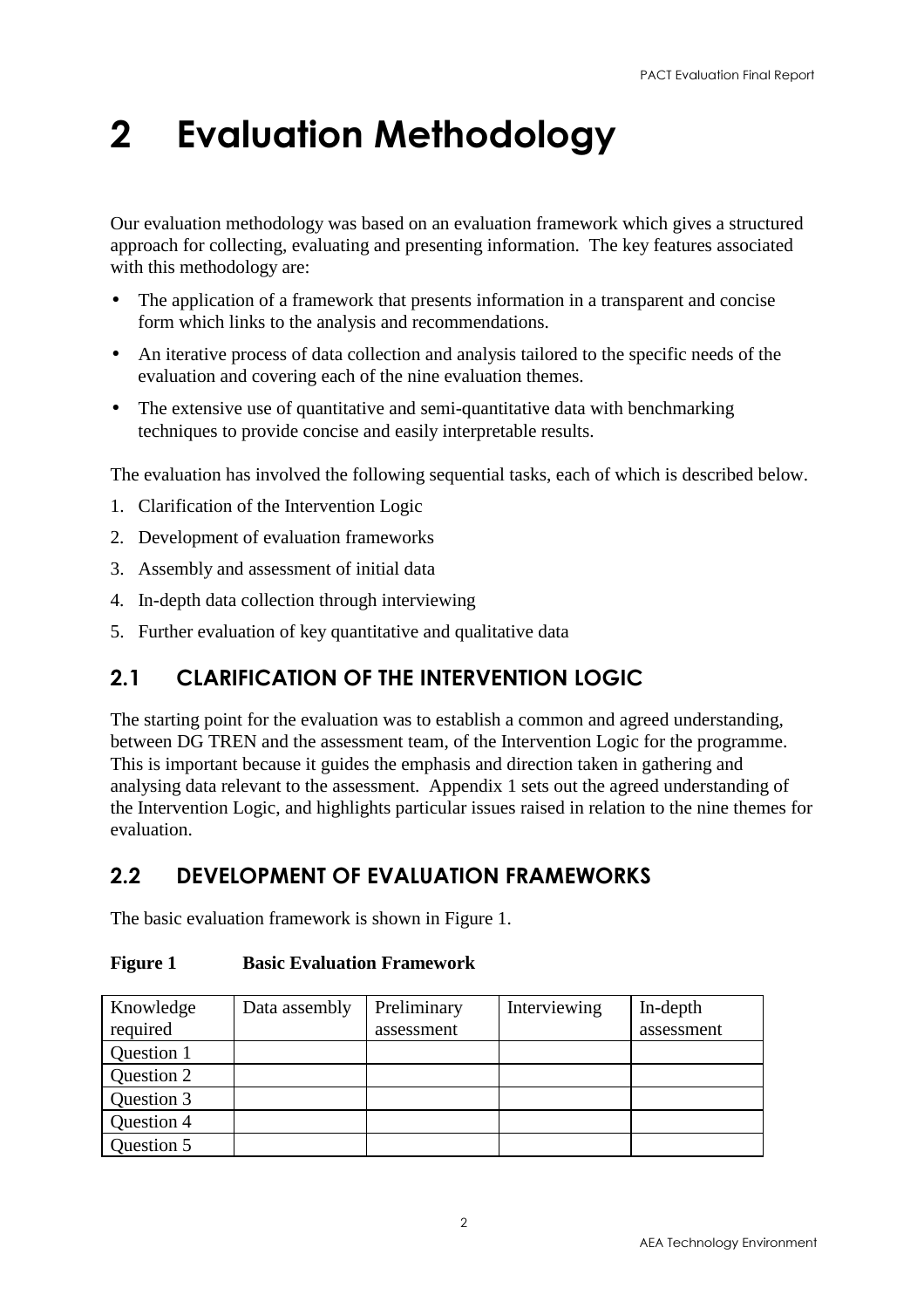# 2 Evaluation Methodology

Our evaluation methodology was based on an evaluation framework which gives a structured approach for collecting, evaluating and presenting information. The key features associated with this methodology are:

- The application of a framework that presents information in a transparent and concise form which links to the analysis and recommendations.
- An iterative process of data collection and analysis tailored to the specific needs of the evaluation and covering each of the nine evaluation themes.
- The extensive use of quantitative and semi-quantitative data with benchmarking techniques to provide concise and easily interpretable results.

The evaluation has involved the following sequential tasks, each of which is described below.

1. Clarification of the Intervention Logic
2. Development of evaluation frameworks
3. Assembly and assessment of initial data
4. In-depth data collection through interviewing
5. Further evaluation of key quantitative and qualitative data

## 2.1 CLARIFICATION OF THE INTERVENTION LOGIC

The starting point for the evaluation was to establish a common and agreed understanding, between DG TREN and the assessment team, of the Intervention Logic for the programme. This is important because it guides the emphasis and direction taken in gathering and analysing data relevant to the assessment. Appendix 1 sets out the agreed understanding of the Intervention Logic, and highlights particular issues raised in relation to the nine themes for evaluation.

## 2.2 DEVELOPMENT OF EVALUATION FRAMEWORKS

The basic evaluation framework is shown in Figure 1.

**Figure 1 Basic Evaluation Framework**

| Knowledge required | Data assembly | Preliminary assessment | Interviewing | In-depth assessment |
|---|---|---|---|---|
| Question 1 | | | | |
| Question 2 | | | | |
| Question 3 | | | | |
| Question 4 | | | | |
| Question 5 | | | | |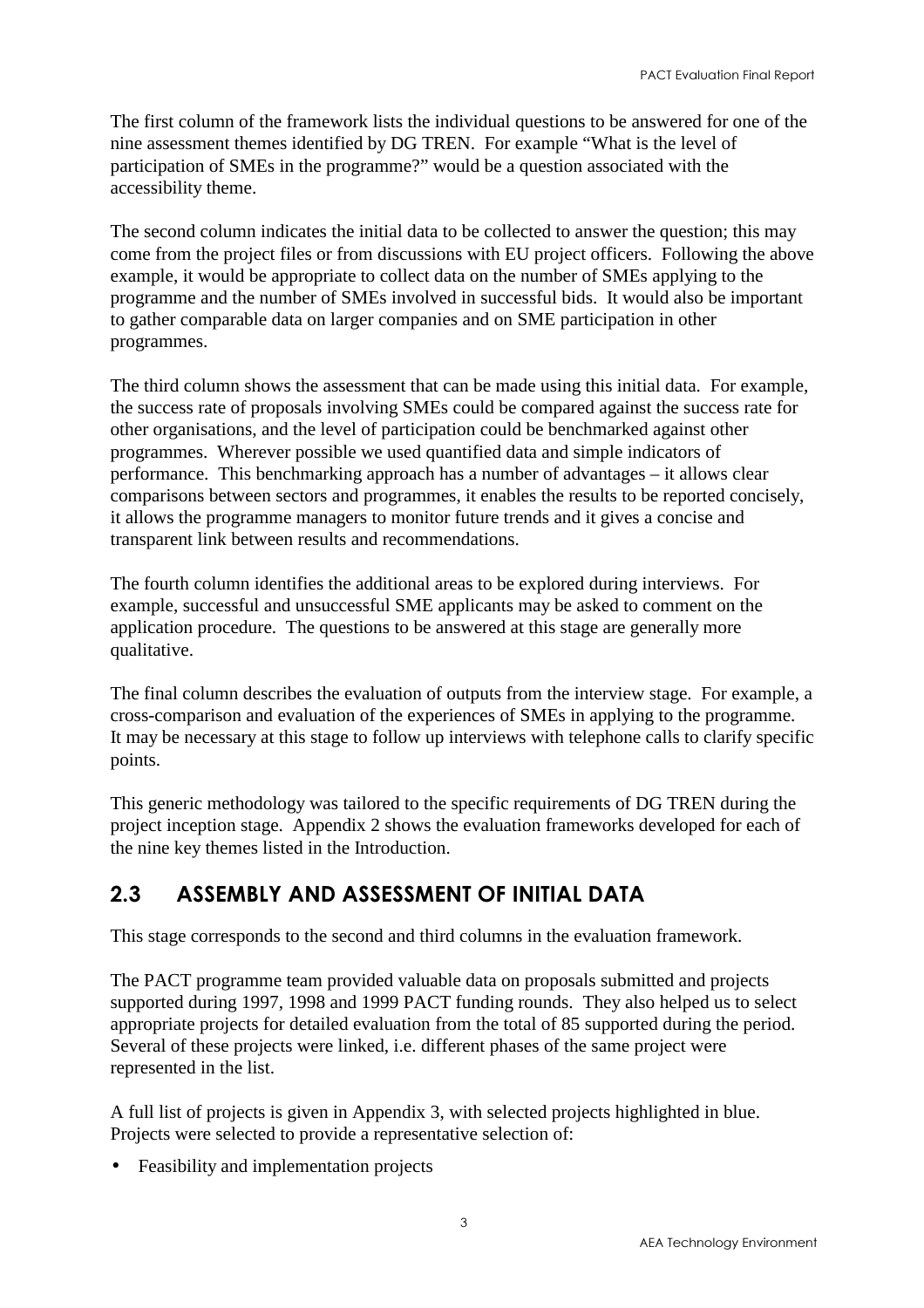The first column of the framework lists the individual questions to be answered for one of the nine assessment themes identified by DG TREN. For example "What is the level of participation of SMEs in the programme?" would be a question associated with the accessibility theme.

The second column indicates the initial data to be collected to answer the question; this may come from the project files or from discussions with EU project officers. Following the above example, it would be appropriate to collect data on the number of SMEs applying to the programme and the number of SMEs involved in successful bids. It would also be important to gather comparable data on larger companies and on SME participation in other programmes.

The third column shows the assessment that can be made using this initial data. For example, the success rate of proposals involving SMEs could be compared against the success rate for other organisations, and the level of participation could be benchmarked against other programmes. Wherever possible we used quantified data and simple indicators of performance. This benchmarking approach has a number of advantages – it allows clear comparisons between sectors and programmes, it enables the results to be reported concisely, it allows the programme managers to monitor future trends and it gives a concise and transparent link between results and recommendations.

The fourth column identifies the additional areas to be explored during interviews. For example, successful and unsuccessful SME applicants may be asked to comment on the application procedure. The questions to be answered at this stage are generally more qualitative.

The final column describes the evaluation of outputs from the interview stage. For example, a cross-comparison and evaluation of the experiences of SMEs in applying to the programme. It may be necessary at this stage to follow up interviews with telephone calls to clarify specific points.

This generic methodology was tailored to the specific requirements of DG TREN during the project inception stage. Appendix 2 shows the evaluation frameworks developed for each of the nine key themes listed in the Introduction.

## 2.3 ASSEMBLY AND ASSESSMENT OF INITIAL DATA

This stage corresponds to the second and third columns in the evaluation framework.

The PACT programme team provided valuable data on proposals submitted and projects supported during 1997, 1998 and 1999 PACT funding rounds. They also helped us to select appropriate projects for detailed evaluation from the total of 85 supported during the period. Several of these projects were linked, i.e. different phases of the same project were represented in the list.

A full list of projects is given in Appendix 3, with selected projects highlighted in blue. Projects were selected to provide a representative selection of:

- Feasibility and implementation projects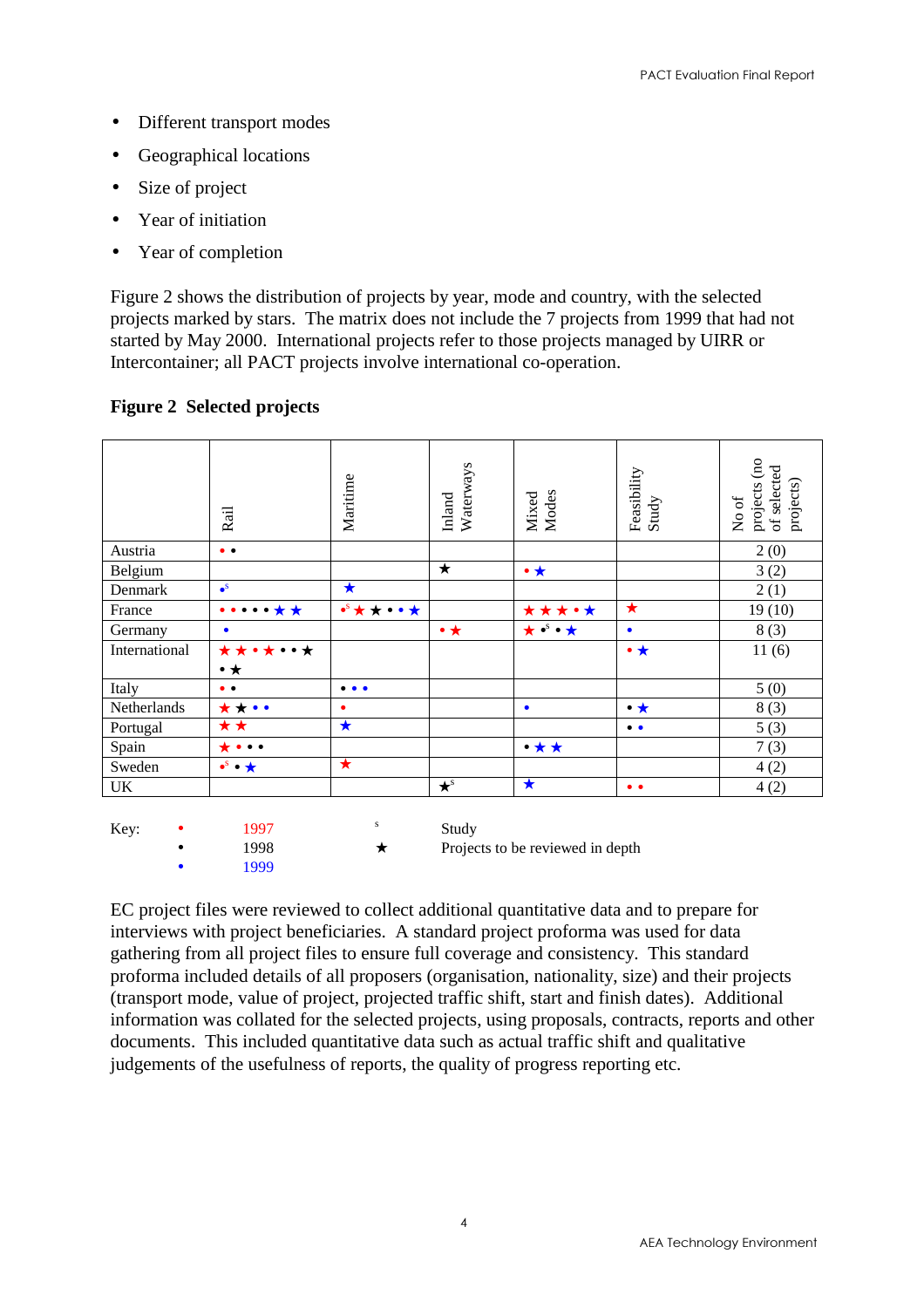- Different transport modes
- Geographical locations
- Size of project
- Year of initiation
- Year of completion

Figure 2 shows the distribution of projects by year, mode and country, with the selected projects marked by stars. The matrix does not include the 7 projects from 1999 that had not started by May 2000. International projects refer to those projects managed by UIRR or Intercontainer; all PACT projects involve international co-operation.

**Figure 2 Selected projects**

| | Rail | Maritime | Inland Waterways | Mixed Modes | Feasibility Study | No of projects (no of selected projects) |
|---|---|---|---|---|---|---|
| Austria | • • | | | | | 2 (0) |
| Belgium | | | ★ | • ★ | | 3 (2) |
| Denmark | •$^s$ | ★ | | | | 2 (1) |
| France | • • • • • ★ ★ | •$^s$ ★ ★ • • ★ | | ★ ★ ★ • ★ | ★ | 19 (10) |
| Germany | • | | • ★ | ★ •$^s$ • ★ | • | 8 (3) |
| International | ★ ★ • ★ • • ★ • ★ | | | | • ★ | 11 (6) |
| Italy | • • | • • • | | | | 5 (0) |
| Netherlands | ★ ★ • • | • | | • | • ★ | 8 (3) |
| Portugal | ★ ★ | ★ | | | • • | 5 (3) |
| Spain | ★ • • • | | | • ★ ★ | | 7 (3) |
| Sweden | •$^s$ • ★ | ★ | | | | 4 (2) |
| UK | | | ★$^s$ | ★ | • • | 4 (2) |

Key: • 1997 (red); • 1998 (black); • 1999 (blue); $^s$ Study; ★ Projects to be reviewed in depth

EC project files were reviewed to collect additional quantitative data and to prepare for interviews with project beneficiaries. A standard project proforma was used for data gathering from all project files to ensure full coverage and consistency. This standard proforma included details of all proposers (organisation, nationality, size) and their projects (transport mode, value of project, projected traffic shift, start and finish dates). Additional information was collated for the selected projects, using proposals, contracts, reports and other documents. This included quantitative data such as actual traffic shift and qualitative judgements of the usefulness of reports, the quality of progress reporting etc.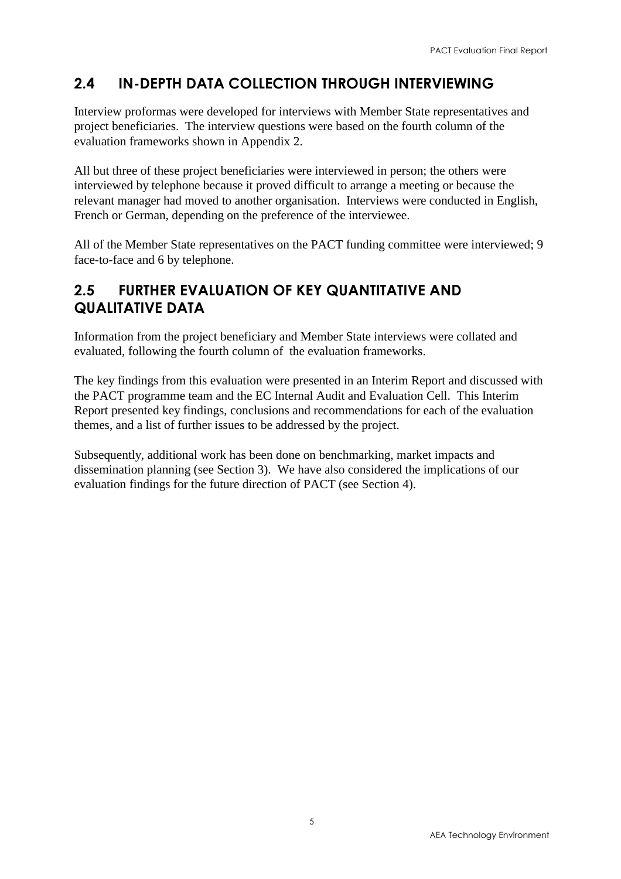## 2.4 IN-DEPTH DATA COLLECTION THROUGH INTERVIEWING

Interview proformas were developed for interviews with Member State representatives and project beneficiaries. The interview questions were based on the fourth column of the evaluation frameworks shown in Appendix 2.

All but three of these project beneficiaries were interviewed in person; the others were interviewed by telephone because it proved difficult to arrange a meeting or because the relevant manager had moved to another organisation. Interviews were conducted in English, French or German, depending on the preference of the interviewee.

All of the Member State representatives on the PACT funding committee were interviewed; 9 face-to-face and 6 by telephone.

## 2.5 FURTHER EVALUATION OF KEY QUANTITATIVE AND QUALITATIVE DATA

Information from the project beneficiary and Member State interviews were collated and evaluated, following the fourth column of the evaluation frameworks.

The key findings from this evaluation were presented in an Interim Report and discussed with the PACT programme team and the EC Internal Audit and Evaluation Cell. This Interim Report presented key findings, conclusions and recommendations for each of the evaluation themes, and a list of further issues to be addressed by the project.

Subsequently, additional work has been done on benchmarking, market impacts and dissemination planning (see Section 3). We have also considered the implications of our evaluation findings for the future direction of PACT (see Section 4).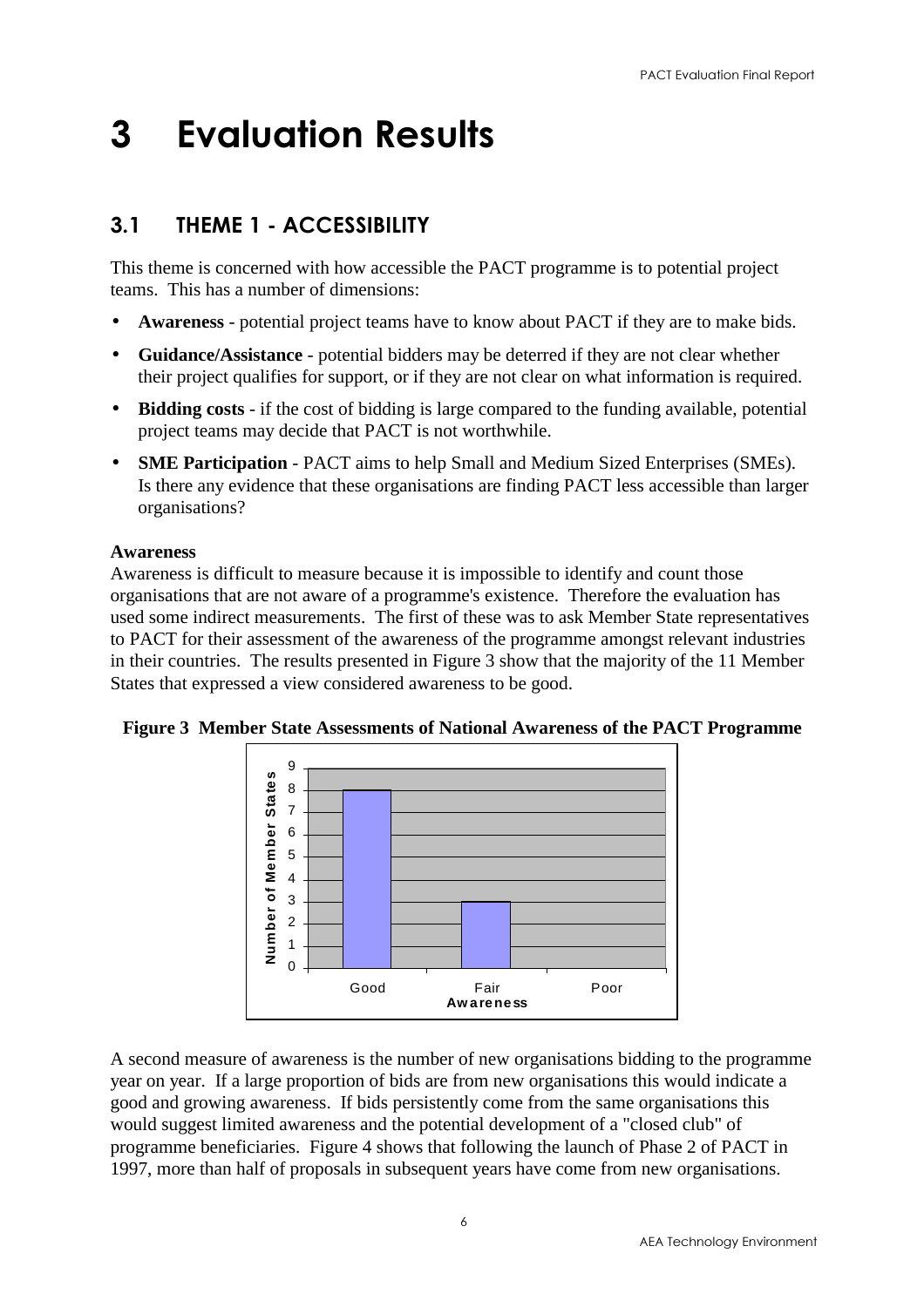# 3 Evaluation Results

## 3.1 THEME 1 - ACCESSIBILITY

This theme is concerned with how accessible the PACT programme is to potential project teams. This has a number of dimensions:

- **Awareness** - potential project teams have to know about PACT if they are to make bids.
- **Guidance/Assistance** - potential bidders may be deterred if they are not clear whether their project qualifies for support, or if they are not clear on what information is required.
- **Bidding costs** - if the cost of bidding is large compared to the funding available, potential project teams may decide that PACT is not worthwhile.
- **SME Participation** - PACT aims to help Small and Medium Sized Enterprises (SMEs). Is there any evidence that these organisations are finding PACT less accessible than larger organisations?

**Awareness**

Awareness is difficult to measure because it is impossible to identify and count those organisations that are not aware of a programme's existence. Therefore the evaluation has used some indirect measurements. The first of these was to ask Member State representatives to PACT for their assessment of the awareness of the programme amongst relevant industries in their countries. The results presented in Figure 3 show that the majority of the 11 Member States that expressed a view considered awareness to be good.

**Figure 3 Member State Assessments of National Awareness of the PACT Programme**

| Awareness | Number of Member States |
|---|---|
| Good | 8 |
| Fair | 3 |
| Poor | 0 |

A second measure of awareness is the number of new organisations bidding to the programme year on year. If a large proportion of bids are from new organisations this would indicate a good and growing awareness. If bids persistently come from the same organisations this would suggest limited awareness and the potential development of a "closed club" of programme beneficiaries. Figure 4 shows that following the launch of Phase 2 of PACT in 1997, more than half of proposals in subsequent years have come from new organisations.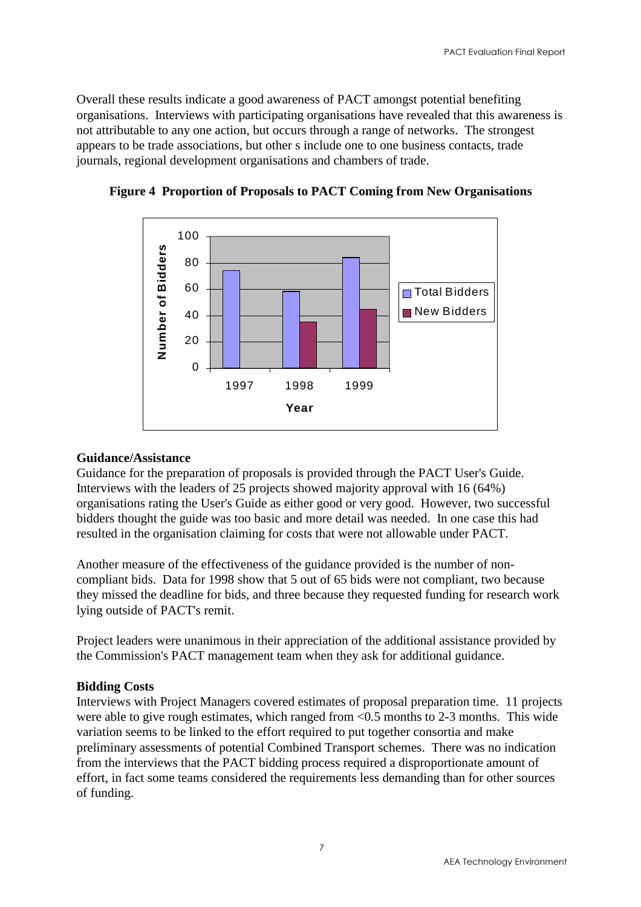Overall these results indicate a good awareness of PACT amongst potential benefiting organisations. Interviews with participating organisations have revealed that this awareness is not attributable to any one action, but occurs through a range of networks. The strongest appears to be trade associations, but other s include one to one business contacts, trade journals, regional development organisations and chambers of trade.

**Figure 4 Proportion of Proposals to PACT Coming from New Organisations**

### Guidance/Assistance

Guidance for the preparation of proposals is provided through the PACT User's Guide. Interviews with the leaders of 25 projects showed majority approval with 16 (64%) organisations rating the User's Guide as either good or very good. However, two successful bidders thought the guide was too basic and more detail was needed. In one case this had resulted in the organisation claiming for costs that were not allowable under PACT.

Another measure of the effectiveness of the guidance provided is the number of non-compliant bids. Data for 1998 show that 5 out of 65 bids were not compliant, two because they missed the deadline for bids, and three because they requested funding for research work lying outside of PACT's remit.

Project leaders were unanimous in their appreciation of the additional assistance provided by the Commission's PACT management team when they ask for additional guidance.

### Bidding Costs

Interviews with Project Managers covered estimates of proposal preparation time. 11 projects were able to give rough estimates, which ranged from <0.5 months to 2-3 months. This wide variation seems to be linked to the effort required to put together consortia and make preliminary assessments of potential Combined Transport schemes. There was no indication from the interviews that the PACT bidding process required a disproportionate amount of effort, in fact some teams considered the requirements less demanding than for other sources of funding.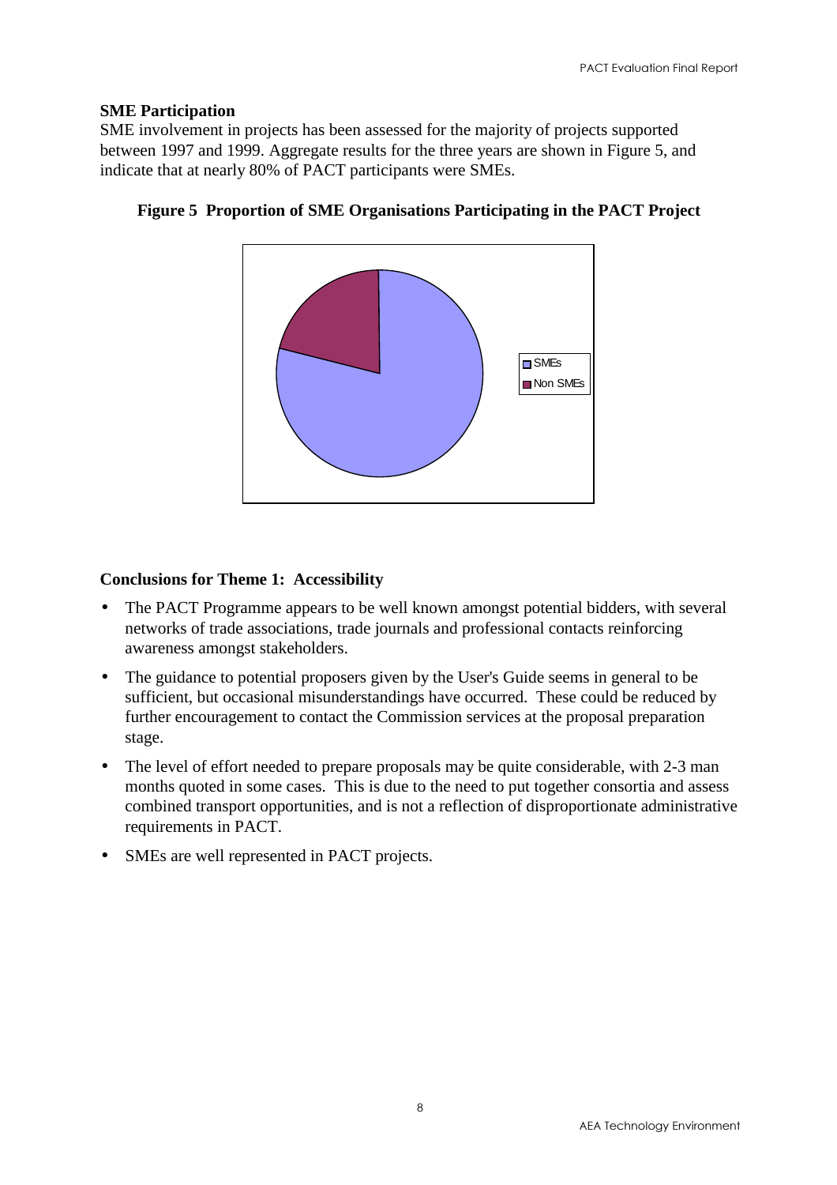**SME Participation**

SME involvement in projects has been assessed for the majority of projects supported between 1997 and 1999. Aggregate results for the three years are shown in Figure 5, and indicate that at nearly 80% of PACT participants were SMEs.

**Figure 5 Proportion of SME Organisations Participating in the PACT Project**

**Conclusions for Theme 1: Accessibility**

- The PACT Programme appears to be well known amongst potential bidders, with several networks of trade associations, trade journals and professional contacts reinforcing awareness amongst stakeholders.
- The guidance to potential proposers given by the User's Guide seems in general to be sufficient, but occasional misunderstandings have occurred. These could be reduced by further encouragement to contact the Commission services at the proposal preparation stage.
- The level of effort needed to prepare proposals may be quite considerable, with 2-3 man months quoted in some cases. This is due to the need to put together consortia and assess combined transport opportunities, and is not a reflection of disproportionate administrative requirements in PACT.
- SMEs are well represented in PACT projects.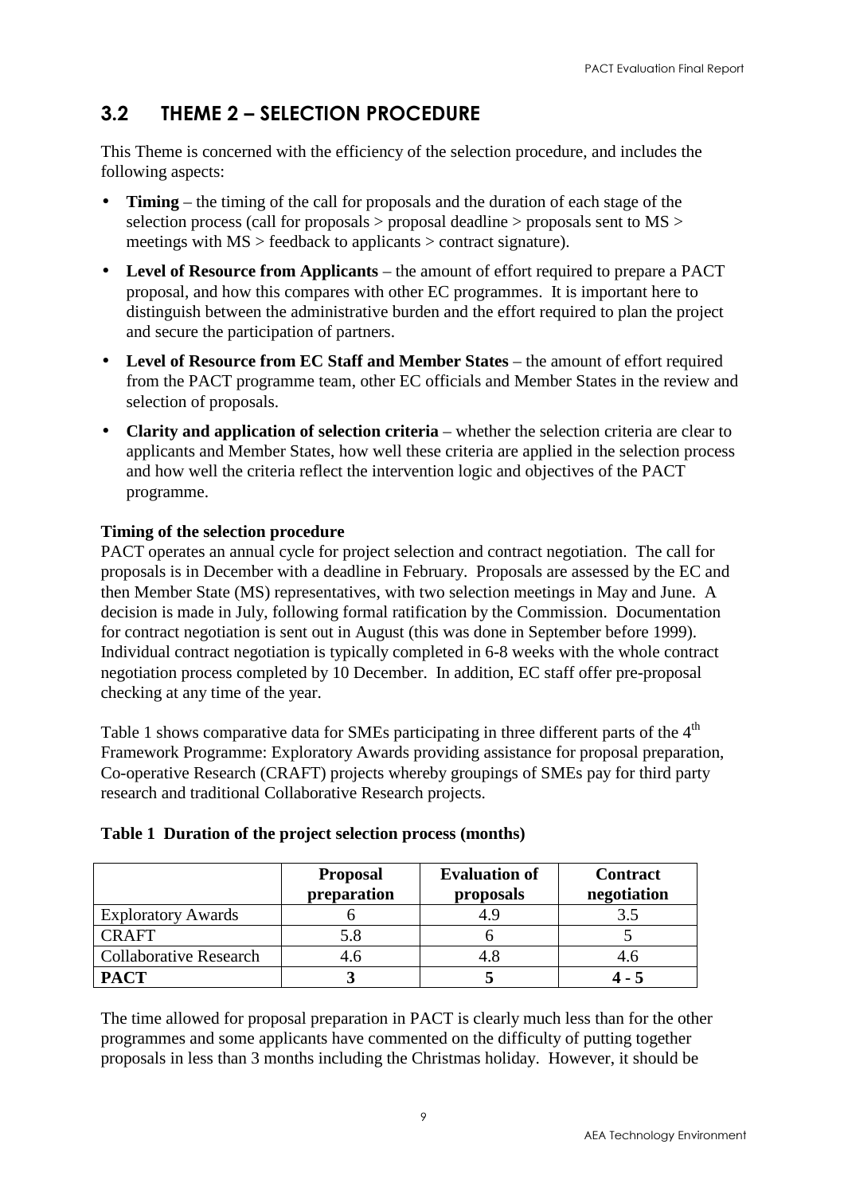## 3.2 THEME 2 – SELECTION PROCEDURE

This Theme is concerned with the efficiency of the selection procedure, and includes the following aspects:

- **Timing** – the timing of the call for proposals and the duration of each stage of the selection process (call for proposals > proposal deadline > proposals sent to MS > meetings with MS > feedback to applicants > contract signature).
- **Level of Resource from Applicants** – the amount of effort required to prepare a PACT proposal, and how this compares with other EC programmes. It is important here to distinguish between the administrative burden and the effort required to plan the project and secure the participation of partners.
- **Level of Resource from EC Staff and Member States** – the amount of effort required from the PACT programme team, other EC officials and Member States in the review and selection of proposals.
- **Clarity and application of selection criteria** – whether the selection criteria are clear to applicants and Member States, how well these criteria are applied in the selection process and how well the criteria reflect the intervention logic and objectives of the PACT programme.

**Timing of the selection procedure**

PACT operates an annual cycle for project selection and contract negotiation. The call for proposals is in December with a deadline in February. Proposals are assessed by the EC and then Member State (MS) representatives, with two selection meetings in May and June. A decision is made in July, following formal ratification by the Commission. Documentation for contract negotiation is sent out in August (this was done in September before 1999). Individual contract negotiation is typically completed in 6-8 weeks with the whole contract negotiation process completed by 10 December. In addition, EC staff offer pre-proposal checking at any time of the year.

Table 1 shows comparative data for SMEs participating in three different parts of the 4th Framework Programme: Exploratory Awards providing assistance for proposal preparation, Co-operative Research (CRAFT) projects whereby groupings of SMEs pay for third party research and traditional Collaborative Research projects.

**Table 1 Duration of the project selection process (months)**

| | Proposal preparation | Evaluation of proposals | Contract negotiation |
|---|---|---|---|
| Exploratory Awards | 6 | 4.9 | 3.5 |
| CRAFT | 5.8 | 6 | 5 |
| Collaborative Research | 4.6 | 4.8 | 4.6 |
| **PACT** | **3** | **5** | **4 - 5** |

The time allowed for proposal preparation in PACT is clearly much less than for the other programmes and some applicants have commented on the difficulty of putting together proposals in less than 3 months including the Christmas holiday. However, it should be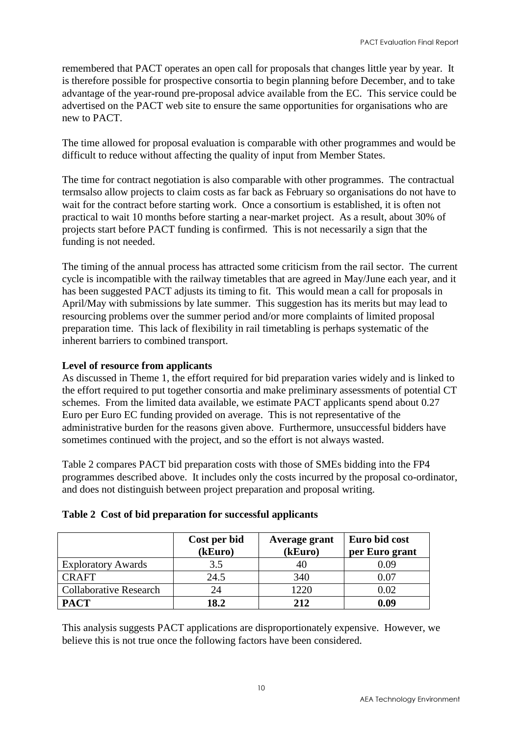remembered that PACT operates an open call for proposals that changes little year by year. It is therefore possible for prospective consortia to begin planning before December, and to take advantage of the year-round pre-proposal advice available from the EC. This service could be advertised on the PACT web site to ensure the same opportunities for organisations who are new to PACT.

The time allowed for proposal evaluation is comparable with other programmes and would be difficult to reduce without affecting the quality of input from Member States.

The time for contract negotiation is also comparable with other programmes. The contractual termsalso allow projects to claim costs as far back as February so organisations do not have to wait for the contract before starting work. Once a consortium is established, it is often not practical to wait 10 months before starting a near-market project. As a result, about 30% of projects start before PACT funding is confirmed. This is not necessarily a sign that the funding is not needed.

The timing of the annual process has attracted some criticism from the rail sector. The current cycle is incompatible with the railway timetables that are agreed in May/June each year, and it has been suggested PACT adjusts its timing to fit. This would mean a call for proposals in April/May with submissions by late summer. This suggestion has its merits but may lead to resourcing problems over the summer period and/or more complaints of limited proposal preparation time. This lack of flexibility in rail timetabling is perhaps systematic of the inherent barriers to combined transport.

**Level of resource from applicants**

As discussed in Theme 1, the effort required for bid preparation varies widely and is linked to the effort required to put together consortia and make preliminary assessments of potential CT schemes. From the limited data available, we estimate PACT applicants spend about 0.27 Euro per Euro EC funding provided on average. This is not representative of the administrative burden for the reasons given above. Furthermore, unsuccessful bidders have sometimes continued with the project, and so the effort is not always wasted.

Table 2 compares PACT bid preparation costs with those of SMEs bidding into the FP4 programmes described above. It includes only the costs incurred by the proposal co-ordinator, and does not distinguish between project preparation and proposal writing.

**Table 2 Cost of bid preparation for successful applicants**

| | Cost per bid (kEuro) | Average grant (kEuro) | Euro bid cost per Euro grant |
|---|---|---|---|
| Exploratory Awards | 3.5 | 40 | 0.09 |
| CRAFT | 24.5 | 340 | 0.07 |
| Collaborative Research | 24 | 1220 | 0.02 |
| **PACT** | **18.2** | **212** | **0.09** |

This analysis suggests PACT applications are disproportionately expensive. However, we believe this is not true once the following factors have been considered.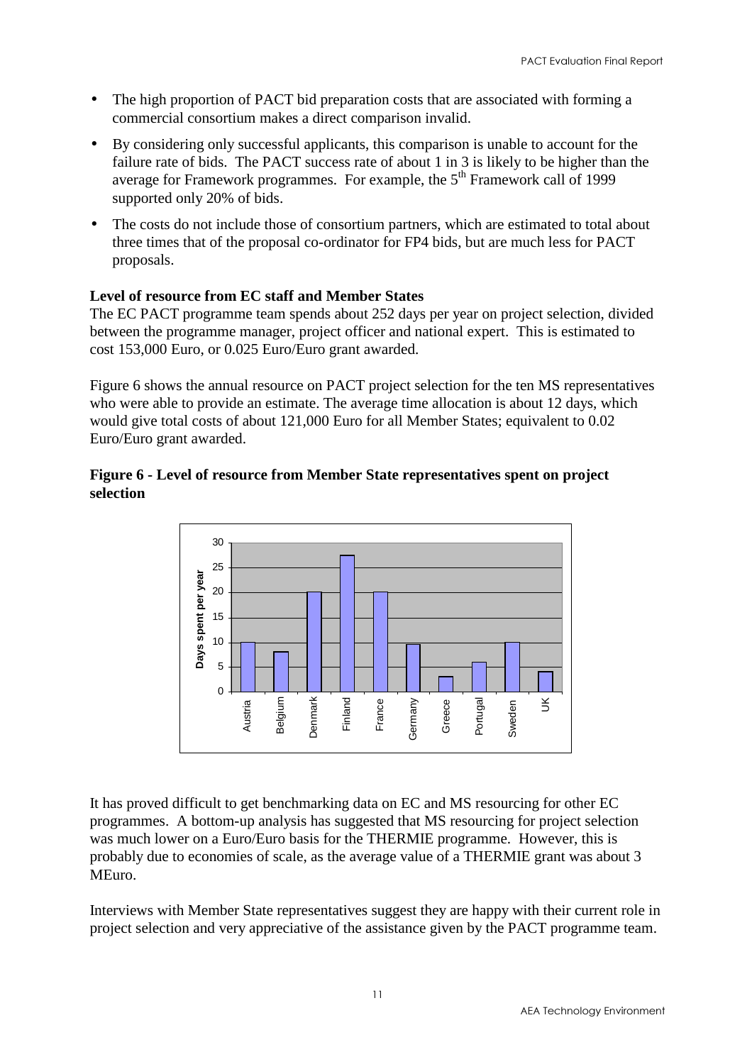- The high proportion of PACT bid preparation costs that are associated with forming a commercial consortium makes a direct comparison invalid.
- By considering only successful applicants, this comparison is unable to account for the failure rate of bids. The PACT success rate of about 1 in 3 is likely to be higher than the average for Framework programmes. For example, the 5th Framework call of 1999 supported only 20% of bids.
- The costs do not include those of consortium partners, which are estimated to total about three times that of the proposal co-ordinator for FP4 bids, but are much less for PACT proposals.

**Level of resource from EC staff and Member States**

The EC PACT programme team spends about 252 days per year on project selection, divided between the programme manager, project officer and national expert. This is estimated to cost 153,000 Euro, or 0.025 Euro/Euro grant awarded.

Figure 6 shows the annual resource on PACT project selection for the ten MS representatives who were able to provide an estimate. The average time allocation is about 12 days, which would give total costs of about 121,000 Euro for all Member States; equivalent to 0.02 Euro/Euro grant awarded.

**Figure 6 - Level of resource from Member State representatives spent on project selection**

| Member State | Days spent per year |
|---|---|
| Austria | 10 |
| Belgium | 8 |
| Denmark | 20 |
| Finland | 27.5 |
| France | 20 |
| Germany | 9.5 |
| Greece | 3 |
| Portugal | 6 |
| Sweden | 10 |
| UK | 4 |

It has proved difficult to get benchmarking data on EC and MS resourcing for other EC programmes. A bottom-up analysis has suggested that MS resourcing for project selection was much lower on a Euro/Euro basis for the THERMIE programme. However, this is probably due to economies of scale, as the average value of a THERMIE grant was about 3 MEuro.

Interviews with Member State representatives suggest they are happy with their current role in project selection and very appreciative of the assistance given by the PACT programme team.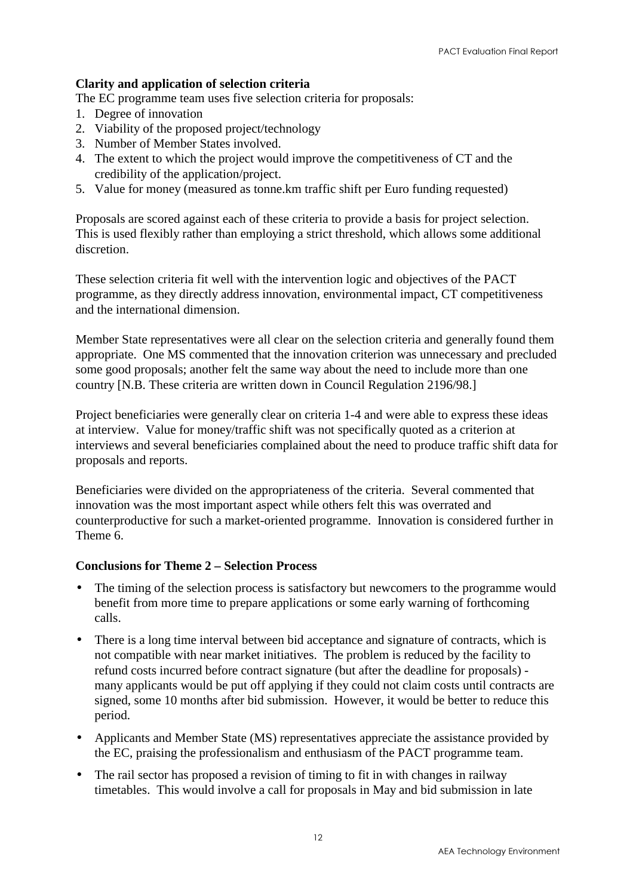**Clarity and application of selection criteria**

The EC programme team uses five selection criteria for proposals:

1. Degree of innovation
2. Viability of the proposed project/technology
3. Number of Member States involved.
4. The extent to which the project would improve the competitiveness of CT and the credibility of the application/project.
5. Value for money (measured as tonne.km traffic shift per Euro funding requested)

Proposals are scored against each of these criteria to provide a basis for project selection. This is used flexibly rather than employing a strict threshold, which allows some additional discretion.

These selection criteria fit well with the intervention logic and objectives of the PACT programme, as they directly address innovation, environmental impact, CT competitiveness and the international dimension.

Member State representatives were all clear on the selection criteria and generally found them appropriate. One MS commented that the innovation criterion was unnecessary and precluded some good proposals; another felt the same way about the need to include more than one country [N.B. These criteria are written down in Council Regulation 2196/98.]

Project beneficiaries were generally clear on criteria 1-4 and were able to express these ideas at interview. Value for money/traffic shift was not specifically quoted as a criterion at interviews and several beneficiaries complained about the need to produce traffic shift data for proposals and reports.

Beneficiaries were divided on the appropriateness of the criteria. Several commented that innovation was the most important aspect while others felt this was overrated and counterproductive for such a market-oriented programme. Innovation is considered further in Theme 6.

**Conclusions for Theme 2 – Selection Process**

- The timing of the selection process is satisfactory but newcomers to the programme would benefit from more time to prepare applications or some early warning of forthcoming calls.
- There is a long time interval between bid acceptance and signature of contracts, which is not compatible with near market initiatives. The problem is reduced by the facility to refund costs incurred before contract signature (but after the deadline for proposals) - many applicants would be put off applying if they could not claim costs until contracts are signed, some 10 months after bid submission. However, it would be better to reduce this period.
- Applicants and Member State (MS) representatives appreciate the assistance provided by the EC, praising the professionalism and enthusiasm of the PACT programme team.
- The rail sector has proposed a revision of timing to fit in with changes in railway timetables. This would involve a call for proposals in May and bid submission in late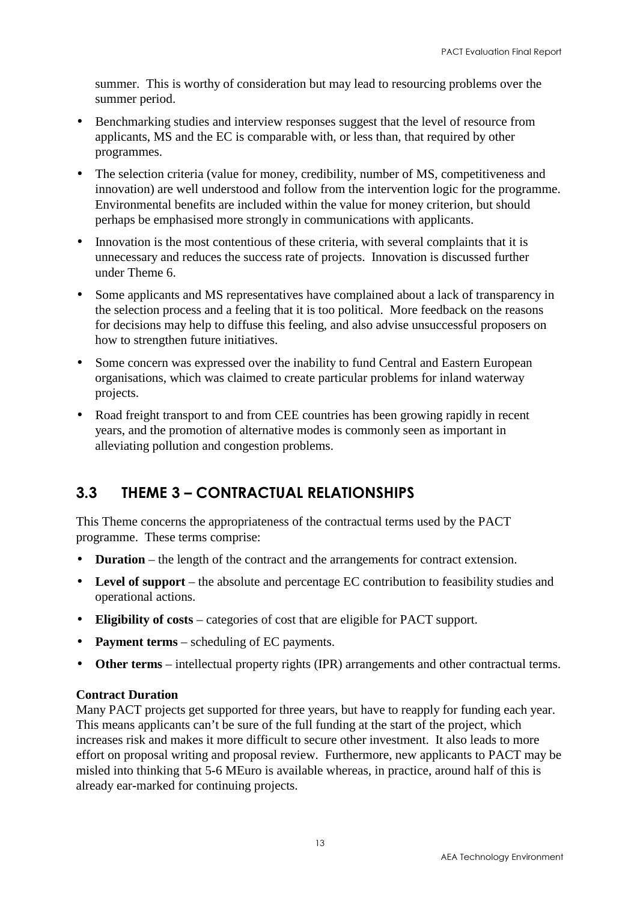summer. This is worthy of consideration but may lead to resourcing problems over the summer period.

- Benchmarking studies and interview responses suggest that the level of resource from applicants, MS and the EC is comparable with, or less than, that required by other programmes.
- The selection criteria (value for money, credibility, number of MS, competitiveness and innovation) are well understood and follow from the intervention logic for the programme. Environmental benefits are included within the value for money criterion, but should perhaps be emphasised more strongly in communications with applicants.
- Innovation is the most contentious of these criteria, with several complaints that it is unnecessary and reduces the success rate of projects. Innovation is discussed further under Theme 6.
- Some applicants and MS representatives have complained about a lack of transparency in the selection process and a feeling that it is too political. More feedback on the reasons for decisions may help to diffuse this feeling, and also advise unsuccessful proposers on how to strengthen future initiatives.
- Some concern was expressed over the inability to fund Central and Eastern European organisations, which was claimed to create particular problems for inland waterway projects.
- Road freight transport to and from CEE countries has been growing rapidly in recent years, and the promotion of alternative modes is commonly seen as important in alleviating pollution and congestion problems.

## 3.3 THEME 3 – CONTRACTUAL RELATIONSHIPS

This Theme concerns the appropriateness of the contractual terms used by the PACT programme. These terms comprise:

- **Duration** – the length of the contract and the arrangements for contract extension.
- **Level of support** – the absolute and percentage EC contribution to feasibility studies and operational actions.
- **Eligibility of costs** – categories of cost that are eligible for PACT support.
- **Payment terms** – scheduling of EC payments.
- **Other terms** – intellectual property rights (IPR) arrangements and other contractual terms.

**Contract Duration**
Many PACT projects get supported for three years, but have to reapply for funding each year. This means applicants can't be sure of the full funding at the start of the project, which increases risk and makes it more difficult to secure other investment. It also leads to more effort on proposal writing and proposal review. Furthermore, new applicants to PACT may be misled into thinking that 5-6 MEuro is available whereas, in practice, around half of this is already ear-marked for continuing projects.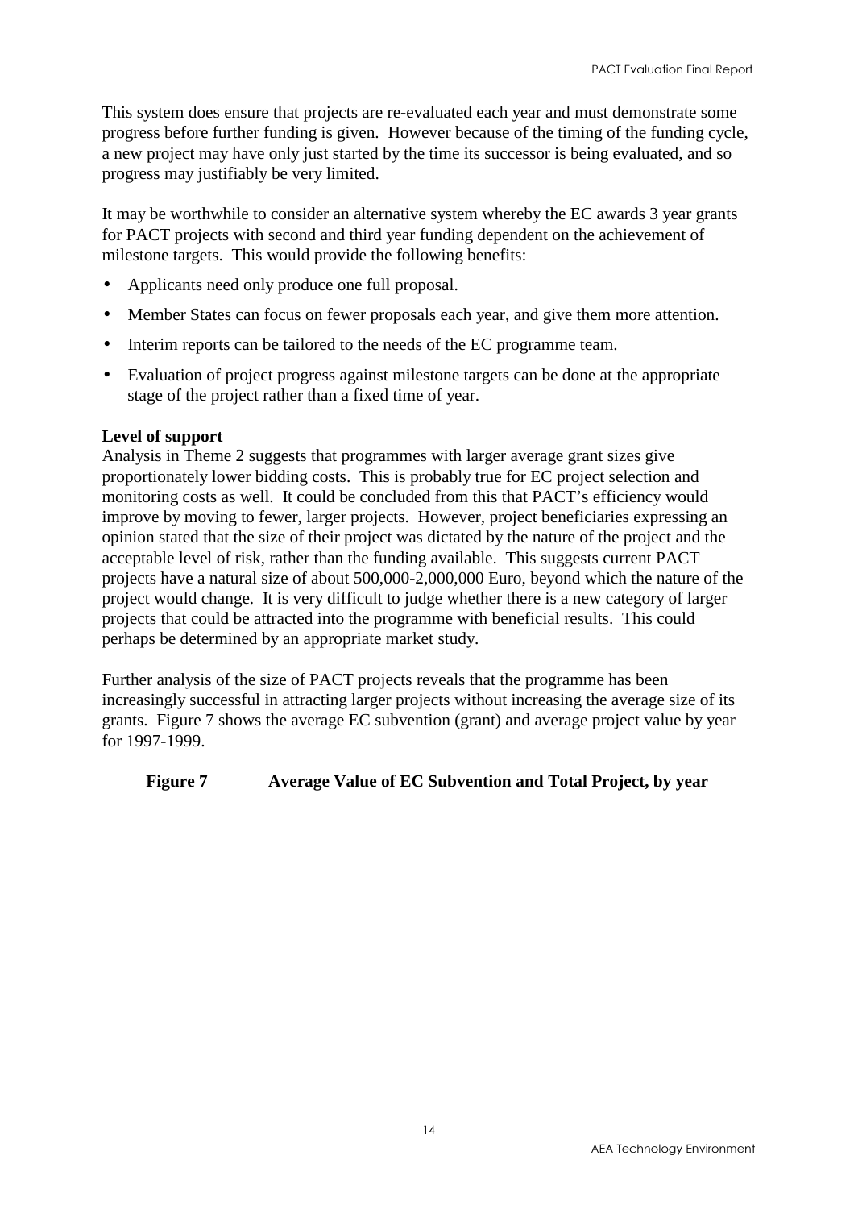This system does ensure that projects are re-evaluated each year and must demonstrate some progress before further funding is given. However because of the timing of the funding cycle, a new project may have only just started by the time its successor is being evaluated, and so progress may justifiably be very limited.

It may be worthwhile to consider an alternative system whereby the EC awards 3 year grants for PACT projects with second and third year funding dependent on the achievement of milestone targets. This would provide the following benefits:

- Applicants need only produce one full proposal.
- Member States can focus on fewer proposals each year, and give them more attention.
- Interim reports can be tailored to the needs of the EC programme team.
- Evaluation of project progress against milestone targets can be done at the appropriate stage of the project rather than a fixed time of year.

**Level of support**

Analysis in Theme 2 suggests that programmes with larger average grant sizes give proportionately lower bidding costs. This is probably true for EC project selection and monitoring costs as well. It could be concluded from this that PACT's efficiency would improve by moving to fewer, larger projects. However, project beneficiaries expressing an opinion stated that the size of their project was dictated by the nature of the project and the acceptable level of risk, rather than the funding available. This suggests current PACT projects have a natural size of about 500,000-2,000,000 Euro, beyond which the nature of the project would change. It is very difficult to judge whether there is a new category of larger projects that could be attracted into the programme with beneficial results. This could perhaps be determined by an appropriate market study.

Further analysis of the size of PACT projects reveals that the programme has been increasingly successful in attracting larger projects without increasing the average size of its grants. Figure 7 shows the average EC subvention (grant) and average project value by year for 1997-1999.

**Figure 7 Average Value of EC Subvention and Total Project, by year**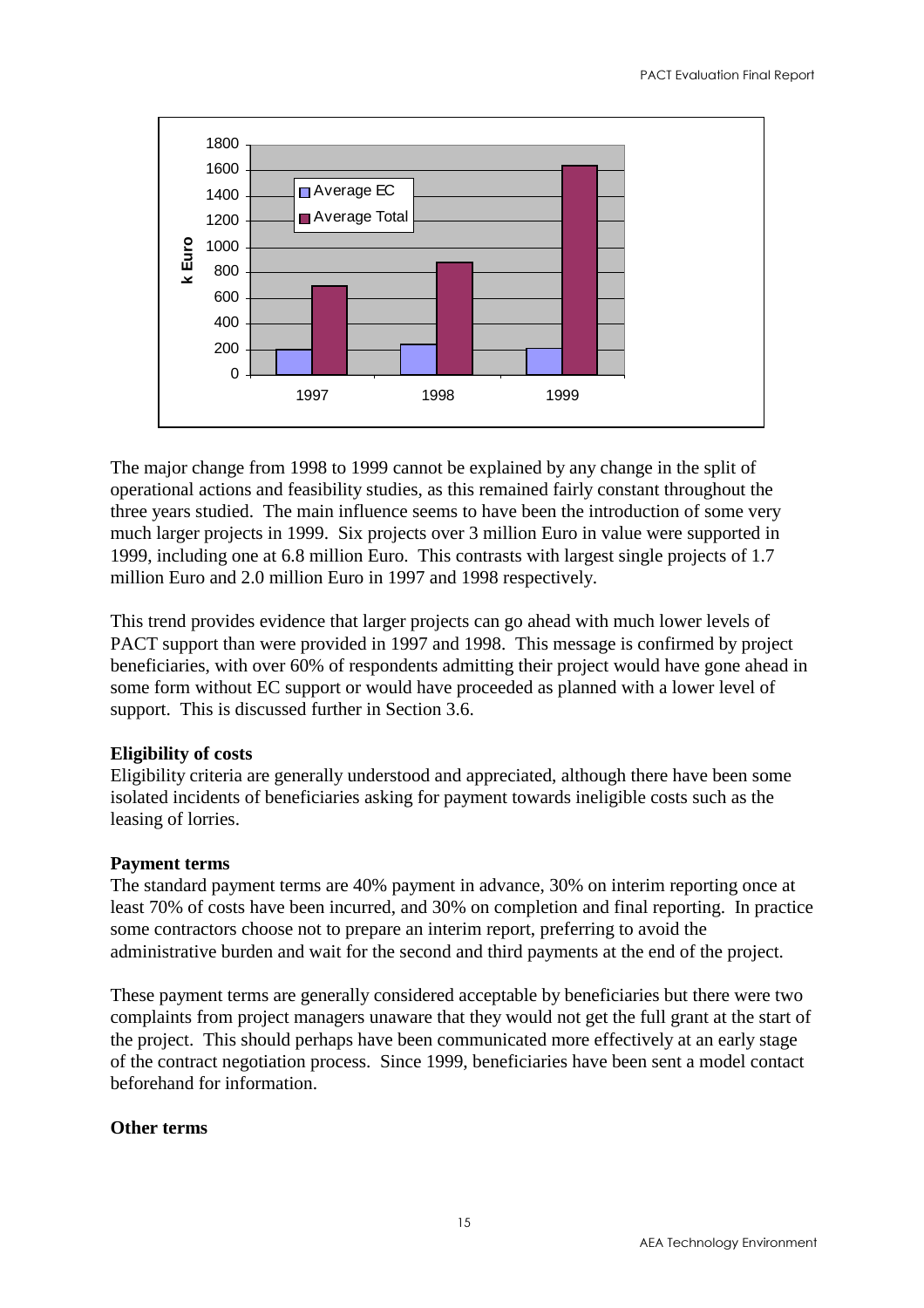The major change from 1998 to 1999 cannot be explained by any change in the split of operational actions and feasibility studies, as this remained fairly constant throughout the three years studied. The main influence seems to have been the introduction of some very much larger projects in 1999. Six projects over 3 million Euro in value were supported in 1999, including one at 6.8 million Euro. This contrasts with largest single projects of 1.7 million Euro and 2.0 million Euro in 1997 and 1998 respectively.

This trend provides evidence that larger projects can go ahead with much lower levels of PACT support than were provided in 1997 and 1998. This message is confirmed by project beneficiaries, with over 60% of respondents admitting their project would have gone ahead in some form without EC support or would have proceeded as planned with a lower level of support. This is discussed further in Section 3.6.

**Eligibility of costs**

Eligibility criteria are generally understood and appreciated, although there have been some isolated incidents of beneficiaries asking for payment towards ineligible costs such as the leasing of lorries.

**Payment terms**

The standard payment terms are 40% payment in advance, 30% on interim reporting once at least 70% of costs have been incurred, and 30% on completion and final reporting. In practice some contractors choose not to prepare an interim report, preferring to avoid the administrative burden and wait for the second and third payments at the end of the project.

These payment terms are generally considered acceptable by beneficiaries but there were two complaints from project managers unaware that they would not get the full grant at the start of the project. This should perhaps have been communicated more effectively at an early stage of the contract negotiation process. Since 1999, beneficiaries have been sent a model contact beforehand for information.

**Other terms**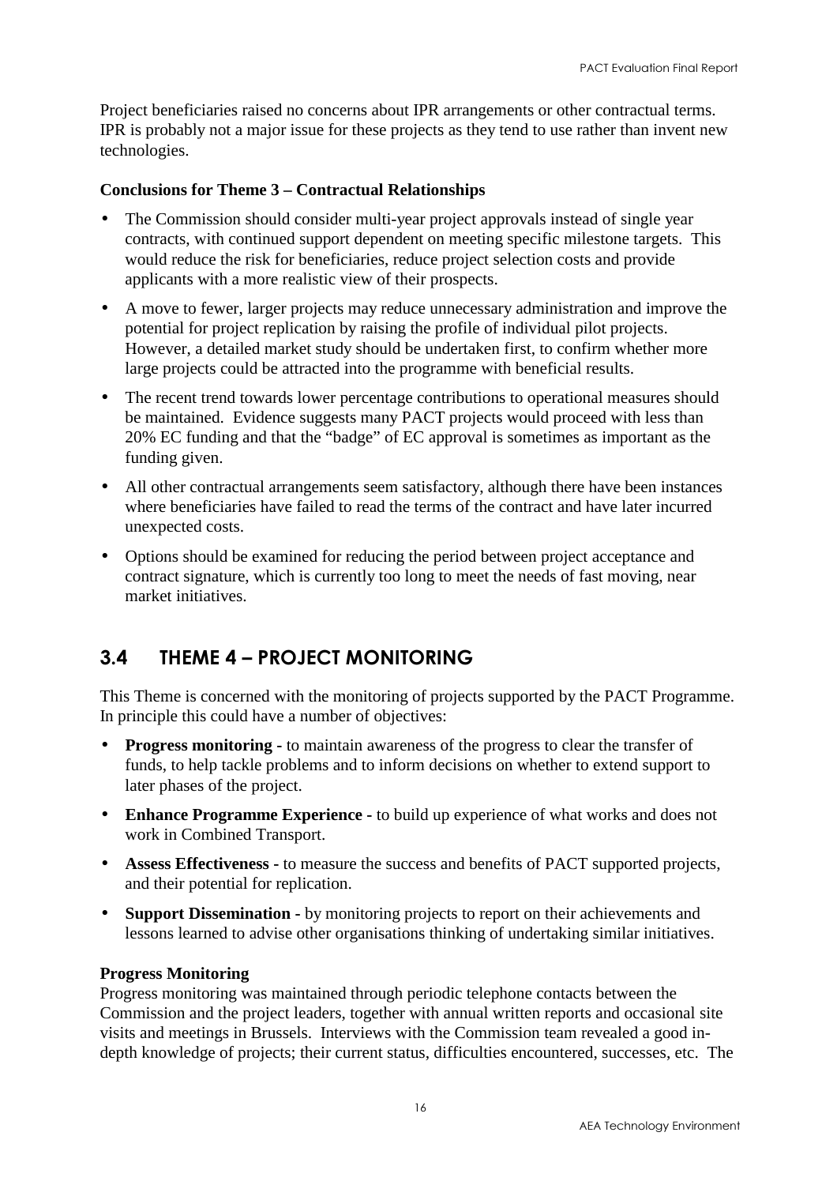Project beneficiaries raised no concerns about IPR arrangements or other contractual terms. IPR is probably not a major issue for these projects as they tend to use rather than invent new technologies.

**Conclusions for Theme 3 – Contractual Relationships**

- The Commission should consider multi-year project approvals instead of single year contracts, with continued support dependent on meeting specific milestone targets. This would reduce the risk for beneficiaries, reduce project selection costs and provide applicants with a more realistic view of their prospects.
- A move to fewer, larger projects may reduce unnecessary administration and improve the potential for project replication by raising the profile of individual pilot projects. However, a detailed market study should be undertaken first, to confirm whether more large projects could be attracted into the programme with beneficial results.
- The recent trend towards lower percentage contributions to operational measures should be maintained. Evidence suggests many PACT projects would proceed with less than 20% EC funding and that the "badge" of EC approval is sometimes as important as the funding given.
- All other contractual arrangements seem satisfactory, although there have been instances where beneficiaries have failed to read the terms of the contract and have later incurred unexpected costs.
- Options should be examined for reducing the period between project acceptance and contract signature, which is currently too long to meet the needs of fast moving, near market initiatives.

## 3.4 THEME 4 – PROJECT MONITORING

This Theme is concerned with the monitoring of projects supported by the PACT Programme. In principle this could have a number of objectives:

- **Progress monitoring -** to maintain awareness of the progress to clear the transfer of funds, to help tackle problems and to inform decisions on whether to extend support to later phases of the project.
- **Enhance Programme Experience -** to build up experience of what works and does not work in Combined Transport.
- **Assess Effectiveness -** to measure the success and benefits of PACT supported projects, and their potential for replication.
- **Support Dissemination -** by monitoring projects to report on their achievements and lessons learned to advise other organisations thinking of undertaking similar initiatives.

**Progress Monitoring**

Progress monitoring was maintained through periodic telephone contacts between the Commission and the project leaders, together with annual written reports and occasional site visits and meetings in Brussels. Interviews with the Commission team revealed a good in-depth knowledge of projects; their current status, difficulties encountered, successes, etc. The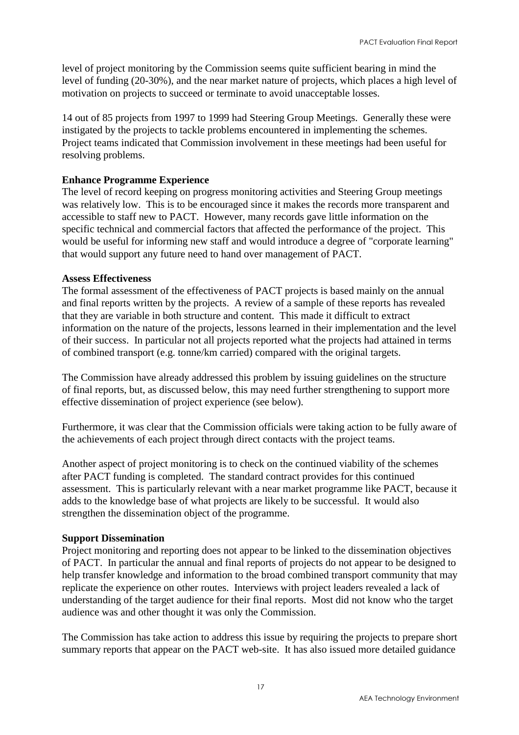level of project monitoring by the Commission seems quite sufficient bearing in mind the level of funding (20-30%), and the near market nature of projects, which places a high level of motivation on projects to succeed or terminate to avoid unacceptable losses.

14 out of 85 projects from 1997 to 1999 had Steering Group Meetings. Generally these were instigated by the projects to tackle problems encountered in implementing the schemes. Project teams indicated that Commission involvement in these meetings had been useful for resolving problems.

**Enhance Programme Experience**
The level of record keeping on progress monitoring activities and Steering Group meetings was relatively low. This is to be encouraged since it makes the records more transparent and accessible to staff new to PACT. However, many records gave little information on the specific technical and commercial factors that affected the performance of the project. This would be useful for informing new staff and would introduce a degree of "corporate learning" that would support any future need to hand over management of PACT.

**Assess Effectiveness**
The formal assessment of the effectiveness of PACT projects is based mainly on the annual and final reports written by the projects. A review of a sample of these reports has revealed that they are variable in both structure and content. This made it difficult to extract information on the nature of the projects, lessons learned in their implementation and the level of their success. In particular not all projects reported what the projects had attained in terms of combined transport (e.g. tonne/km carried) compared with the original targets.

The Commission have already addressed this problem by issuing guidelines on the structure of final reports, but, as discussed below, this may need further strengthening to support more effective dissemination of project experience (see below).

Furthermore, it was clear that the Commission officials were taking action to be fully aware of the achievements of each project through direct contacts with the project teams.

Another aspect of project monitoring is to check on the continued viability of the schemes after PACT funding is completed. The standard contract provides for this continued assessment. This is particularly relevant with a near market programme like PACT, because it adds to the knowledge base of what projects are likely to be successful. It would also strengthen the dissemination object of the programme.

**Support Dissemination**
Project monitoring and reporting does not appear to be linked to the dissemination objectives of PACT. In particular the annual and final reports of projects do not appear to be designed to help transfer knowledge and information to the broad combined transport community that may replicate the experience on other routes. Interviews with project leaders revealed a lack of understanding of the target audience for their final reports. Most did not know who the target audience was and other thought it was only the Commission.

The Commission has take action to address this issue by requiring the projects to prepare short summary reports that appear on the PACT web-site. It has also issued more detailed guidance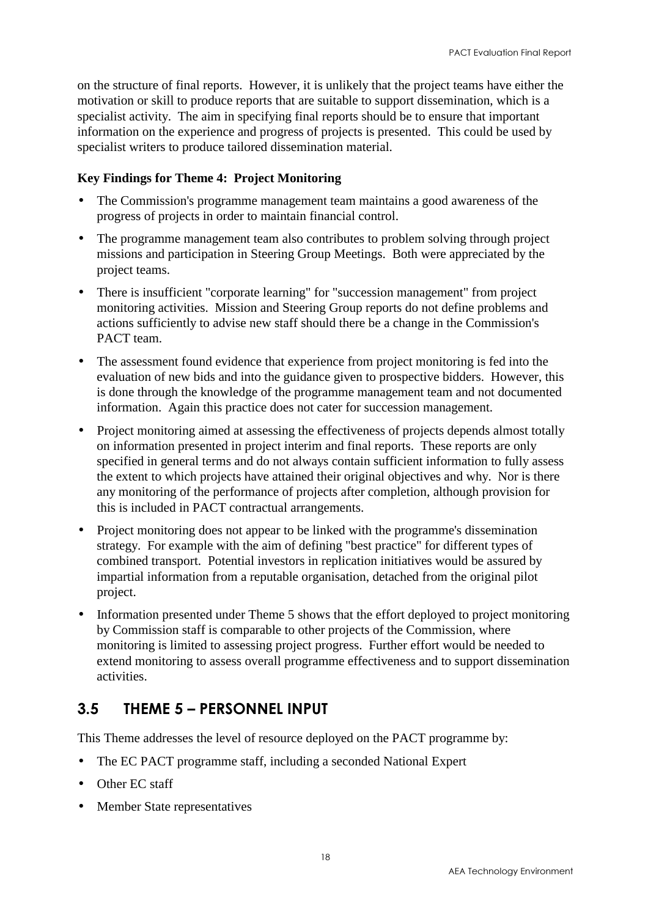on the structure of final reports. However, it is unlikely that the project teams have either the motivation or skill to produce reports that are suitable to support dissemination, which is a specialist activity. The aim in specifying final reports should be to ensure that important information on the experience and progress of projects is presented. This could be used by specialist writers to produce tailored dissemination material.

**Key Findings for Theme 4: Project Monitoring**

- The Commission's programme management team maintains a good awareness of the progress of projects in order to maintain financial control.
- The programme management team also contributes to problem solving through project missions and participation in Steering Group Meetings. Both were appreciated by the project teams.
- There is insufficient "corporate learning" for "succession management" from project monitoring activities. Mission and Steering Group reports do not define problems and actions sufficiently to advise new staff should there be a change in the Commission's PACT team.
- The assessment found evidence that experience from project monitoring is fed into the evaluation of new bids and into the guidance given to prospective bidders. However, this is done through the knowledge of the programme management team and not documented information. Again this practice does not cater for succession management.
- Project monitoring aimed at assessing the effectiveness of projects depends almost totally on information presented in project interim and final reports. These reports are only specified in general terms and do not always contain sufficient information to fully assess the extent to which projects have attained their original objectives and why. Nor is there any monitoring of the performance of projects after completion, although provision for this is included in PACT contractual arrangements.
- Project monitoring does not appear to be linked with the programme's dissemination strategy. For example with the aim of defining "best practice" for different types of combined transport. Potential investors in replication initiatives would be assured by impartial information from a reputable organisation, detached from the original pilot project.
- Information presented under Theme 5 shows that the effort deployed to project monitoring by Commission staff is comparable to other projects of the Commission, where monitoring is limited to assessing project progress. Further effort would be needed to extend monitoring to assess overall programme effectiveness and to support dissemination activities.

## 3.5 THEME 5 – PERSONNEL INPUT

This Theme addresses the level of resource deployed on the PACT programme by:

- The EC PACT programme staff, including a seconded National Expert
- Other EC staff
- Member State representatives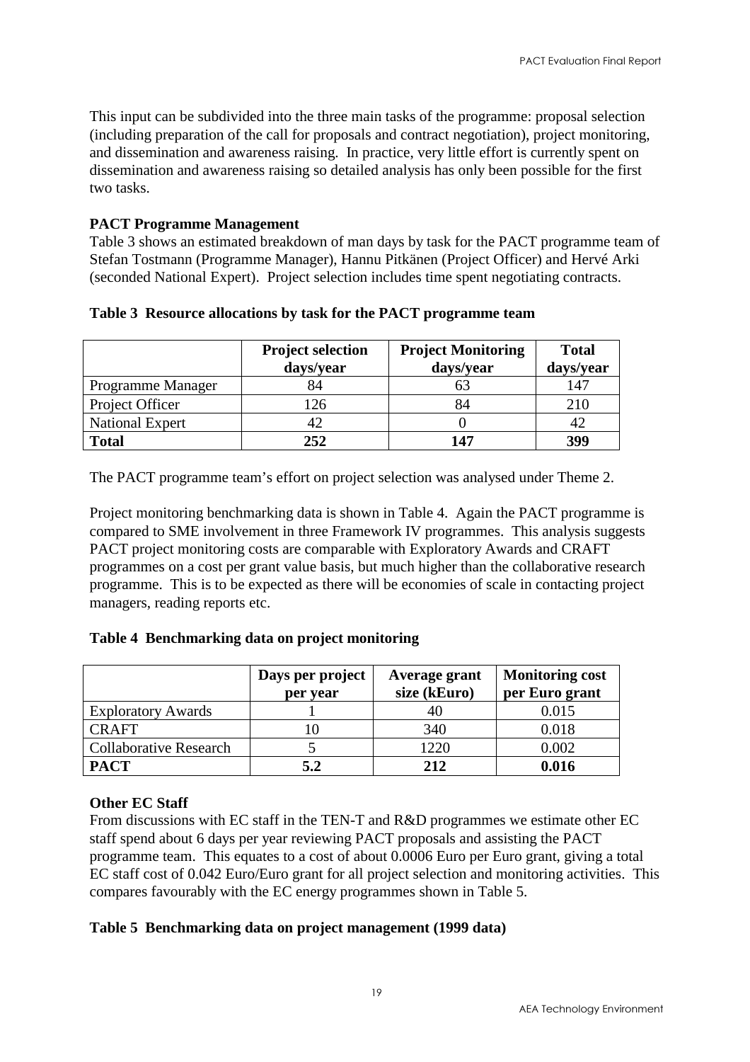This input can be subdivided into the three main tasks of the programme: proposal selection (including preparation of the call for proposals and contract negotiation), project monitoring, and dissemination and awareness raising. In practice, very little effort is currently spent on dissemination and awareness raising so detailed analysis has only been possible for the first two tasks.

**PACT Programme Management**

Table 3 shows an estimated breakdown of man days by task for the PACT programme team of Stefan Tostmann (Programme Manager), Hannu Pitkänen (Project Officer) and Hervé Arki (seconded National Expert). Project selection includes time spent negotiating contracts.

**Table 3 Resource allocations by task for the PACT programme team**

| | Project selection days/year | Project Monitoring days/year | Total days/year |
|---|---|---|---|
| Programme Manager | 84 | 63 | 147 |
| Project Officer | 126 | 84 | 210 |
| National Expert | 42 | 0 | 42 |
| **Total** | **252** | **147** | **399** |

The PACT programme team's effort on project selection was analysed under Theme 2.

Project monitoring benchmarking data is shown in Table 4. Again the PACT programme is compared to SME involvement in three Framework IV programmes. This analysis suggests PACT project monitoring costs are comparable with Exploratory Awards and CRAFT programmes on a cost per grant value basis, but much higher than the collaborative research programme. This is to be expected as there will be economies of scale in contacting project managers, reading reports etc.

**Table 4 Benchmarking data on project monitoring**

| | Days per project per year | Average grant size (kEuro) | Monitoring cost per Euro grant |
|---|---|---|---|
| Exploratory Awards | 1 | 40 | 0.015 |
| CRAFT | 10 | 340 | 0.018 |
| Collaborative Research | 5 | 1220 | 0.002 |
| **PACT** | **5.2** | **212** | **0.016** |

**Other EC Staff**

From discussions with EC staff in the TEN-T and R&D programmes we estimate other EC staff spend about 6 days per year reviewing PACT proposals and assisting the PACT programme team. This equates to a cost of about 0.0006 Euro per Euro grant, giving a total EC staff cost of 0.042 Euro/Euro grant for all project selection and monitoring activities. This compares favourably with the EC energy programmes shown in Table 5.

**Table 5 Benchmarking data on project management (1999 data)**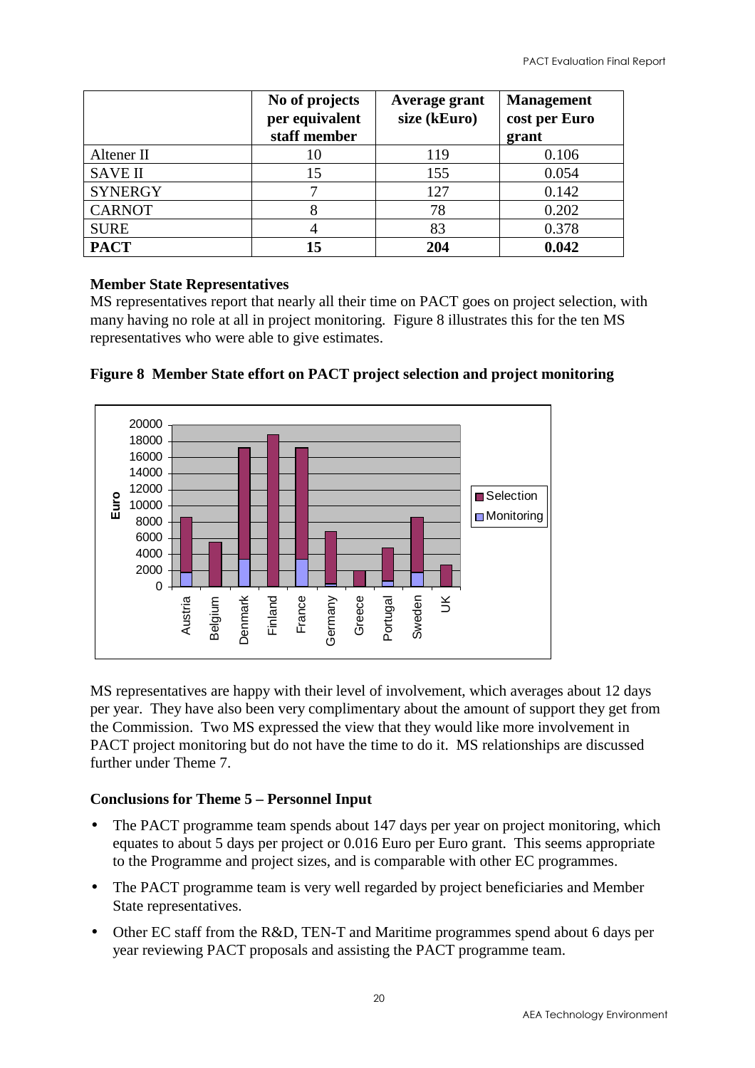| | No of projects per equivalent staff member | Average grant size (kEuro) | Management cost per Euro grant |
|---|---|---|---|
| Altener II | 10 | 119 | 0.106 |
| SAVE II | 15 | 155 | 0.054 |
| SYNERGY | 7 | 127 | 0.142 |
| CARNOT | 8 | 78 | 0.202 |
| SURE | 4 | 83 | 0.378 |
| **PACT** | **15** | **204** | **0.042** |

**Member State Representatives**

MS representatives report that nearly all their time on PACT goes on project selection, with many having no role at all in project monitoring. Figure 8 illustrates this for the ten MS representatives who were able to give estimates.

**Figure 8 Member State effort on PACT project selection and project monitoring**

MS representatives are happy with their level of involvement, which averages about 12 days per year. They have also been very complimentary about the amount of support they get from the Commission. Two MS expressed the view that they would like more involvement in PACT project monitoring but do not have the time to do it. MS relationships are discussed further under Theme 7.

**Conclusions for Theme 5 – Personnel Input**

- The PACT programme team spends about 147 days per year on project monitoring, which equates to about 5 days per project or 0.016 Euro per Euro grant. This seems appropriate to the Programme and project sizes, and is comparable with other EC programmes.
- The PACT programme team is very well regarded by project beneficiaries and Member State representatives.
- Other EC staff from the R&D, TEN-T and Maritime programmes spend about 6 days per year reviewing PACT proposals and assisting the PACT programme team.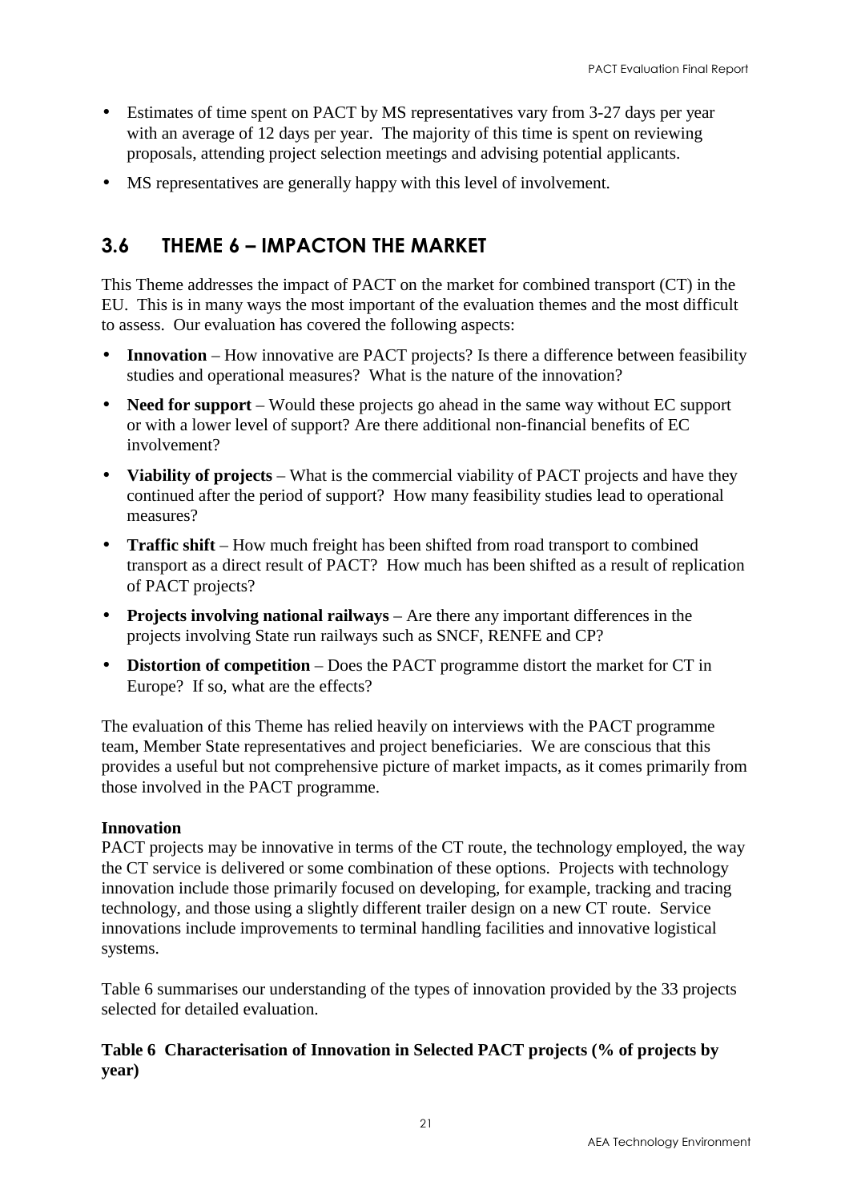- Estimates of time spent on PACT by MS representatives vary from 3-27 days per year with an average of 12 days per year. The majority of this time is spent on reviewing proposals, attending project selection meetings and advising potential applicants.
- MS representatives are generally happy with this level of involvement.

## 3.6 THEME 6 – IMPACTON THE MARKET

This Theme addresses the impact of PACT on the market for combined transport (CT) in the EU. This is in many ways the most important of the evaluation themes and the most difficult to assess. Our evaluation has covered the following aspects:

- **Innovation** – How innovative are PACT projects? Is there a difference between feasibility studies and operational measures? What is the nature of the innovation?
- **Need for support** – Would these projects go ahead in the same way without EC support or with a lower level of support? Are there additional non-financial benefits of EC involvement?
- **Viability of projects** – What is the commercial viability of PACT projects and have they continued after the period of support? How many feasibility studies lead to operational measures?
- **Traffic shift** – How much freight has been shifted from road transport to combined transport as a direct result of PACT? How much has been shifted as a result of replication of PACT projects?
- **Projects involving national railways** – Are there any important differences in the projects involving State run railways such as SNCF, RENFE and CP?
- **Distortion of competition** – Does the PACT programme distort the market for CT in Europe? If so, what are the effects?

The evaluation of this Theme has relied heavily on interviews with the PACT programme team, Member State representatives and project beneficiaries. We are conscious that this provides a useful but not comprehensive picture of market impacts, as it comes primarily from those involved in the PACT programme.

**Innovation**

PACT projects may be innovative in terms of the CT route, the technology employed, the way the CT service is delivered or some combination of these options. Projects with technology innovation include those primarily focused on developing, for example, tracking and tracing technology, and those using a slightly different trailer design on a new CT route. Service innovations include improvements to terminal handling facilities and innovative logistical systems.

Table 6 summarises our understanding of the types of innovation provided by the 33 projects selected for detailed evaluation.

**Table 6 Characterisation of Innovation in Selected PACT projects (% of projects by year)**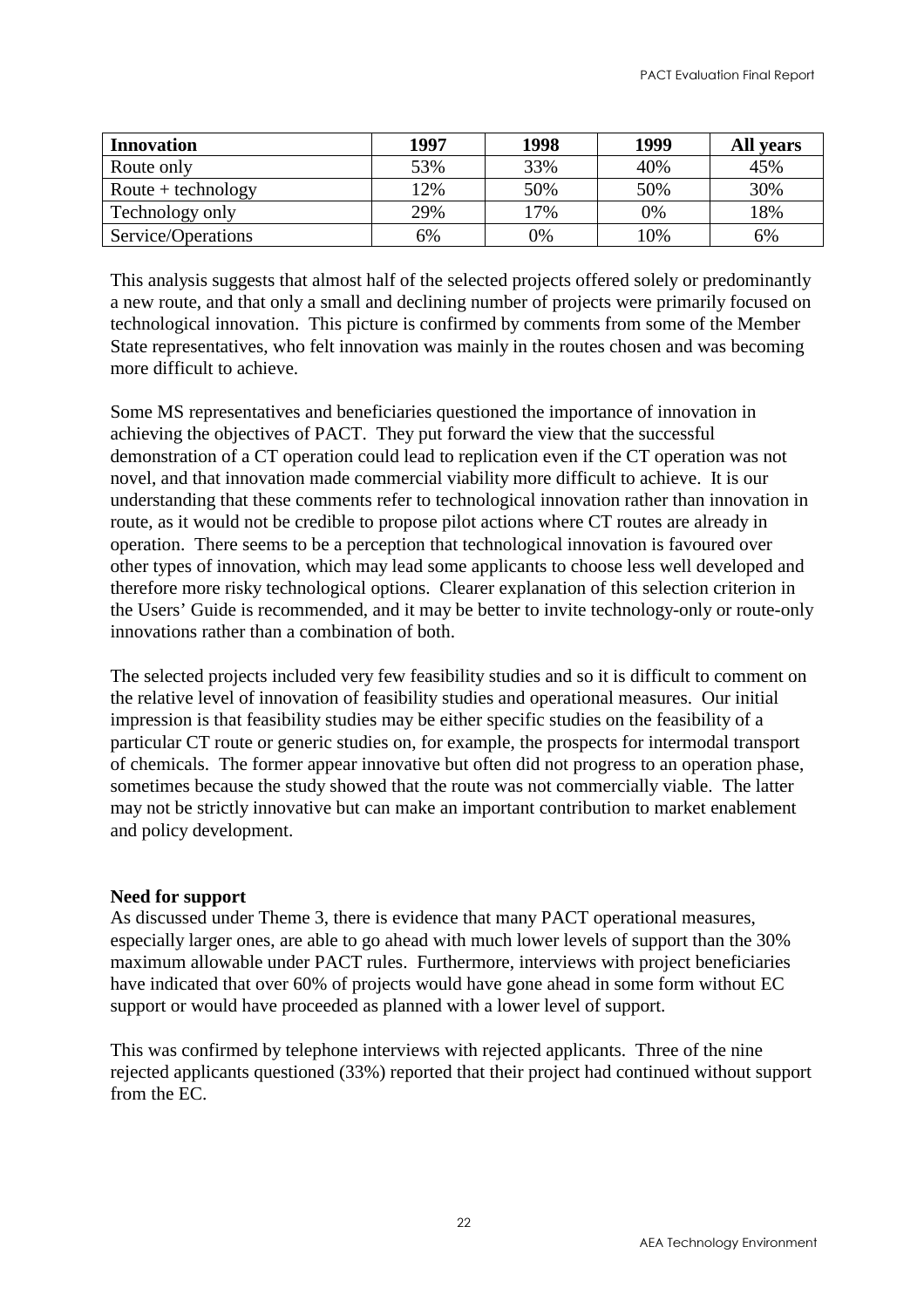| Innovation | 1997 | 1998 | 1999 | All years |
| --- | --- | --- | --- | --- |
| Route only | 53% | 33% | 40% | 45% |
| Route + technology | 12% | 50% | 50% | 30% |
| Technology only | 29% | 17% | 0% | 18% |
| Service/Operations | 6% | 0% | 10% | 6% |

This analysis suggests that almost half of the selected projects offered solely or predominantly a new route, and that only a small and declining number of projects were primarily focused on technological innovation. This picture is confirmed by comments from some of the Member State representatives, who felt innovation was mainly in the routes chosen and was becoming more difficult to achieve.

Some MS representatives and beneficiaries questioned the importance of innovation in achieving the objectives of PACT. They put forward the view that the successful demonstration of a CT operation could lead to replication even if the CT operation was not novel, and that innovation made commercial viability more difficult to achieve. It is our understanding that these comments refer to technological innovation rather than innovation in route, as it would not be credible to propose pilot actions where CT routes are already in operation. There seems to be a perception that technological innovation is favoured over other types of innovation, which may lead some applicants to choose less well developed and therefore more risky technological options. Clearer explanation of this selection criterion in the Users' Guide is recommended, and it may be better to invite technology-only or route-only innovations rather than a combination of both.

The selected projects included very few feasibility studies and so it is difficult to comment on the relative level of innovation of feasibility studies and operational measures. Our initial impression is that feasibility studies may be either specific studies on the feasibility of a particular CT route or generic studies on, for example, the prospects for intermodal transport of chemicals. The former appear innovative but often did not progress to an operation phase, sometimes because the study showed that the route was not commercially viable. The latter may not be strictly innovative but can make an important contribution to market enablement and policy development.

**Need for support**

As discussed under Theme 3, there is evidence that many PACT operational measures, especially larger ones, are able to go ahead with much lower levels of support than the 30% maximum allowable under PACT rules. Furthermore, interviews with project beneficiaries have indicated that over 60% of projects would have gone ahead in some form without EC support or would have proceeded as planned with a lower level of support.

This was confirmed by telephone interviews with rejected applicants. Three of the nine rejected applicants questioned (33%) reported that their project had continued without support from the EC.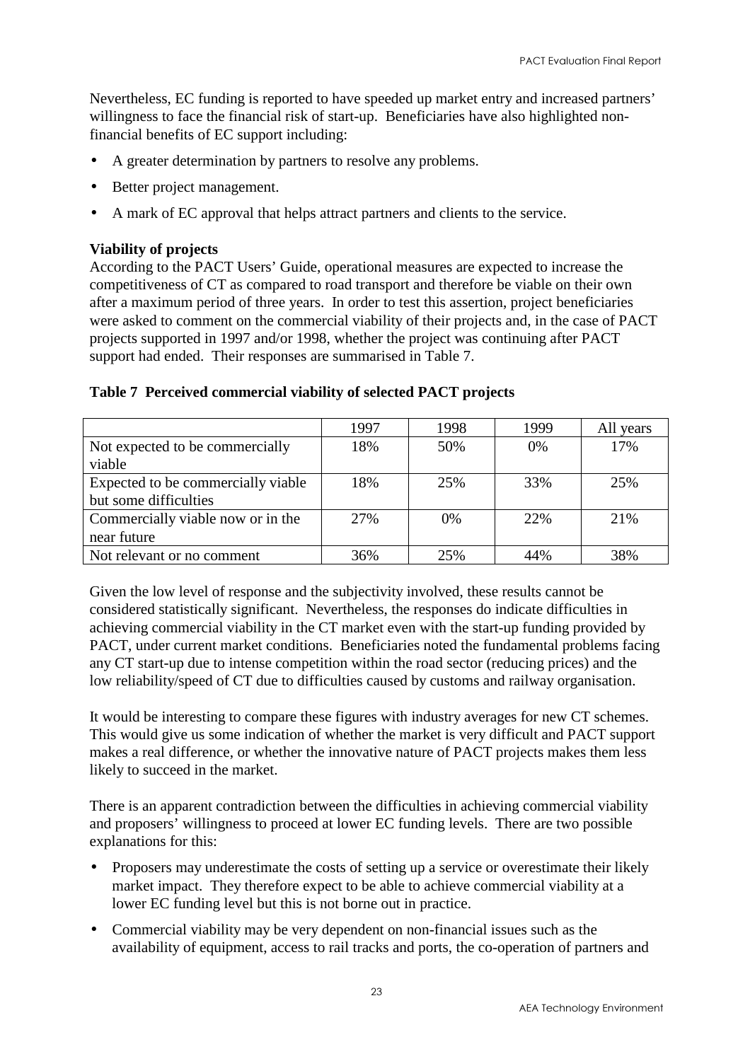Nevertheless, EC funding is reported to have speeded up market entry and increased partners' willingness to face the financial risk of start-up. Beneficiaries have also highlighted non-financial benefits of EC support including:

- A greater determination by partners to resolve any problems.
- Better project management.
- A mark of EC approval that helps attract partners and clients to the service.

**Viability of projects**

According to the PACT Users' Guide, operational measures are expected to increase the competitiveness of CT as compared to road transport and therefore be viable on their own after a maximum period of three years. In order to test this assertion, project beneficiaries were asked to comment on the commercial viability of their projects and, in the case of PACT projects supported in 1997 and/or 1998, whether the project was continuing after PACT support had ended. Their responses are summarised in Table 7.

**Table 7 Perceived commercial viability of selected PACT projects**

| | 1997 | 1998 | 1999 | All years |
|---|---|---|---|---|
| Not expected to be commercially viable | 18% | 50% | 0% | 17% |
| Expected to be commercially viable but some difficulties | 18% | 25% | 33% | 25% |
| Commercially viable now or in the near future | 27% | 0% | 22% | 21% |
| Not relevant or no comment | 36% | 25% | 44% | 38% |

Given the low level of response and the subjectivity involved, these results cannot be considered statistically significant. Nevertheless, the responses do indicate difficulties in achieving commercial viability in the CT market even with the start-up funding provided by PACT, under current market conditions. Beneficiaries noted the fundamental problems facing any CT start-up due to intense competition within the road sector (reducing prices) and the low reliability/speed of CT due to difficulties caused by customs and railway organisation.

It would be interesting to compare these figures with industry averages for new CT schemes. This would give us some indication of whether the market is very difficult and PACT support makes a real difference, or whether the innovative nature of PACT projects makes them less likely to succeed in the market.

There is an apparent contradiction between the difficulties in achieving commercial viability and proposers' willingness to proceed at lower EC funding levels. There are two possible explanations for this:

- Proposers may underestimate the costs of setting up a service or overestimate their likely market impact. They therefore expect to be able to achieve commercial viability at a lower EC funding level but this is not borne out in practice.
- Commercial viability may be very dependent on non-financial issues such as the availability of equipment, access to rail tracks and ports, the co-operation of partners and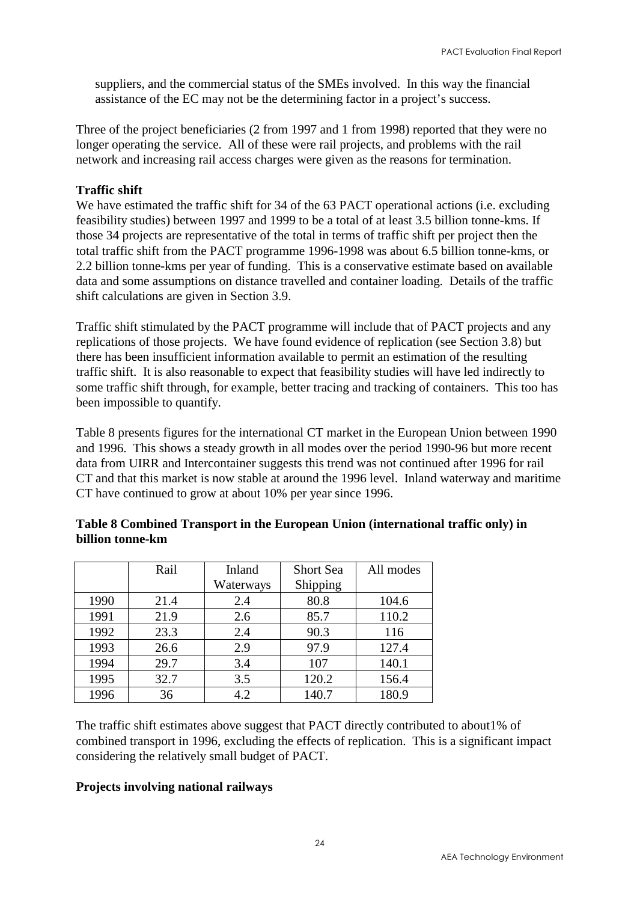suppliers, and the commercial status of the SMEs involved. In this way the financial assistance of the EC may not be the determining factor in a project's success.

Three of the project beneficiaries (2 from 1997 and 1 from 1998) reported that they were no longer operating the service. All of these were rail projects, and problems with the rail network and increasing rail access charges were given as the reasons for termination.

**Traffic shift**

We have estimated the traffic shift for 34 of the 63 PACT operational actions (i.e. excluding feasibility studies) between 1997 and 1999 to be a total of at least 3.5 billion tonne-kms. If those 34 projects are representative of the total in terms of traffic shift per project then the total traffic shift from the PACT programme 1996-1998 was about 6.5 billion tonne-kms, or 2.2 billion tonne-kms per year of funding. This is a conservative estimate based on available data and some assumptions on distance travelled and container loading. Details of the traffic shift calculations are given in Section 3.9.

Traffic shift stimulated by the PACT programme will include that of PACT projects and any replications of those projects. We have found evidence of replication (see Section 3.8) but there has been insufficient information available to permit an estimation of the resulting traffic shift. It is also reasonable to expect that feasibility studies will have led indirectly to some traffic shift through, for example, better tracing and tracking of containers. This too has been impossible to quantify.

Table 8 presents figures for the international CT market in the European Union between 1990 and 1996. This shows a steady growth in all modes over the period 1990-96 but more recent data from UIRR and Intercontainer suggests this trend was not continued after 1996 for rail CT and that this market is now stable at around the 1996 level. Inland waterway and maritime CT have continued to grow at about 10% per year since 1996.

**Table 8 Combined Transport in the European Union (international traffic only) in billion tonne-km**

| | Rail | Inland Waterways | Short Sea Shipping | All modes |
|---|---|---|---|---|
| 1990 | 21.4 | 2.4 | 80.8 | 104.6 |
| 1991 | 21.9 | 2.6 | 85.7 | 110.2 |
| 1992 | 23.3 | 2.4 | 90.3 | 116 |
| 1993 | 26.6 | 2.9 | 97.9 | 127.4 |
| 1994 | 29.7 | 3.4 | 107 | 140.1 |
| 1995 | 32.7 | 3.5 | 120.2 | 156.4 |
| 1996 | 36 | 4.2 | 140.7 | 180.9 |

The traffic shift estimates above suggest that PACT directly contributed to about1% of combined transport in 1996, excluding the effects of replication. This is a significant impact considering the relatively small budget of PACT.

**Projects involving national railways**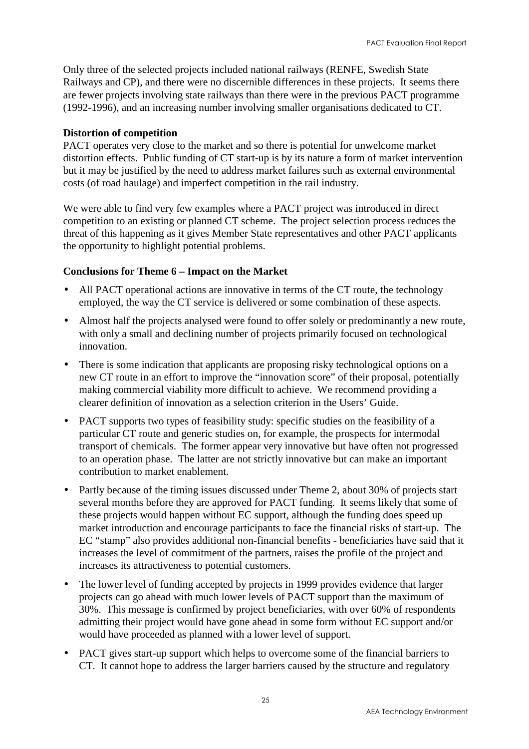Only three of the selected projects included national railways (RENFE, Swedish State Railways and CP), and there were no discernible differences in these projects. It seems there are fewer projects involving state railways than there were in the previous PACT programme (1992-1996), and an increasing number involving smaller organisations dedicated to CT.

**Distortion of competition**

PACT operates very close to the market and so there is potential for unwelcome market distortion effects. Public funding of CT start-up is by its nature a form of market intervention but it may be justified by the need to address market failures such as external environmental costs (of road haulage) and imperfect competition in the rail industry.

We were able to find very few examples where a PACT project was introduced in direct competition to an existing or planned CT scheme. The project selection process reduces the threat of this happening as it gives Member State representatives and other PACT applicants the opportunity to highlight potential problems.

**Conclusions for Theme 6 – Impact on the Market**

- All PACT operational actions are innovative in terms of the CT route, the technology employed, the way the CT service is delivered or some combination of these aspects.
- Almost half the projects analysed were found to offer solely or predominantly a new route, with only a small and declining number of projects primarily focused on technological innovation.
- There is some indication that applicants are proposing risky technological options on a new CT route in an effort to improve the "innovation score" of their proposal, potentially making commercial viability more difficult to achieve. We recommend providing a clearer definition of innovation as a selection criterion in the Users' Guide.
- PACT supports two types of feasibility study: specific studies on the feasibility of a particular CT route and generic studies on, for example, the prospects for intermodal transport of chemicals. The former appear very innovative but have often not progressed to an operation phase. The latter are not strictly innovative but can make an important contribution to market enablement.
- Partly because of the timing issues discussed under Theme 2, about 30% of projects start several months before they are approved for PACT funding. It seems likely that some of these projects would happen without EC support, although the funding does speed up market introduction and encourage participants to face the financial risks of start-up. The EC "stamp" also provides additional non-financial benefits - beneficiaries have said that it increases the level of commitment of the partners, raises the profile of the project and increases its attractiveness to potential customers.
- The lower level of funding accepted by projects in 1999 provides evidence that larger projects can go ahead with much lower levels of PACT support than the maximum of 30%. This message is confirmed by project beneficiaries, with over 60% of respondents admitting their project would have gone ahead in some form without EC support and/or would have proceeded as planned with a lower level of support.
- PACT gives start-up support which helps to overcome some of the financial barriers to CT. It cannot hope to address the larger barriers caused by the structure and regulatory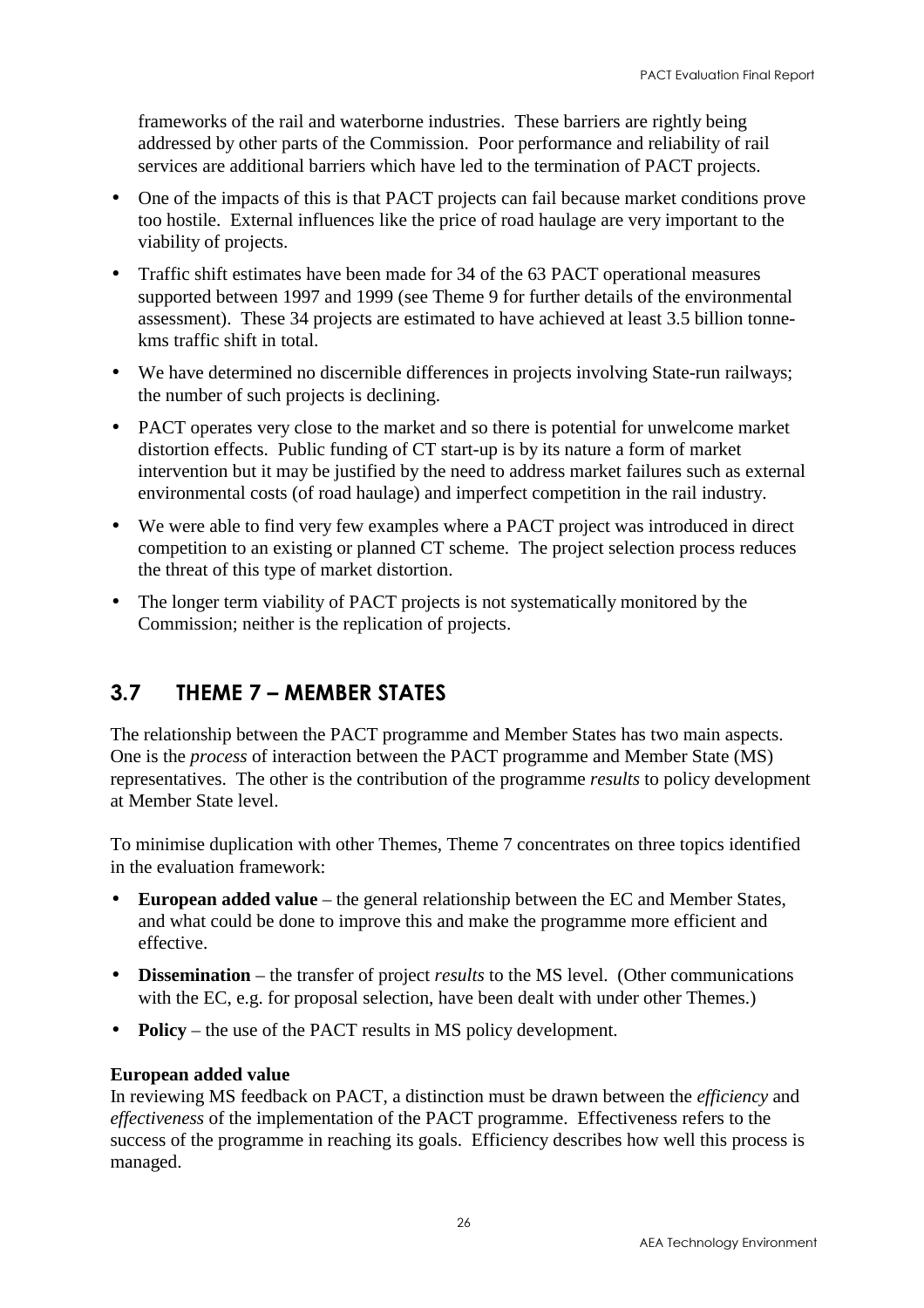frameworks of the rail and waterborne industries. These barriers are rightly being addressed by other parts of the Commission. Poor performance and reliability of rail services are additional barriers which have led to the termination of PACT projects.

- One of the impacts of this is that PACT projects can fail because market conditions prove too hostile. External influences like the price of road haulage are very important to the viability of projects.
- Traffic shift estimates have been made for 34 of the 63 PACT operational measures supported between 1997 and 1999 (see Theme 9 for further details of the environmental assessment). These 34 projects are estimated to have achieved at least 3.5 billion tonne-kms traffic shift in total.
- We have determined no discernible differences in projects involving State-run railways; the number of such projects is declining.
- PACT operates very close to the market and so there is potential for unwelcome market distortion effects. Public funding of CT start-up is by its nature a form of market intervention but it may be justified by the need to address market failures such as external environmental costs (of road haulage) and imperfect competition in the rail industry.
- We were able to find very few examples where a PACT project was introduced in direct competition to an existing or planned CT scheme. The project selection process reduces the threat of this type of market distortion.
- The longer term viability of PACT projects is not systematically monitored by the Commission; neither is the replication of projects.

## 3.7 THEME 7 – MEMBER STATES

The relationship between the PACT programme and Member States has two main aspects. One is the *process* of interaction between the PACT programme and Member State (MS) representatives. The other is the contribution of the programme *results* to policy development at Member State level.

To minimise duplication with other Themes, Theme 7 concentrates on three topics identified in the evaluation framework:

- **European added value** – the general relationship between the EC and Member States, and what could be done to improve this and make the programme more efficient and effective.
- **Dissemination** – the transfer of project *results* to the MS level. (Other communications with the EC, e.g. for proposal selection, have been dealt with under other Themes.)
- **Policy** – the use of the PACT results in MS policy development.

**European added value**
In reviewing MS feedback on PACT, a distinction must be drawn between the *efficiency* and *effectiveness* of the implementation of the PACT programme. Effectiveness refers to the success of the programme in reaching its goals. Efficiency describes how well this process is managed.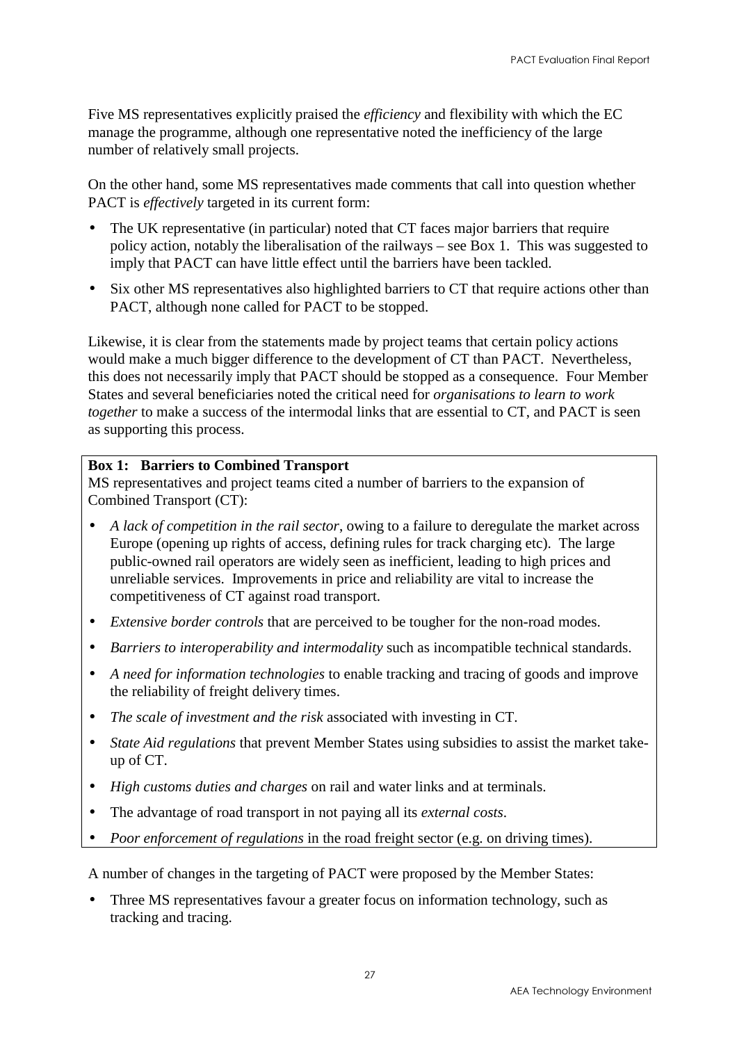Five MS representatives explicitly praised the *efficiency* and flexibility with which the EC manage the programme, although one representative noted the inefficiency of the large number of relatively small projects.

On the other hand, some MS representatives made comments that call into question whether PACT is *effectively* targeted in its current form:

- The UK representative (in particular) noted that CT faces major barriers that require policy action, notably the liberalisation of the railways – see Box 1. This was suggested to imply that PACT can have little effect until the barriers have been tackled.
- Six other MS representatives also highlighted barriers to CT that require actions other than PACT, although none called for PACT to be stopped.

Likewise, it is clear from the statements made by project teams that certain policy actions would make a much bigger difference to the development of CT than PACT. Nevertheless, this does not necessarily imply that PACT should be stopped as a consequence. Four Member States and several beneficiaries noted the critical need for *organisations to learn to work together* to make a success of the intermodal links that are essential to CT, and PACT is seen as supporting this process.

**Box 1: Barriers to Combined Transport**

MS representatives and project teams cited a number of barriers to the expansion of Combined Transport (CT):

- *A lack of competition in the rail sector*, owing to a failure to deregulate the market across Europe (opening up rights of access, defining rules for track charging etc). The large public-owned rail operators are widely seen as inefficient, leading to high prices and unreliable services. Improvements in price and reliability are vital to increase the competitiveness of CT against road transport.
- *Extensive border controls* that are perceived to be tougher for the non-road modes.
- *Barriers to interoperability and intermodality* such as incompatible technical standards.
- *A need for information technologies* to enable tracking and tracing of goods and improve the reliability of freight delivery times.
- *The scale of investment and the risk* associated with investing in CT.
- *State Aid regulations* that prevent Member States using subsidies to assist the market take-up of CT.
- *High customs duties and charges* on rail and water links and at terminals.
- The advantage of road transport in not paying all its *external costs*.
- *Poor enforcement of regulations* in the road freight sector (e.g. on driving times).

A number of changes in the targeting of PACT were proposed by the Member States:

- Three MS representatives favour a greater focus on information technology, such as tracking and tracing.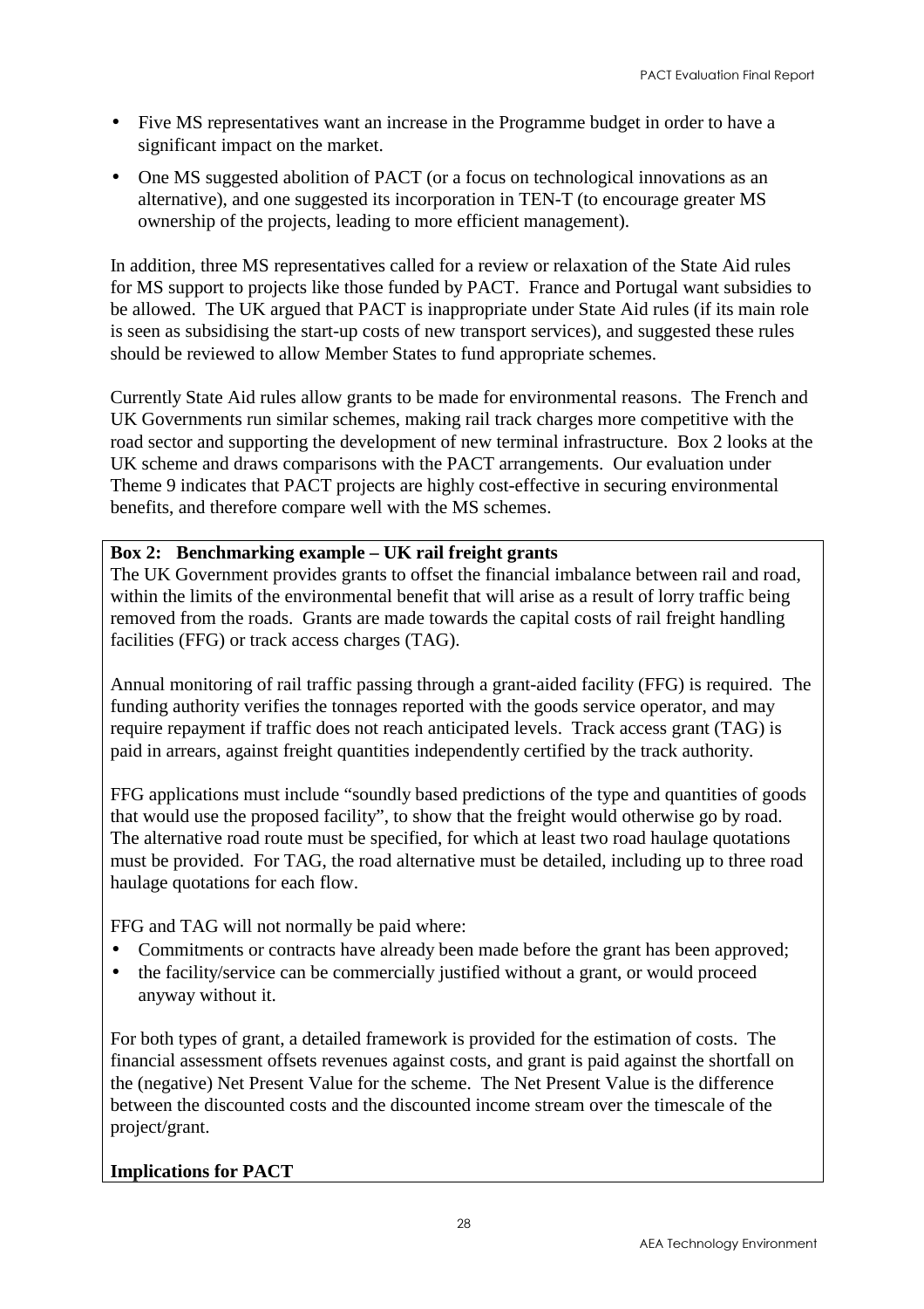- Five MS representatives want an increase in the Programme budget in order to have a significant impact on the market.
- One MS suggested abolition of PACT (or a focus on technological innovations as an alternative), and one suggested its incorporation in TEN-T (to encourage greater MS ownership of the projects, leading to more efficient management).

In addition, three MS representatives called for a review or relaxation of the State Aid rules for MS support to projects like those funded by PACT. France and Portugal want subsidies to be allowed. The UK argued that PACT is inappropriate under State Aid rules (if its main role is seen as subsidising the start-up costs of new transport services), and suggested these rules should be reviewed to allow Member States to fund appropriate schemes.

Currently State Aid rules allow grants to be made for environmental reasons. The French and UK Governments run similar schemes, making rail track charges more competitive with the road sector and supporting the development of new terminal infrastructure. Box 2 looks at the UK scheme and draws comparisons with the PACT arrangements. Our evaluation under Theme 9 indicates that PACT projects are highly cost-effective in securing environmental benefits, and therefore compare well with the MS schemes.

**Box 2: Benchmarking example – UK rail freight grants**

The UK Government provides grants to offset the financial imbalance between rail and road, within the limits of the environmental benefit that will arise as a result of lorry traffic being removed from the roads. Grants are made towards the capital costs of rail freight handling facilities (FFG) or track access charges (TAG).

Annual monitoring of rail traffic passing through a grant-aided facility (FFG) is required. The funding authority verifies the tonnages reported with the goods service operator, and may require repayment if traffic does not reach anticipated levels. Track access grant (TAG) is paid in arrears, against freight quantities independently certified by the track authority.

FFG applications must include "soundly based predictions of the type and quantities of goods that would use the proposed facility", to show that the freight would otherwise go by road. The alternative road route must be specified, for which at least two road haulage quotations must be provided. For TAG, the road alternative must be detailed, including up to three road haulage quotations for each flow.

FFG and TAG will not normally be paid where:

- Commitments or contracts have already been made before the grant has been approved;
- the facility/service can be commercially justified without a grant, or would proceed anyway without it.

For both types of grant, a detailed framework is provided for the estimation of costs. The financial assessment offsets revenues against costs, and grant is paid against the shortfall on the (negative) Net Present Value for the scheme. The Net Present Value is the difference between the discounted costs and the discounted income stream over the timescale of the project/grant.

**Implications for PACT**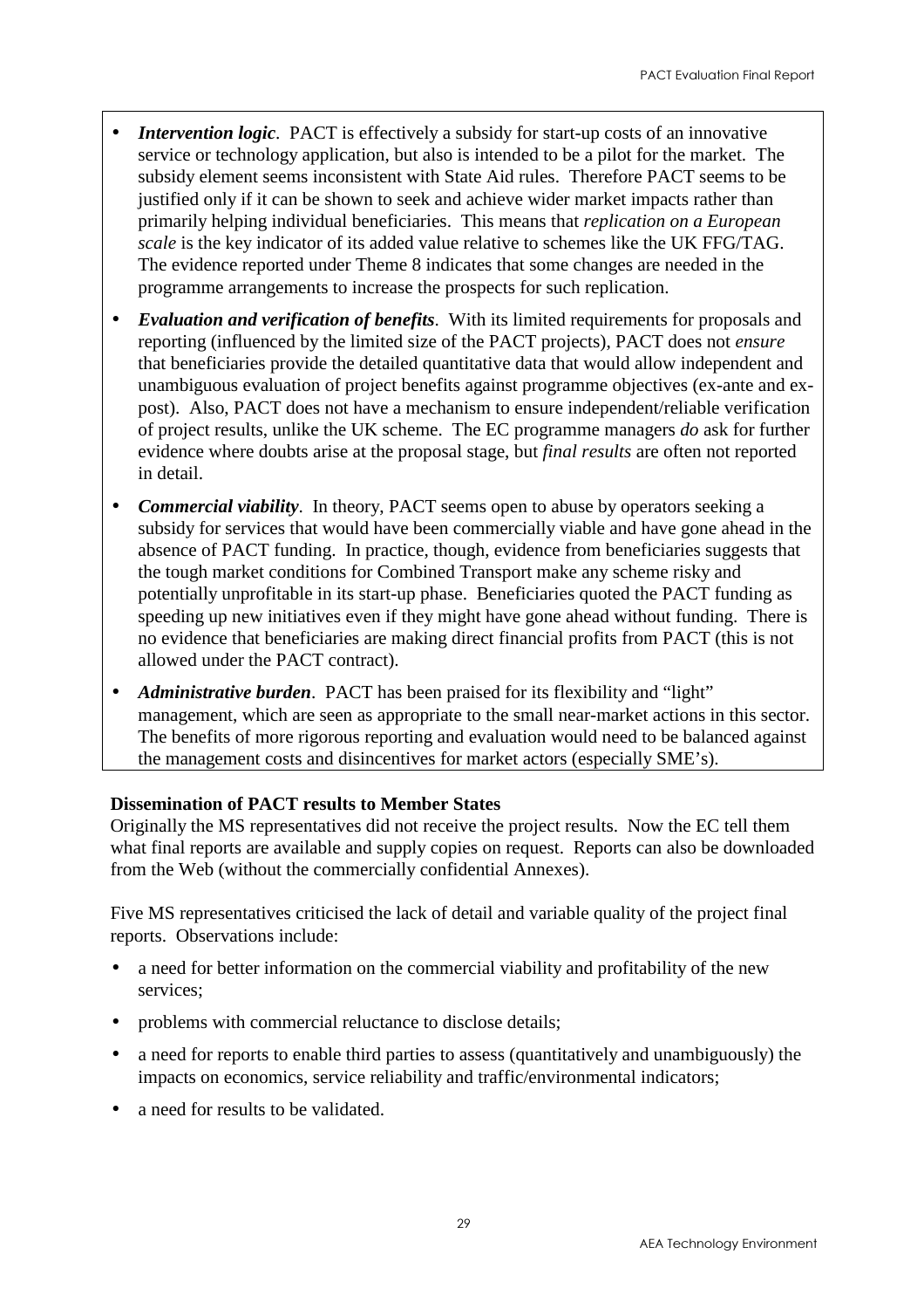- ***Intervention logic***. PACT is effectively a subsidy for start-up costs of an innovative service or technology application, but also is intended to be a pilot for the market. The subsidy element seems inconsistent with State Aid rules. Therefore PACT seems to be justified only if it can be shown to seek and achieve wider market impacts rather than primarily helping individual beneficiaries. This means that *replication on a European scale* is the key indicator of its added value relative to schemes like the UK FFG/TAG. The evidence reported under Theme 8 indicates that some changes are needed in the programme arrangements to increase the prospects for such replication.
- ***Evaluation and verification of benefits***. With its limited requirements for proposals and reporting (influenced by the limited size of the PACT projects), PACT does not *ensure* that beneficiaries provide the detailed quantitative data that would allow independent and unambiguous evaluation of project benefits against programme objectives (ex-ante and ex-post). Also, PACT does not have a mechanism to ensure independent/reliable verification of project results, unlike the UK scheme. The EC programme managers *do* ask for further evidence where doubts arise at the proposal stage, but *final results* are often not reported in detail.
- ***Commercial viability***. In theory, PACT seems open to abuse by operators seeking a subsidy for services that would have been commercially viable and have gone ahead in the absence of PACT funding. In practice, though, evidence from beneficiaries suggests that the tough market conditions for Combined Transport make any scheme risky and potentially unprofitable in its start-up phase. Beneficiaries quoted the PACT funding as speeding up new initiatives even if they might have gone ahead without funding. There is no evidence that beneficiaries are making direct financial profits from PACT (this is not allowed under the PACT contract).
- ***Administrative burden***. PACT has been praised for its flexibility and "light" management, which are seen as appropriate to the small near-market actions in this sector. The benefits of more rigorous reporting and evaluation would need to be balanced against the management costs and disincentives for market actors (especially SME's).

**Dissemination of PACT results to Member States**
Originally the MS representatives did not receive the project results. Now the EC tell them what final reports are available and supply copies on request. Reports can also be downloaded from the Web (without the commercially confidential Annexes).

Five MS representatives criticised the lack of detail and variable quality of the project final reports. Observations include:

- a need for better information on the commercial viability and profitability of the new services;
- problems with commercial reluctance to disclose details;
- a need for reports to enable third parties to assess (quantitatively and unambiguously) the impacts on economics, service reliability and traffic/environmental indicators;
- a need for results to be validated.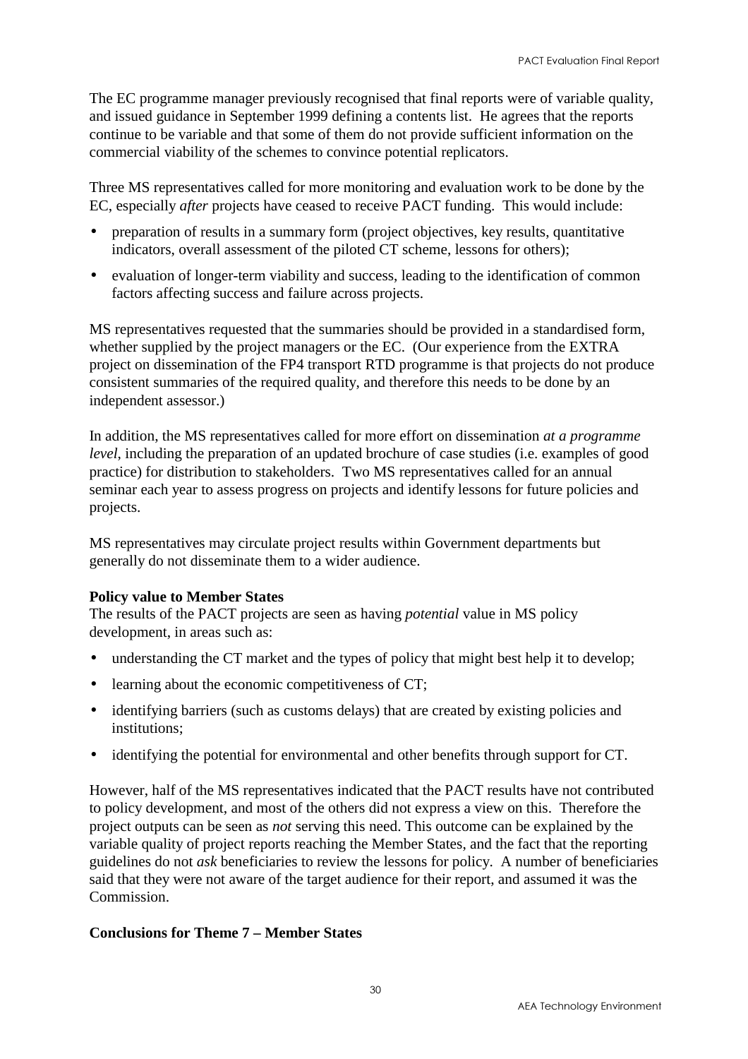The EC programme manager previously recognised that final reports were of variable quality, and issued guidance in September 1999 defining a contents list. He agrees that the reports continue to be variable and that some of them do not provide sufficient information on the commercial viability of the schemes to convince potential replicators.

Three MS representatives called for more monitoring and evaluation work to be done by the EC, especially *after* projects have ceased to receive PACT funding. This would include:

- preparation of results in a summary form (project objectives, key results, quantitative indicators, overall assessment of the piloted CT scheme, lessons for others);
- evaluation of longer-term viability and success, leading to the identification of common factors affecting success and failure across projects.

MS representatives requested that the summaries should be provided in a standardised form, whether supplied by the project managers or the EC. (Our experience from the EXTRA project on dissemination of the FP4 transport RTD programme is that projects do not produce consistent summaries of the required quality, and therefore this needs to be done by an independent assessor.)

In addition, the MS representatives called for more effort on dissemination *at a programme level*, including the preparation of an updated brochure of case studies (i.e. examples of good practice) for distribution to stakeholders. Two MS representatives called for an annual seminar each year to assess progress on projects and identify lessons for future policies and projects.

MS representatives may circulate project results within Government departments but generally do not disseminate them to a wider audience.

**Policy value to Member States**

The results of the PACT projects are seen as having *potential* value in MS policy development, in areas such as:

- understanding the CT market and the types of policy that might best help it to develop;
- learning about the economic competitiveness of CT;
- identifying barriers (such as customs delays) that are created by existing policies and institutions;
- identifying the potential for environmental and other benefits through support for CT.

However, half of the MS representatives indicated that the PACT results have not contributed to policy development, and most of the others did not express a view on this. Therefore the project outputs can be seen as *not* serving this need. This outcome can be explained by the variable quality of project reports reaching the Member States, and the fact that the reporting guidelines do not *ask* beneficiaries to review the lessons for policy. A number of beneficiaries said that they were not aware of the target audience for their report, and assumed it was the Commission.

**Conclusions for Theme 7 – Member States**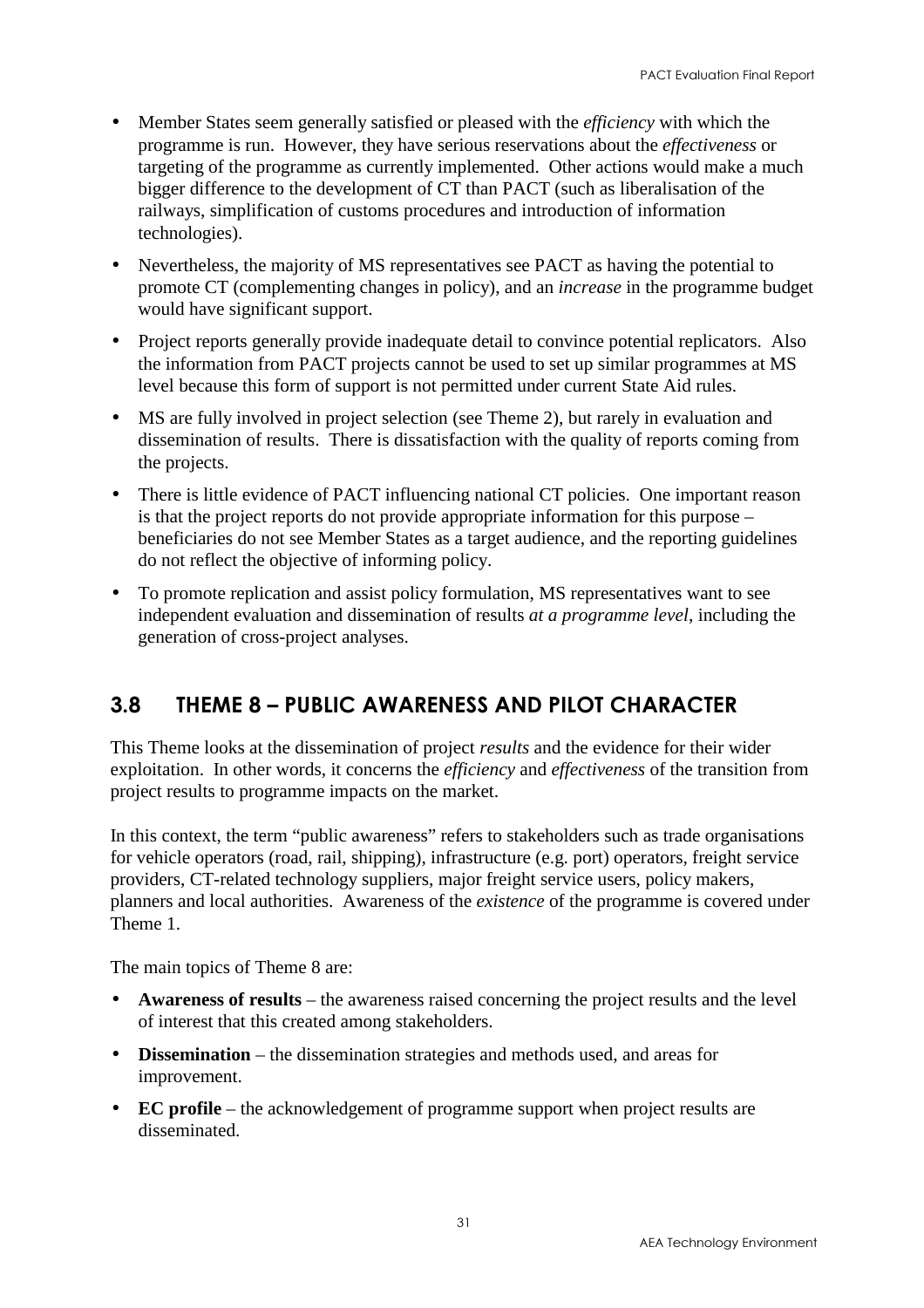- Member States seem generally satisfied or pleased with the *efficiency* with which the programme is run. However, they have serious reservations about the *effectiveness* or targeting of the programme as currently implemented. Other actions would make a much bigger difference to the development of CT than PACT (such as liberalisation of the railways, simplification of customs procedures and introduction of information technologies).
- Nevertheless, the majority of MS representatives see PACT as having the potential to promote CT (complementing changes in policy), and an *increase* in the programme budget would have significant support.
- Project reports generally provide inadequate detail to convince potential replicators. Also the information from PACT projects cannot be used to set up similar programmes at MS level because this form of support is not permitted under current State Aid rules.
- MS are fully involved in project selection (see Theme 2), but rarely in evaluation and dissemination of results. There is dissatisfaction with the quality of reports coming from the projects.
- There is little evidence of PACT influencing national CT policies. One important reason is that the project reports do not provide appropriate information for this purpose – beneficiaries do not see Member States as a target audience, and the reporting guidelines do not reflect the objective of informing policy.
- To promote replication and assist policy formulation, MS representatives want to see independent evaluation and dissemination of results *at a programme level*, including the generation of cross-project analyses.

## 3.8 THEME 8 – PUBLIC AWARENESS AND PILOT CHARACTER

This Theme looks at the dissemination of project *results* and the evidence for their wider exploitation. In other words, it concerns the *efficiency* and *effectiveness* of the transition from project results to programme impacts on the market.

In this context, the term "public awareness" refers to stakeholders such as trade organisations for vehicle operators (road, rail, shipping), infrastructure (e.g. port) operators, freight service providers, CT-related technology suppliers, major freight service users, policy makers, planners and local authorities. Awareness of the *existence* of the programme is covered under Theme 1.

The main topics of Theme 8 are:

- **Awareness of results** – the awareness raised concerning the project results and the level of interest that this created among stakeholders.
- **Dissemination** – the dissemination strategies and methods used, and areas for improvement.
- **EC profile** – the acknowledgement of programme support when project results are disseminated.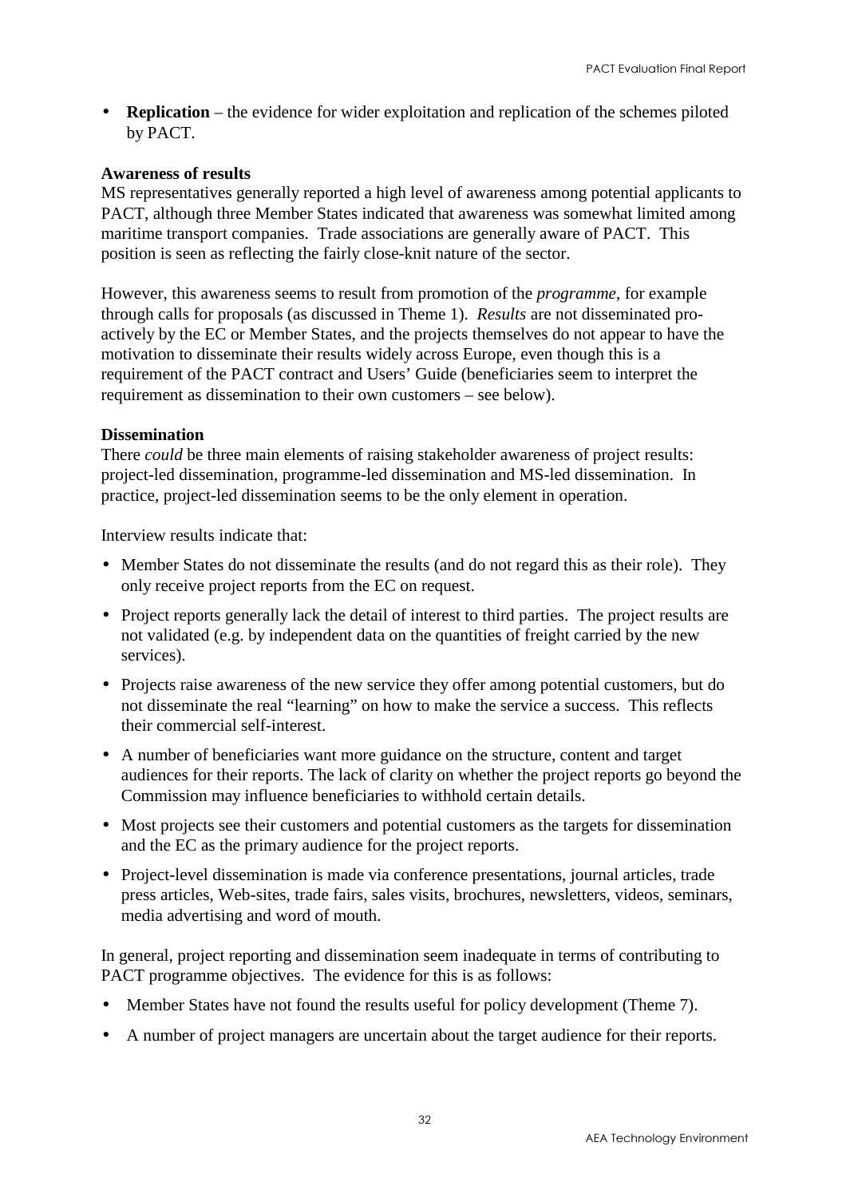- **Replication** – the evidence for wider exploitation and replication of the schemes piloted by PACT.

**Awareness of results**

MS representatives generally reported a high level of awareness among potential applicants to PACT, although three Member States indicated that awareness was somewhat limited among maritime transport companies. Trade associations are generally aware of PACT. This position is seen as reflecting the fairly close-knit nature of the sector.

However, this awareness seems to result from promotion of the *programme*, for example through calls for proposals (as discussed in Theme 1). *Results* are not disseminated pro-actively by the EC or Member States, and the projects themselves do not appear to have the motivation to disseminate their results widely across Europe, even though this is a requirement of the PACT contract and Users' Guide (beneficiaries seem to interpret the requirement as dissemination to their own customers – see below).

**Dissemination**

There *could* be three main elements of raising stakeholder awareness of project results: project-led dissemination, programme-led dissemination and MS-led dissemination. In practice, project-led dissemination seems to be the only element in operation.

Interview results indicate that:

- Member States do not disseminate the results (and do not regard this as their role). They only receive project reports from the EC on request.
- Project reports generally lack the detail of interest to third parties. The project results are not validated (e.g. by independent data on the quantities of freight carried by the new services).
- Projects raise awareness of the new service they offer among potential customers, but do not disseminate the real "learning" on how to make the service a success. This reflects their commercial self-interest.
- A number of beneficiaries want more guidance on the structure, content and target audiences for their reports. The lack of clarity on whether the project reports go beyond the Commission may influence beneficiaries to withhold certain details.
- Most projects see their customers and potential customers as the targets for dissemination and the EC as the primary audience for the project reports.
- Project-level dissemination is made via conference presentations, journal articles, trade press articles, Web-sites, trade fairs, sales visits, brochures, newsletters, videos, seminars, media advertising and word of mouth.

In general, project reporting and dissemination seem inadequate in terms of contributing to PACT programme objectives. The evidence for this is as follows:

- Member States have not found the results useful for policy development (Theme 7).
- A number of project managers are uncertain about the target audience for their reports.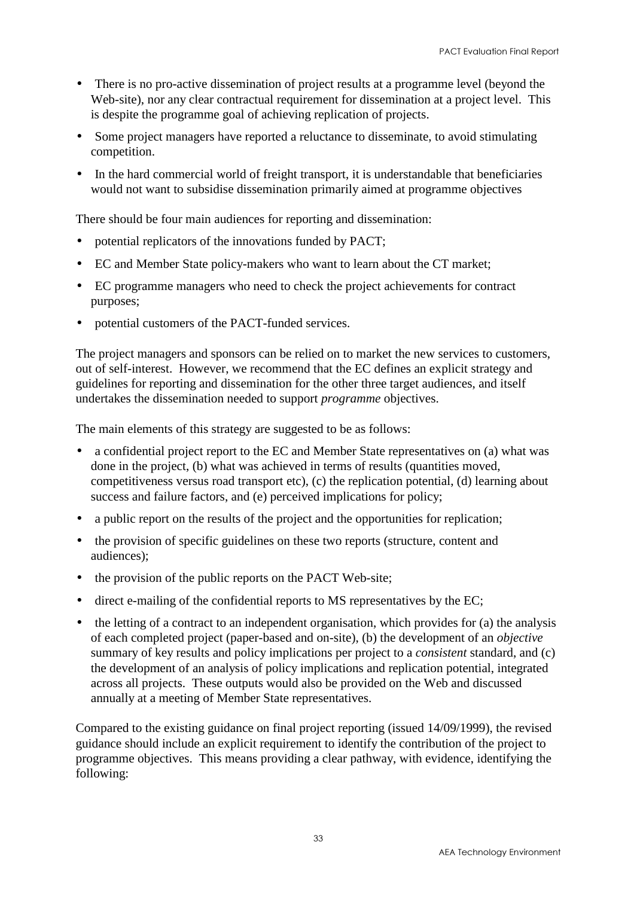- There is no pro-active dissemination of project results at a programme level (beyond the Web-site), nor any clear contractual requirement for dissemination at a project level. This is despite the programme goal of achieving replication of projects.
- Some project managers have reported a reluctance to disseminate, to avoid stimulating competition.
- In the hard commercial world of freight transport, it is understandable that beneficiaries would not want to subsidise dissemination primarily aimed at programme objectives

There should be four main audiences for reporting and dissemination:

- potential replicators of the innovations funded by PACT;
- EC and Member State policy-makers who want to learn about the CT market;
- EC programme managers who need to check the project achievements for contract purposes;
- potential customers of the PACT-funded services.

The project managers and sponsors can be relied on to market the new services to customers, out of self-interest. However, we recommend that the EC defines an explicit strategy and guidelines for reporting and dissemination for the other three target audiences, and itself undertakes the dissemination needed to support *programme* objectives.

The main elements of this strategy are suggested to be as follows:

- a confidential project report to the EC and Member State representatives on (a) what was done in the project, (b) what was achieved in terms of results (quantities moved, competitiveness versus road transport etc), (c) the replication potential, (d) learning about success and failure factors, and (e) perceived implications for policy;
- a public report on the results of the project and the opportunities for replication;
- the provision of specific guidelines on these two reports (structure, content and audiences);
- the provision of the public reports on the PACT Web-site;
- direct e-mailing of the confidential reports to MS representatives by the EC;
- the letting of a contract to an independent organisation, which provides for (a) the analysis of each completed project (paper-based and on-site), (b) the development of an *objective* summary of key results and policy implications per project to a *consistent* standard, and (c) the development of an analysis of policy implications and replication potential, integrated across all projects. These outputs would also be provided on the Web and discussed annually at a meeting of Member State representatives.

Compared to the existing guidance on final project reporting (issued 14/09/1999), the revised guidance should include an explicit requirement to identify the contribution of the project to programme objectives. This means providing a clear pathway, with evidence, identifying the following: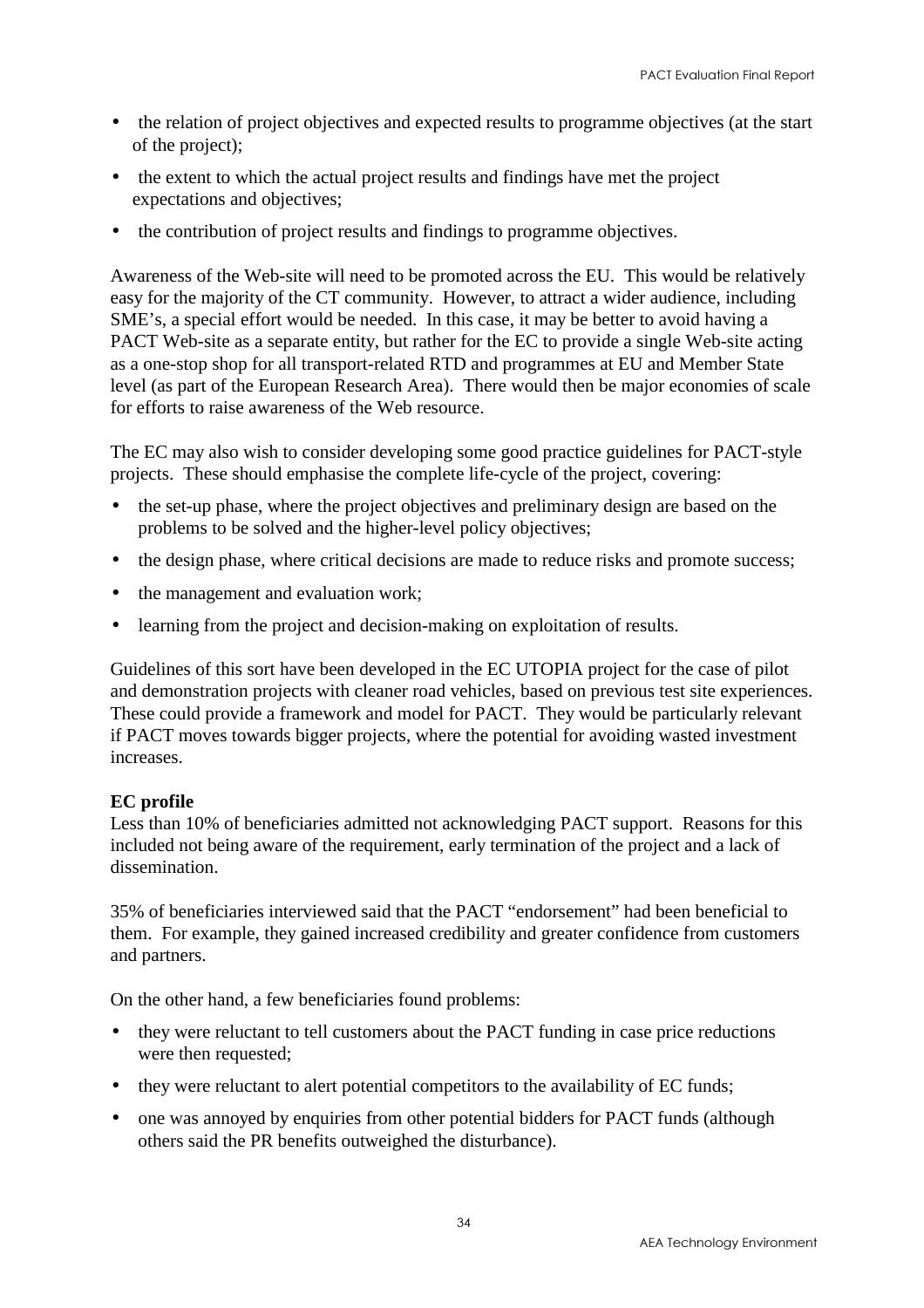- the relation of project objectives and expected results to programme objectives (at the start of the project);
- the extent to which the actual project results and findings have met the project expectations and objectives;
- the contribution of project results and findings to programme objectives.

Awareness of the Web-site will need to be promoted across the EU. This would be relatively easy for the majority of the CT community. However, to attract a wider audience, including SME's, a special effort would be needed. In this case, it may be better to avoid having a PACT Web-site as a separate entity, but rather for the EC to provide a single Web-site acting as a one-stop shop for all transport-related RTD and programmes at EU and Member State level (as part of the European Research Area). There would then be major economies of scale for efforts to raise awareness of the Web resource.

The EC may also wish to consider developing some good practice guidelines for PACT-style projects. These should emphasise the complete life-cycle of the project, covering:

- the set-up phase, where the project objectives and preliminary design are based on the problems to be solved and the higher-level policy objectives;
- the design phase, where critical decisions are made to reduce risks and promote success;
- the management and evaluation work;
- learning from the project and decision-making on exploitation of results.

Guidelines of this sort have been developed in the EC UTOPIA project for the case of pilot and demonstration projects with cleaner road vehicles, based on previous test site experiences. These could provide a framework and model for PACT. They would be particularly relevant if PACT moves towards bigger projects, where the potential for avoiding wasted investment increases.

**EC profile**

Less than 10% of beneficiaries admitted not acknowledging PACT support. Reasons for this included not being aware of the requirement, early termination of the project and a lack of dissemination.

35% of beneficiaries interviewed said that the PACT "endorsement" had been beneficial to them. For example, they gained increased credibility and greater confidence from customers and partners.

On the other hand, a few beneficiaries found problems:

- they were reluctant to tell customers about the PACT funding in case price reductions were then requested;
- they were reluctant to alert potential competitors to the availability of EC funds;
- one was annoyed by enquiries from other potential bidders for PACT funds (although others said the PR benefits outweighed the disturbance).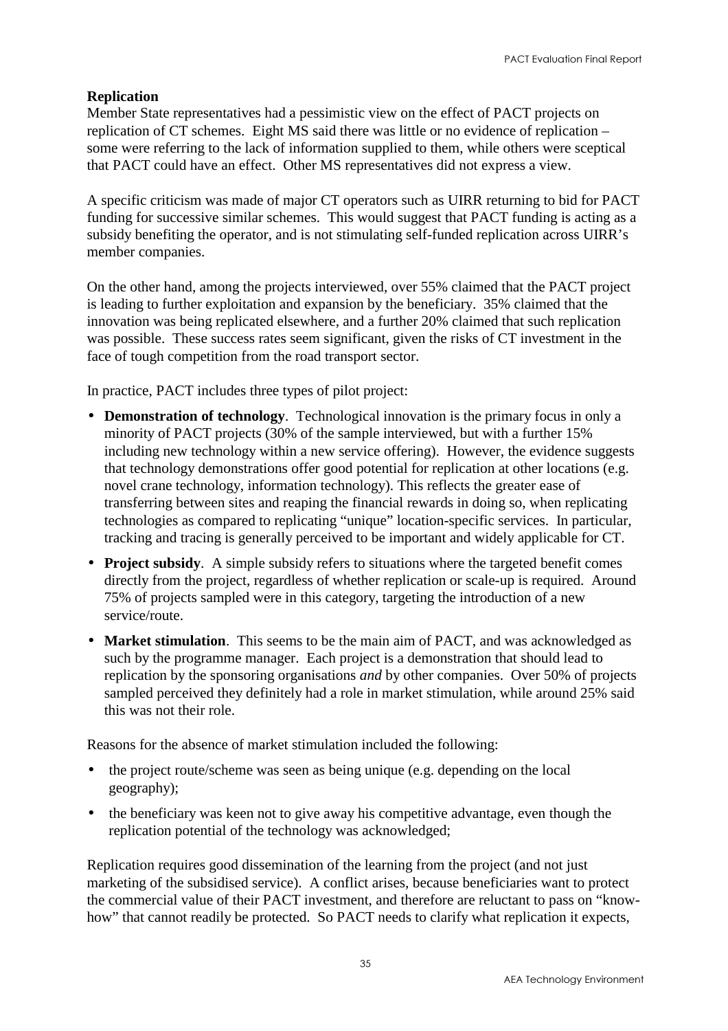**Replication**

Member State representatives had a pessimistic view on the effect of PACT projects on replication of CT schemes. Eight MS said there was little or no evidence of replication – some were referring to the lack of information supplied to them, while others were sceptical that PACT could have an effect. Other MS representatives did not express a view.

A specific criticism was made of major CT operators such as UIRR returning to bid for PACT funding for successive similar schemes. This would suggest that PACT funding is acting as a subsidy benefiting the operator, and is not stimulating self-funded replication across UIRR's member companies.

On the other hand, among the projects interviewed, over 55% claimed that the PACT project is leading to further exploitation and expansion by the beneficiary. 35% claimed that the innovation was being replicated elsewhere, and a further 20% claimed that such replication was possible. These success rates seem significant, given the risks of CT investment in the face of tough competition from the road transport sector.

In practice, PACT includes three types of pilot project:

- **Demonstration of technology**. Technological innovation is the primary focus in only a minority of PACT projects (30% of the sample interviewed, but with a further 15% including new technology within a new service offering). However, the evidence suggests that technology demonstrations offer good potential for replication at other locations (e.g. novel crane technology, information technology). This reflects the greater ease of transferring between sites and reaping the financial rewards in doing so, when replicating technologies as compared to replicating "unique" location-specific services. In particular, tracking and tracing is generally perceived to be important and widely applicable for CT.
- **Project subsidy**. A simple subsidy refers to situations where the targeted benefit comes directly from the project, regardless of whether replication or scale-up is required. Around 75% of projects sampled were in this category, targeting the introduction of a new service/route.
- **Market stimulation**. This seems to be the main aim of PACT, and was acknowledged as such by the programme manager. Each project is a demonstration that should lead to replication by the sponsoring organisations *and* by other companies. Over 50% of projects sampled perceived they definitely had a role in market stimulation, while around 25% said this was not their role.

Reasons for the absence of market stimulation included the following:

- the project route/scheme was seen as being unique (e.g. depending on the local geography);
- the beneficiary was keen not to give away his competitive advantage, even though the replication potential of the technology was acknowledged;

Replication requires good dissemination of the learning from the project (and not just marketing of the subsidised service). A conflict arises, because beneficiaries want to protect the commercial value of their PACT investment, and therefore are reluctant to pass on "know-how" that cannot readily be protected. So PACT needs to clarify what replication it expects,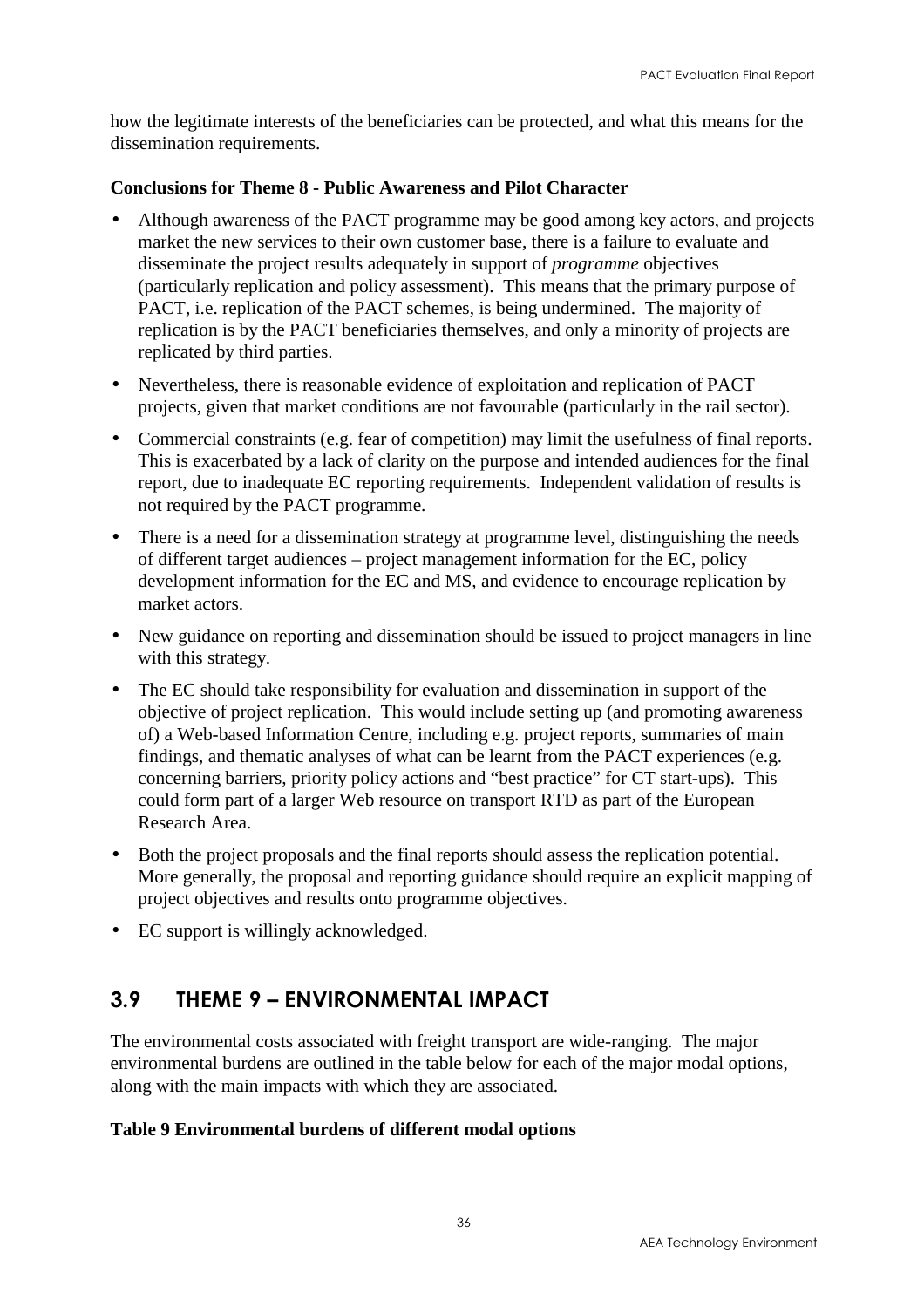how the legitimate interests of the beneficiaries can be protected, and what this means for the dissemination requirements.

**Conclusions for Theme 8 - Public Awareness and Pilot Character**

- Although awareness of the PACT programme may be good among key actors, and projects market the new services to their own customer base, there is a failure to evaluate and disseminate the project results adequately in support of *programme* objectives (particularly replication and policy assessment). This means that the primary purpose of PACT, i.e. replication of the PACT schemes, is being undermined. The majority of replication is by the PACT beneficiaries themselves, and only a minority of projects are replicated by third parties.
- Nevertheless, there is reasonable evidence of exploitation and replication of PACT projects, given that market conditions are not favourable (particularly in the rail sector).
- Commercial constraints (e.g. fear of competition) may limit the usefulness of final reports. This is exacerbated by a lack of clarity on the purpose and intended audiences for the final report, due to inadequate EC reporting requirements. Independent validation of results is not required by the PACT programme.
- There is a need for a dissemination strategy at programme level, distinguishing the needs of different target audiences – project management information for the EC, policy development information for the EC and MS, and evidence to encourage replication by market actors.
- New guidance on reporting and dissemination should be issued to project managers in line with this strategy.
- The EC should take responsibility for evaluation and dissemination in support of the objective of project replication. This would include setting up (and promoting awareness of) a Web-based Information Centre, including e.g. project reports, summaries of main findings, and thematic analyses of what can be learnt from the PACT experiences (e.g. concerning barriers, priority policy actions and "best practice" for CT start-ups). This could form part of a larger Web resource on transport RTD as part of the European Research Area.
- Both the project proposals and the final reports should assess the replication potential. More generally, the proposal and reporting guidance should require an explicit mapping of project objectives and results onto programme objectives.
- EC support is willingly acknowledged.

## 3.9 THEME 9 – ENVIRONMENTAL IMPACT

The environmental costs associated with freight transport are wide-ranging. The major environmental burdens are outlined in the table below for each of the major modal options, along with the main impacts with which they are associated.

**Table 9 Environmental burdens of different modal options**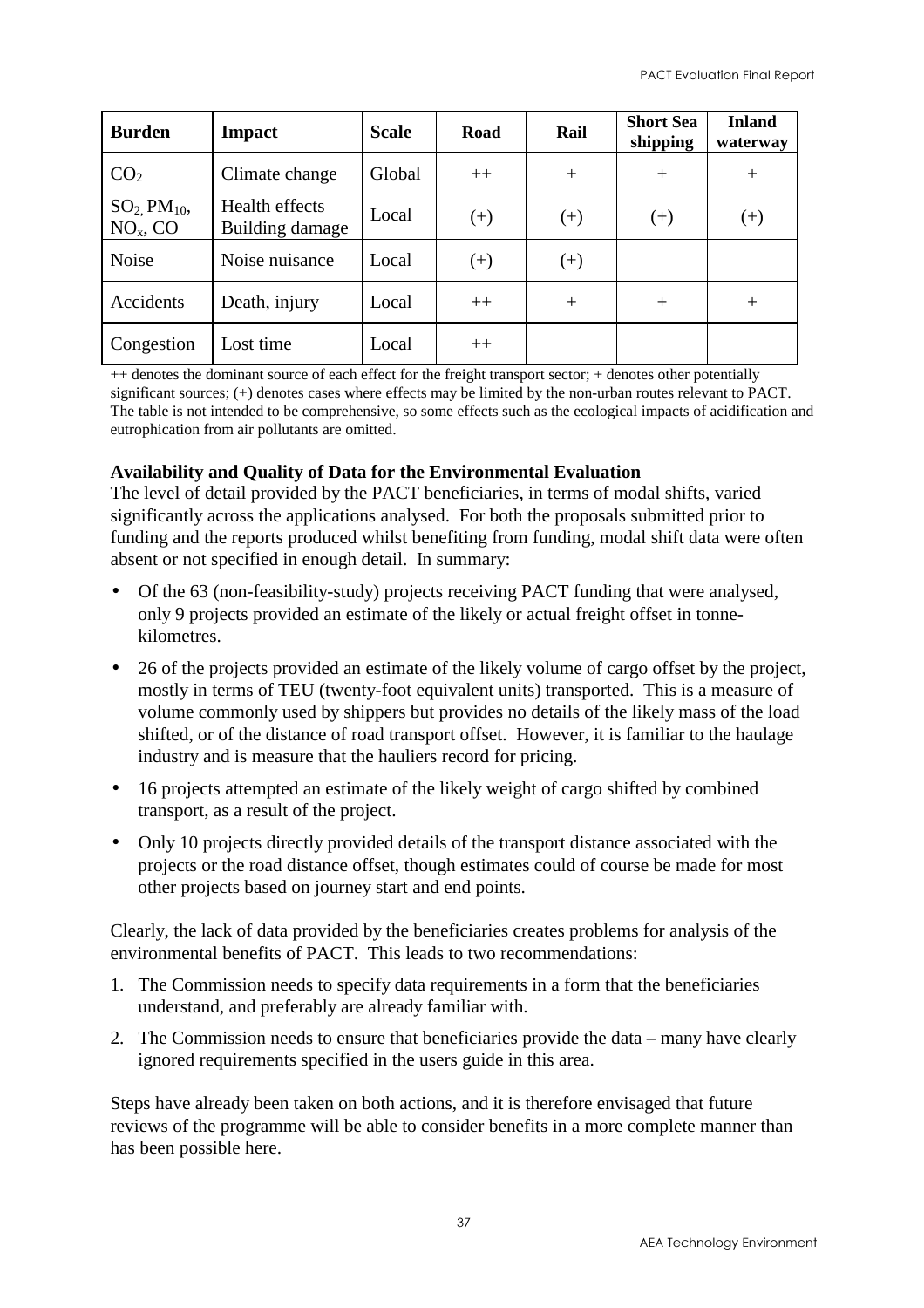| Burden | Impact | Scale | Road | Rail | Short Sea shipping | Inland waterway |
|---|---|---|---|---|---|---|
| $CO_2$ | Climate change | Global | ++ | + | + | + |
| $SO_2$, $PM_{10}$, $NO_x$, CO | Health effects Building damage | Local | (+) | (+) | (+) | (+) |
| Noise | Noise nuisance | Local | (+) | (+) | | |
| Accidents | Death, injury | Local | ++ | + | + | + |
| Congestion | Lost time | Local | ++ | | | |

++ denotes the dominant source of each effect for the freight transport sector; + denotes other potentially significant sources; (+) denotes cases where effects may be limited by the non-urban routes relevant to PACT. The table is not intended to be comprehensive, so some effects such as the ecological impacts of acidification and eutrophication from air pollutants are omitted.

**Availability and Quality of Data for the Environmental Evaluation**

The level of detail provided by the PACT beneficiaries, in terms of modal shifts, varied significantly across the applications analysed. For both the proposals submitted prior to funding and the reports produced whilst benefiting from funding, modal shift data were often absent or not specified in enough detail. In summary:

- Of the 63 (non-feasibility-study) projects receiving PACT funding that were analysed, only 9 projects provided an estimate of the likely or actual freight offset in tonne-kilometres.
- 26 of the projects provided an estimate of the likely volume of cargo offset by the project, mostly in terms of TEU (twenty-foot equivalent units) transported. This is a measure of volume commonly used by shippers but provides no details of the likely mass of the load shifted, or of the distance of road transport offset. However, it is familiar to the haulage industry and is measure that the hauliers record for pricing.
- 16 projects attempted an estimate of the likely weight of cargo shifted by combined transport, as a result of the project.
- Only 10 projects directly provided details of the transport distance associated with the projects or the road distance offset, though estimates could of course be made for most other projects based on journey start and end points.

Clearly, the lack of data provided by the beneficiaries creates problems for analysis of the environmental benefits of PACT. This leads to two recommendations:

1. The Commission needs to specify data requirements in a form that the beneficiaries understand, and preferably are already familiar with.
2. The Commission needs to ensure that beneficiaries provide the data – many have clearly ignored requirements specified in the users guide in this area.

Steps have already been taken on both actions, and it is therefore envisaged that future reviews of the programme will be able to consider benefits in a more complete manner than has been possible here.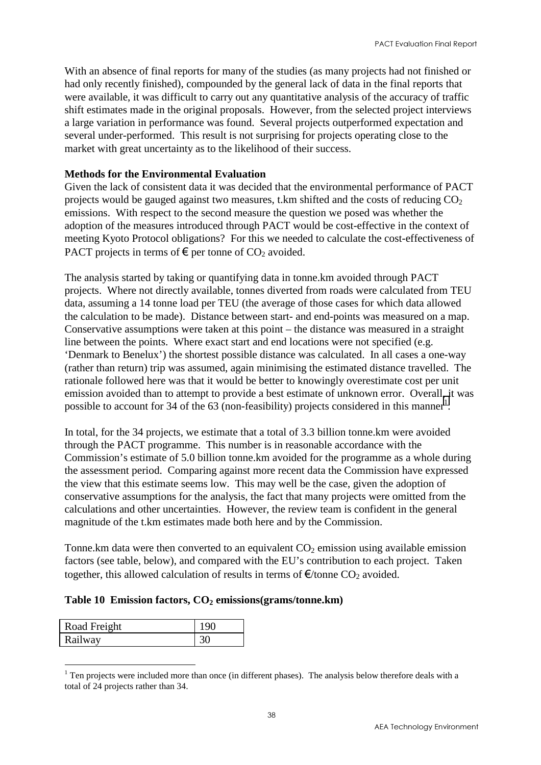With an absence of final reports for many of the studies (as many projects had not finished or had only recently finished), compounded by the general lack of data in the final reports that were available, it was difficult to carry out any quantitative analysis of the accuracy of traffic shift estimates made in the original proposals. However, from the selected project interviews a large variation in performance was found. Several projects outperformed expectation and several under-performed. This result is not surprising for projects operating close to the market with great uncertainty as to the likelihood of their success.

**Methods for the Environmental Evaluation**

Given the lack of consistent data it was decided that the environmental performance of PACT projects would be gauged against two measures, t.km shifted and the costs of reducing $CO_2$ emissions. With respect to the second measure the question we posed was whether the adoption of the measures introduced through PACT would be cost-effective in the context of meeting Kyoto Protocol obligations? For this we needed to calculate the cost-effectiveness of PACT projects in terms of € per tonne of $CO_2$ avoided.

The analysis started by taking or quantifying data in tonne.km avoided through PACT projects. Where not directly available, tonnes diverted from roads were calculated from TEU data, assuming a 14 tonne load per TEU (the average of those cases for which data allowed the calculation to be made). Distance between start- and end-points was measured on a map. Conservative assumptions were taken at this point – the distance was measured in a straight line between the points. Where exact start and end locations were not specified (e.g. 'Denmark to Benelux') the shortest possible distance was calculated. In all cases a one-way (rather than return) trip was assumed, again minimising the estimated distance travelled. The rationale followed here was that it would be better to knowingly overestimate cost per unit emission avoided than to attempt to provide a best estimate of unknown error. Overall, it was possible to account for 34 of the 63 (non-feasibility) projects considered in this manner[1].

In total, for the 34 projects, we estimate that a total of 3.3 billion tonne.km were avoided through the PACT programme. This number is in reasonable accordance with the Commission's estimate of 5.0 billion tonne.km avoided for the programme as a whole during the assessment period. Comparing against more recent data the Commission have expressed the view that this estimate seems low. This may well be the case, given the adoption of conservative assumptions for the analysis, the fact that many projects were omitted from the calculations and other uncertainties. However, the review team is confident in the general magnitude of the t.km estimates made both here and by the Commission.

Tonne.km data were then converted to an equivalent $CO_2$ emission using available emission factors (see table, below), and compared with the EU's contribution to each project. Taken together, this allowed calculation of results in terms of €/tonne $CO_2$ avoided.

**Table 10 Emission factors, $CO_2$ emissions(grams/tonne.km)**

| Road Freight | 190 |
|---|---|
| Railway | 30 |

[1] Ten projects were included more than once (in different phases). The analysis below therefore deals with a total of 24 projects rather than 34.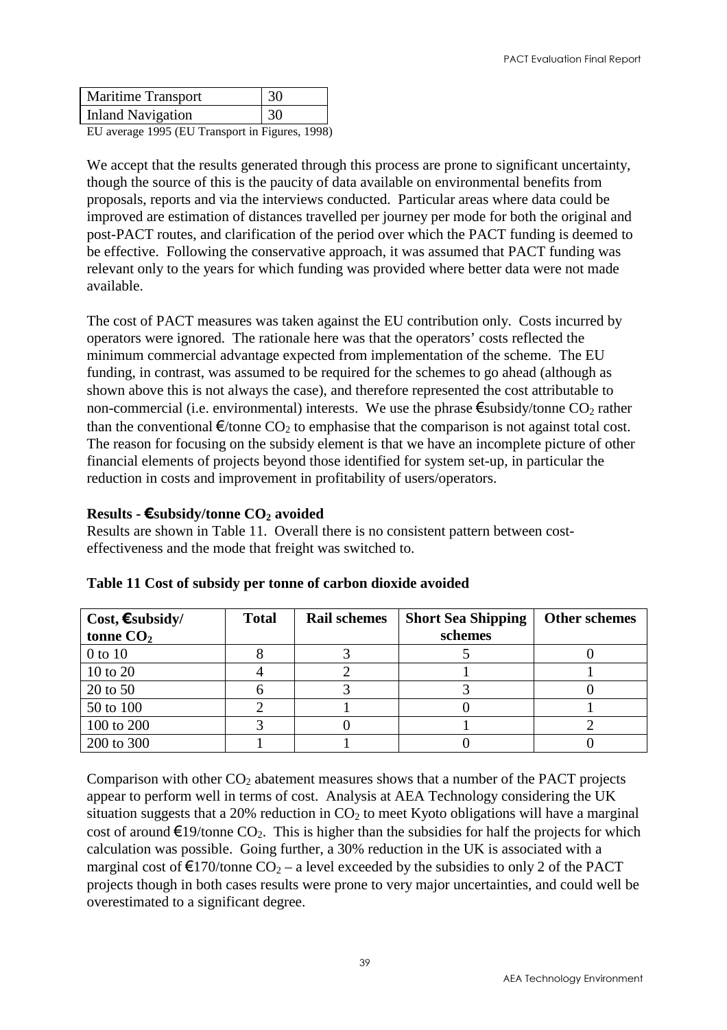| Maritime Transport | 30 |
|---|---|
| Inland Navigation | 30 |

EU average 1995 (EU Transport in Figures, 1998)

We accept that the results generated through this process are prone to significant uncertainty, though the source of this is the paucity of data available on environmental benefits from proposals, reports and via the interviews conducted. Particular areas where data could be improved are estimation of distances travelled per journey per mode for both the original and post-PACT routes, and clarification of the period over which the PACT funding is deemed to be effective. Following the conservative approach, it was assumed that PACT funding was relevant only to the years for which funding was provided where better data were not made available.

The cost of PACT measures was taken against the EU contribution only. Costs incurred by operators were ignored. The rationale here was that the operators' costs reflected the minimum commercial advantage expected from implementation of the scheme. The EU funding, in contrast, was assumed to be required for the schemes to go ahead (although as shown above this is not always the case), and therefore represented the cost attributable to non-commercial (i.e. environmental) interests. We use the phrase €subsidy/tonne $CO_2$ rather than the conventional €/tonne $CO_2$ to emphasise that the comparison is not against total cost. The reason for focusing on the subsidy element is that we have an incomplete picture of other financial elements of projects beyond those identified for system set-up, in particular the reduction in costs and improvement in profitability of users/operators.

**Results - €subsidy/tonne $CO_2$ avoided**

Results are shown in Table 11. Overall there is no consistent pattern between cost-effectiveness and the mode that freight was switched to.

**Table 11 Cost of subsidy per tonne of carbon dioxide avoided**

| Cost, €subsidy/ tonne $CO_2$ | Total | Rail schemes | Short Sea Shipping schemes | Other schemes |
|---|---|---|---|---|
| 0 to 10 | 8 | 3 | 5 | 0 |
| 10 to 20 | 4 | 2 | 1 | 1 |
| 20 to 50 | 6 | 3 | 3 | 0 |
| 50 to 100 | 2 | 1 | 0 | 1 |
| 100 to 200 | 3 | 0 | 1 | 2 |
| 200 to 300 | 1 | 1 | 0 | 0 |

Comparison with other $CO_2$ abatement measures shows that a number of the PACT projects appear to perform well in terms of cost. Analysis at AEA Technology considering the UK situation suggests that a 20% reduction in $CO_2$ to meet Kyoto obligations will have a marginal cost of around €19/tonne $CO_2$. This is higher than the subsidies for half the projects for which calculation was possible. Going further, a 30% reduction in the UK is associated with a marginal cost of €170/tonne $CO_2$ – a level exceeded by the subsidies to only 2 of the PACT projects though in both cases results were prone to very major uncertainties, and could well be overestimated to a significant degree.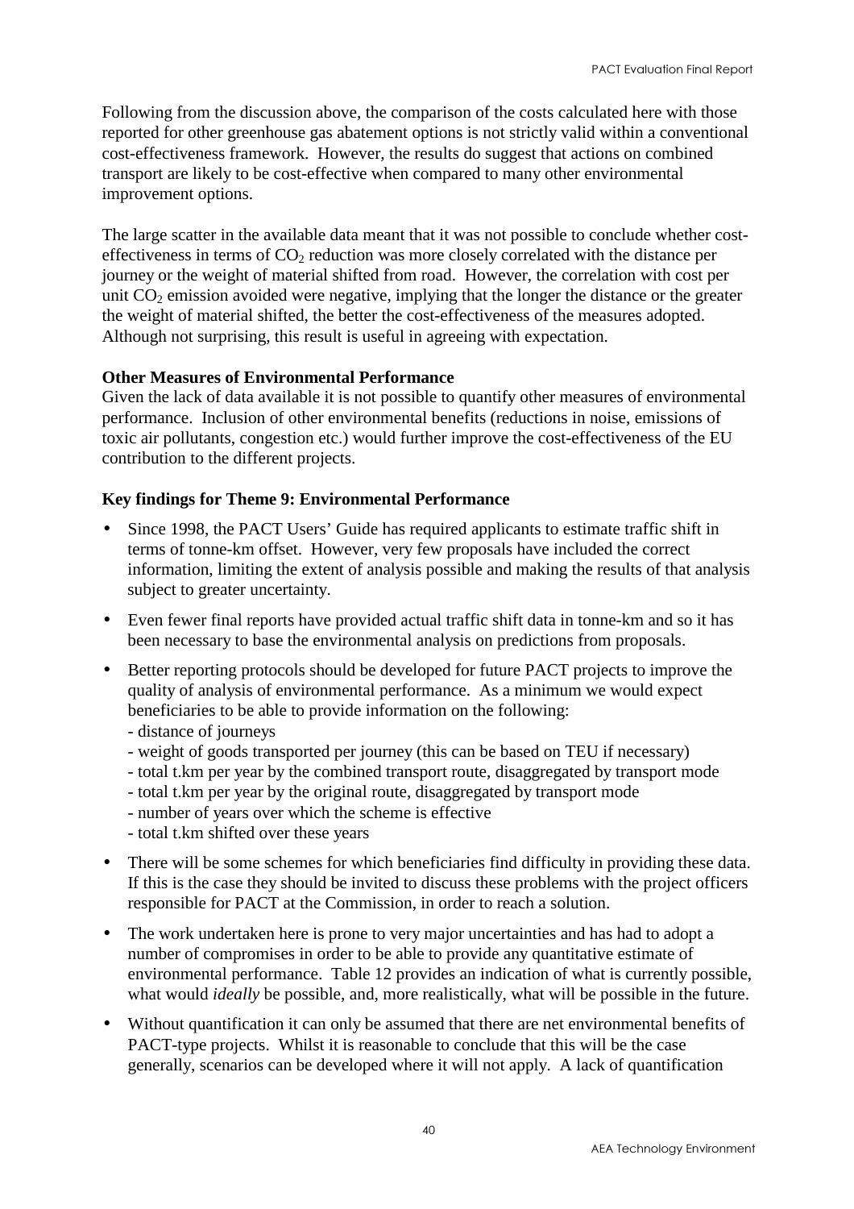Following from the discussion above, the comparison of the costs calculated here with those reported for other greenhouse gas abatement options is not strictly valid within a conventional cost-effectiveness framework. However, the results do suggest that actions on combined transport are likely to be cost-effective when compared to many other environmental improvement options.

The large scatter in the available data meant that it was not possible to conclude whether cost-effectiveness in terms of $CO_2$ reduction was more closely correlated with the distance per journey or the weight of material shifted from road. However, the correlation with cost per unit $CO_2$ emission avoided were negative, implying that the longer the distance or the greater the weight of material shifted, the better the cost-effectiveness of the measures adopted. Although not surprising, this result is useful in agreeing with expectation.

**Other Measures of Environmental Performance**

Given the lack of data available it is not possible to quantify other measures of environmental performance. Inclusion of other environmental benefits (reductions in noise, emissions of toxic air pollutants, congestion etc.) would further improve the cost-effectiveness of the EU contribution to the different projects.

**Key findings for Theme 9: Environmental Performance**

- Since 1998, the PACT Users' Guide has required applicants to estimate traffic shift in terms of tonne-km offset. However, very few proposals have included the correct information, limiting the extent of analysis possible and making the results of that analysis subject to greater uncertainty.
- Even fewer final reports have provided actual traffic shift data in tonne-km and so it has been necessary to base the environmental analysis on predictions from proposals.
- Better reporting protocols should be developed for future PACT projects to improve the quality of analysis of environmental performance. As a minimum we would expect beneficiaries to be able to provide information on the following:
  - distance of journeys
  - weight of goods transported per journey (this can be based on TEU if necessary)
  - total t.km per year by the combined transport route, disaggregated by transport mode
  - total t.km per year by the original route, disaggregated by transport mode
  - number of years over which the scheme is effective
  - total t.km shifted over these years
- There will be some schemes for which beneficiaries find difficulty in providing these data. If this is the case they should be invited to discuss these problems with the project officers responsible for PACT at the Commission, in order to reach a solution.
- The work undertaken here is prone to very major uncertainties and has had to adopt a number of compromises in order to be able to provide any quantitative estimate of environmental performance. Table 12 provides an indication of what is currently possible, what would *ideally* be possible, and, more realistically, what will be possible in the future.
- Without quantification it can only be assumed that there are net environmental benefits of PACT-type projects. Whilst it is reasonable to conclude that this will be the case generally, scenarios can be developed where it will not apply. A lack of quantification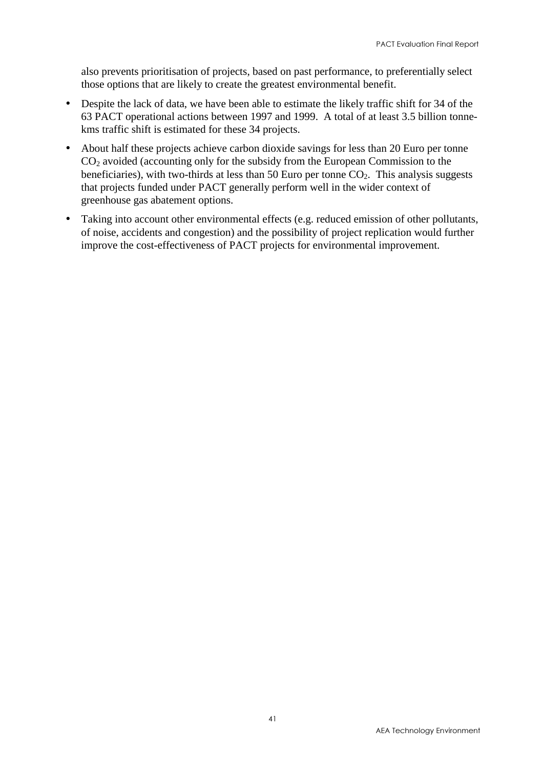also prevents prioritisation of projects, based on past performance, to preferentially select those options that are likely to create the greatest environmental benefit.

- Despite the lack of data, we have been able to estimate the likely traffic shift for 34 of the 63 PACT operational actions between 1997 and 1999. A total of at least 3.5 billion tonne-kms traffic shift is estimated for these 34 projects.
- About half these projects achieve carbon dioxide savings for less than 20 Euro per tonne $CO_2$ avoided (accounting only for the subsidy from the European Commission to the beneficiaries), with two-thirds at less than 50 Euro per tonne $CO_2$. This analysis suggests that projects funded under PACT generally perform well in the wider context of greenhouse gas abatement options.
- Taking into account other environmental effects (e.g. reduced emission of other pollutants, of noise, accidents and congestion) and the possibility of project replication would further improve the cost-effectiveness of PACT projects for environmental improvement.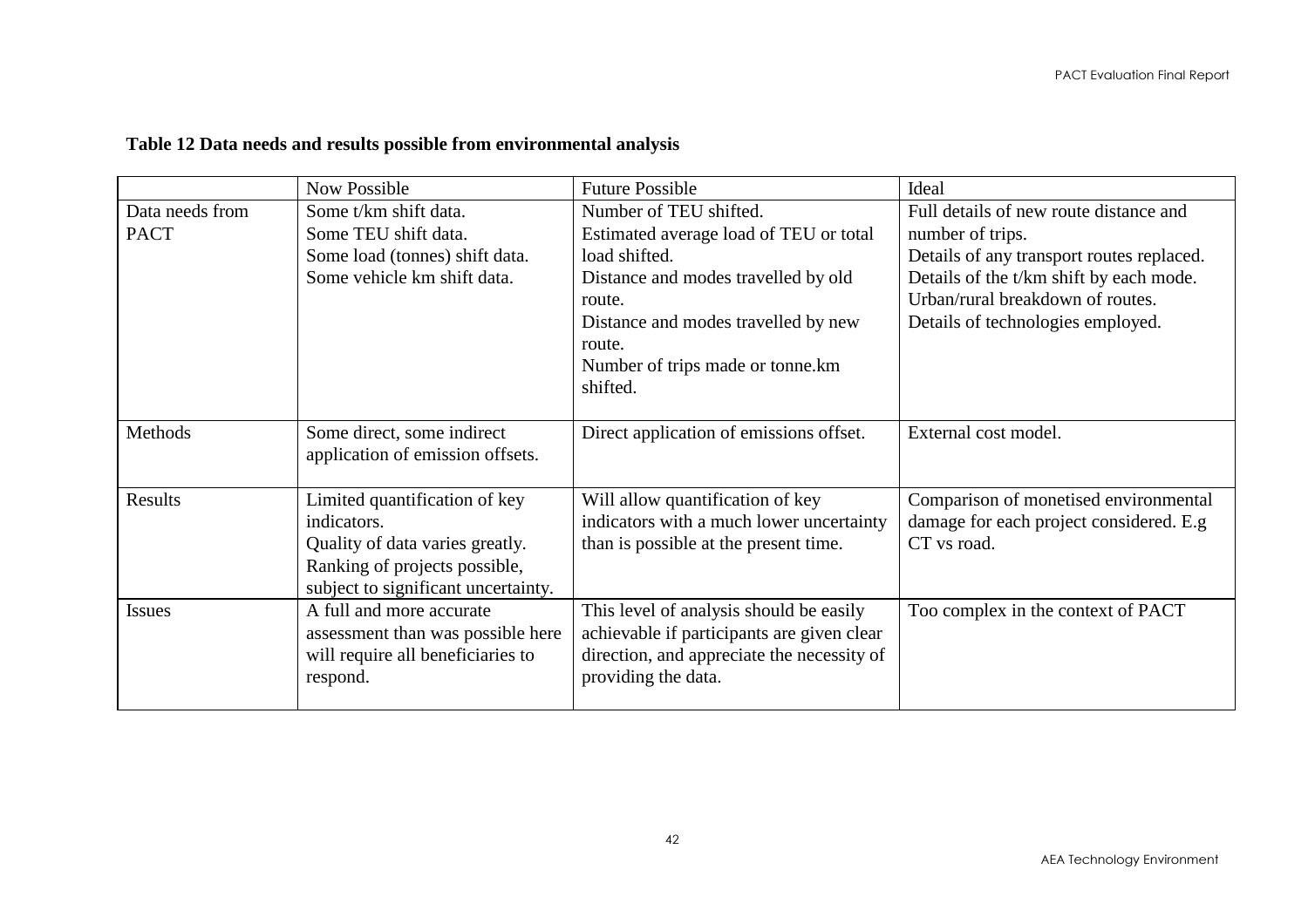**Table 12 Data needs and results possible from environmental analysis**

| | Now Possible | Future Possible | Ideal |
|---|---|---|---|
| Data needs from PACT | Some t/km shift data.<br>Some TEU shift data.<br>Some load (tonnes) shift data.<br>Some vehicle km shift data. | Number of TEU shifted.<br>Estimated average load of TEU or total load shifted.<br>Distance and modes travelled by old route.<br>Distance and modes travelled by new route.<br>Number of trips made or tonne.km shifted. | Full details of new route distance and number of trips.<br>Details of any transport routes replaced.<br>Details of the t/km shift by each mode.<br>Urban/rural breakdown of routes.<br>Details of technologies employed. |
| Methods | Some direct, some indirect application of emission offsets. | Direct application of emissions offset. | External cost model. |
| Results | Limited quantification of key indicators.<br>Quality of data varies greatly.<br>Ranking of projects possible, subject to significant uncertainty. | Will allow quantification of key indicators with a much lower uncertainty than is possible at the present time. | Comparison of monetised environmental damage for each project considered. E.g CT vs road. |
| Issues | A full and more accurate assessment than was possible here will require all beneficiaries to respond. | This level of analysis should be easily achievable if participants are given clear direction, and appreciate the necessity of providing the data. | Too complex in the context of PACT |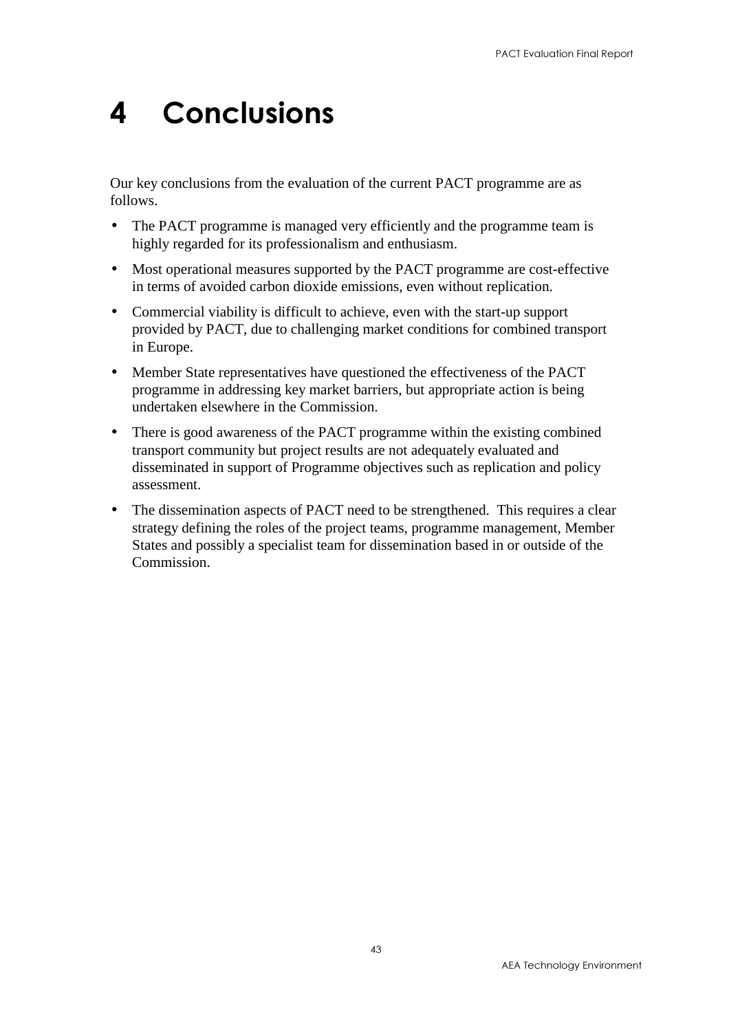# 4 Conclusions

Our key conclusions from the evaluation of the current PACT programme are as follows.

- The PACT programme is managed very efficiently and the programme team is highly regarded for its professionalism and enthusiasm.
- Most operational measures supported by the PACT programme are cost-effective in terms of avoided carbon dioxide emissions, even without replication.
- Commercial viability is difficult to achieve, even with the start-up support provided by PACT, due to challenging market conditions for combined transport in Europe.
- Member State representatives have questioned the effectiveness of the PACT programme in addressing key market barriers, but appropriate action is being undertaken elsewhere in the Commission.
- There is good awareness of the PACT programme within the existing combined transport community but project results are not adequately evaluated and disseminated in support of Programme objectives such as replication and policy assessment.
- The dissemination aspects of PACT need to be strengthened. This requires a clear strategy defining the roles of the project teams, programme management, Member States and possibly a specialist team for dissemination based in or outside of the Commission.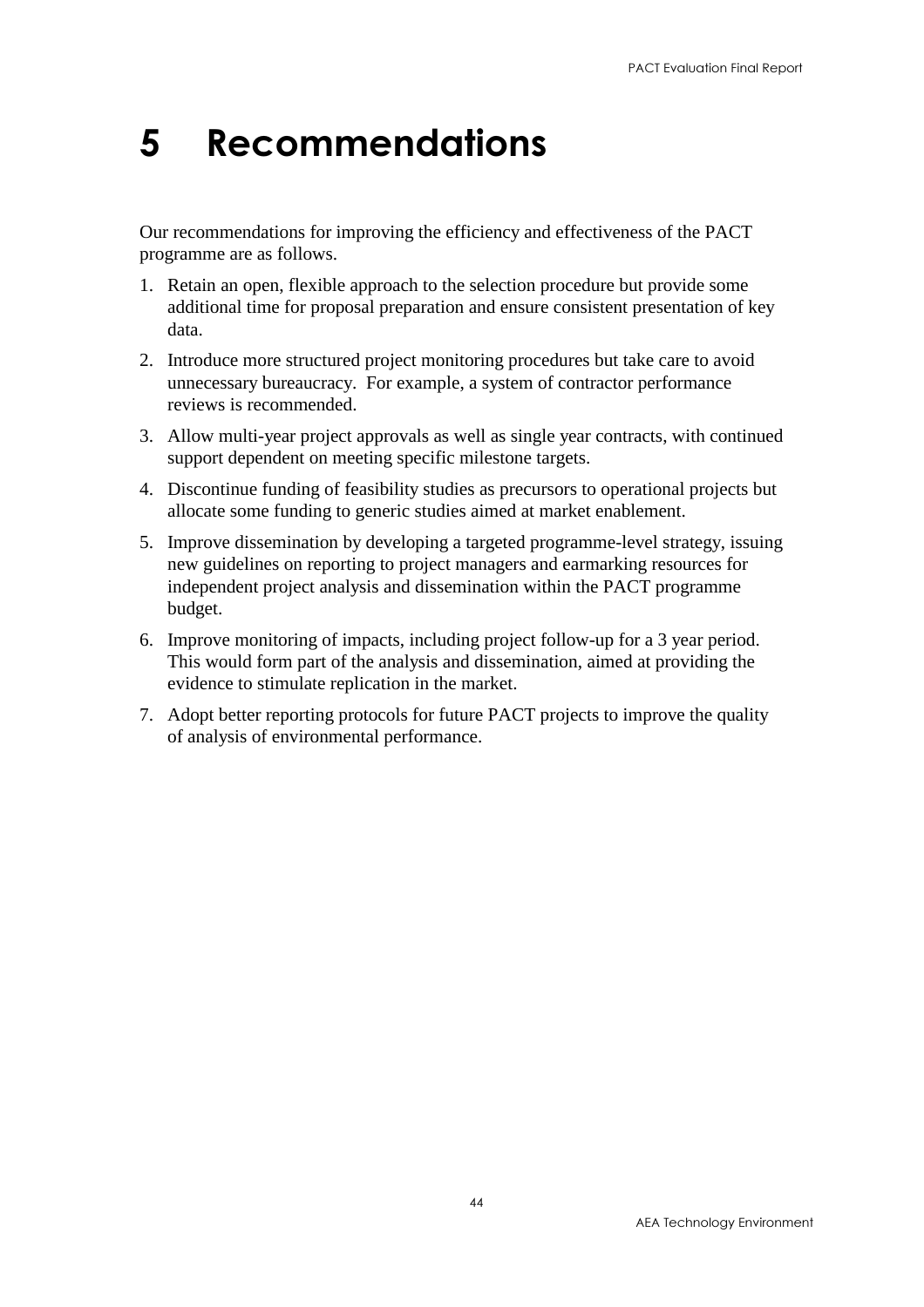# 5 Recommendations

Our recommendations for improving the efficiency and effectiveness of the PACT programme are as follows.

1. Retain an open, flexible approach to the selection procedure but provide some additional time for proposal preparation and ensure consistent presentation of key data.
2. Introduce more structured project monitoring procedures but take care to avoid unnecessary bureaucracy. For example, a system of contractor performance reviews is recommended.
3. Allow multi-year project approvals as well as single year contracts, with continued support dependent on meeting specific milestone targets.
4. Discontinue funding of feasibility studies as precursors to operational projects but allocate some funding to generic studies aimed at market enablement.
5. Improve dissemination by developing a targeted programme-level strategy, issuing new guidelines on reporting to project managers and earmarking resources for independent project analysis and dissemination within the PACT programme budget.
6. Improve monitoring of impacts, including project follow-up for a 3 year period. This would form part of the analysis and dissemination, aimed at providing the evidence to stimulate replication in the market.
7. Adopt better reporting protocols for future PACT projects to improve the quality of analysis of environmental performance.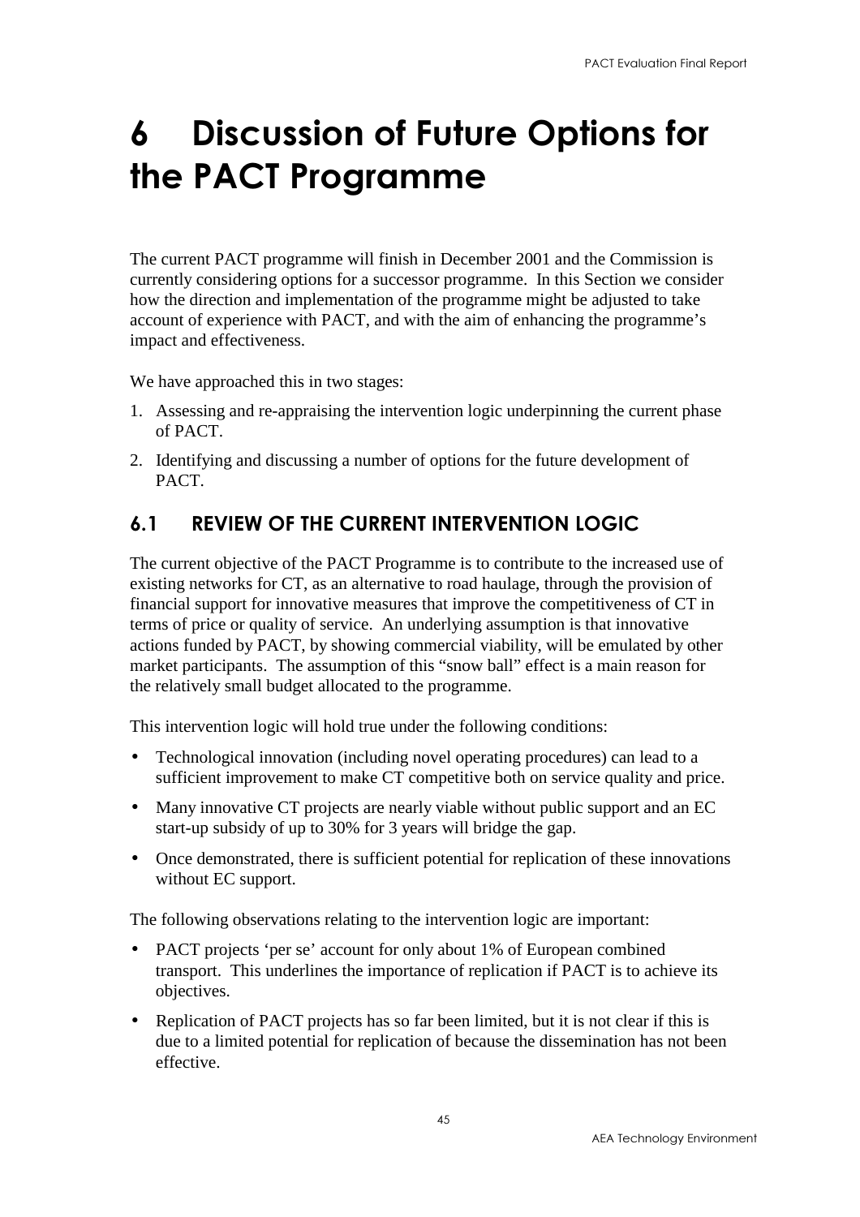# 6 Discussion of Future Options for the PACT Programme

The current PACT programme will finish in December 2001 and the Commission is currently considering options for a successor programme. In this Section we consider how the direction and implementation of the programme might be adjusted to take account of experience with PACT, and with the aim of enhancing the programme's impact and effectiveness.

We have approached this in two stages:

1. Assessing and re-appraising the intervention logic underpinning the current phase of PACT.
2. Identifying and discussing a number of options for the future development of PACT.

## 6.1 REVIEW OF THE CURRENT INTERVENTION LOGIC

The current objective of the PACT Programme is to contribute to the increased use of existing networks for CT, as an alternative to road haulage, through the provision of financial support for innovative measures that improve the competitiveness of CT in terms of price or quality of service. An underlying assumption is that innovative actions funded by PACT, by showing commercial viability, will be emulated by other market participants. The assumption of this "snow ball" effect is a main reason for the relatively small budget allocated to the programme.

This intervention logic will hold true under the following conditions:

- Technological innovation (including novel operating procedures) can lead to a sufficient improvement to make CT competitive both on service quality and price.
- Many innovative CT projects are nearly viable without public support and an EC start-up subsidy of up to 30% for 3 years will bridge the gap.
- Once demonstrated, there is sufficient potential for replication of these innovations without EC support.

The following observations relating to the intervention logic are important:

- PACT projects 'per se' account for only about 1% of European combined transport. This underlines the importance of replication if PACT is to achieve its objectives.
- Replication of PACT projects has so far been limited, but it is not clear if this is due to a limited potential for replication of because the dissemination has not been effective.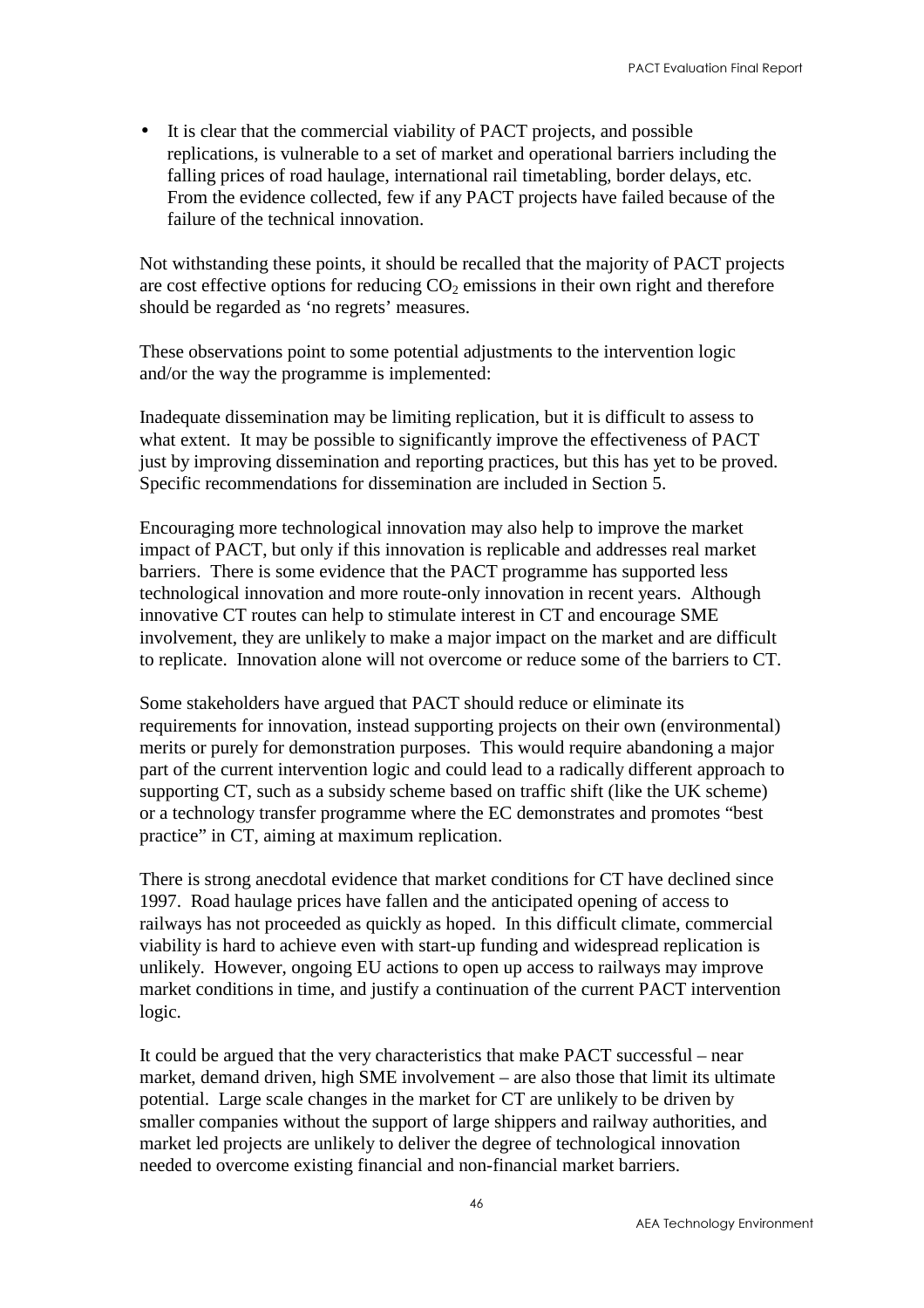- It is clear that the commercial viability of PACT projects, and possible replications, is vulnerable to a set of market and operational barriers including the falling prices of road haulage, international rail timetabling, border delays, etc. From the evidence collected, few if any PACT projects have failed because of the failure of the technical innovation.

Not withstanding these points, it should be recalled that the majority of PACT projects are cost effective options for reducing $CO_2$ emissions in their own right and therefore should be regarded as 'no regrets' measures.

These observations point to some potential adjustments to the intervention logic and/or the way the programme is implemented:

Inadequate dissemination may be limiting replication, but it is difficult to assess to what extent. It may be possible to significantly improve the effectiveness of PACT just by improving dissemination and reporting practices, but this has yet to be proved. Specific recommendations for dissemination are included in Section 5.

Encouraging more technological innovation may also help to improve the market impact of PACT, but only if this innovation is replicable and addresses real market barriers. There is some evidence that the PACT programme has supported less technological innovation and more route-only innovation in recent years. Although innovative CT routes can help to stimulate interest in CT and encourage SME involvement, they are unlikely to make a major impact on the market and are difficult to replicate. Innovation alone will not overcome or reduce some of the barriers to CT.

Some stakeholders have argued that PACT should reduce or eliminate its requirements for innovation, instead supporting projects on their own (environmental) merits or purely for demonstration purposes. This would require abandoning a major part of the current intervention logic and could lead to a radically different approach to supporting CT, such as a subsidy scheme based on traffic shift (like the UK scheme) or a technology transfer programme where the EC demonstrates and promotes "best practice" in CT, aiming at maximum replication.

There is strong anecdotal evidence that market conditions for CT have declined since 1997. Road haulage prices have fallen and the anticipated opening of access to railways has not proceeded as quickly as hoped. In this difficult climate, commercial viability is hard to achieve even with start-up funding and widespread replication is unlikely. However, ongoing EU actions to open up access to railways may improve market conditions in time, and justify a continuation of the current PACT intervention logic.

It could be argued that the very characteristics that make PACT successful – near market, demand driven, high SME involvement – are also those that limit its ultimate potential. Large scale changes in the market for CT are unlikely to be driven by smaller companies without the support of large shippers and railway authorities, and market led projects are unlikely to deliver the degree of technological innovation needed to overcome existing financial and non-financial market barriers.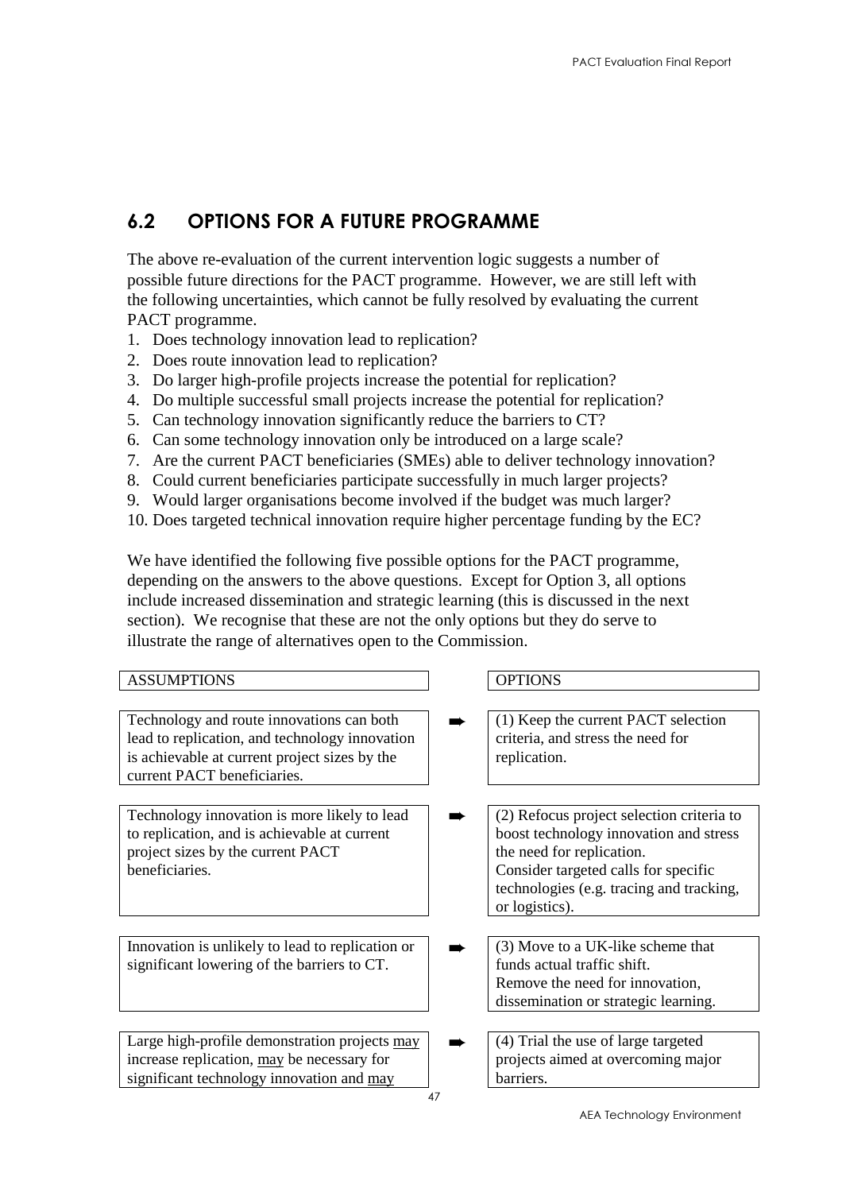## 6.2 OPTIONS FOR A FUTURE PROGRAMME

The above re-evaluation of the current intervention logic suggests a number of possible future directions for the PACT programme. However, we are still left with the following uncertainties, which cannot be fully resolved by evaluating the current PACT programme.

1. Does technology innovation lead to replication?
2. Does route innovation lead to replication?
3. Do larger high-profile projects increase the potential for replication?
4. Do multiple successful small projects increase the potential for replication?
5. Can technology innovation significantly reduce the barriers to CT?
6. Can some technology innovation only be introduced on a large scale?
7. Are the current PACT beneficiaries (SMEs) able to deliver technology innovation?
8. Could current beneficiaries participate successfully in much larger projects?
9. Would larger organisations become involved if the budget was much larger?
10. Does targeted technical innovation require higher percentage funding by the EC?

We have identified the following five possible options for the PACT programme, depending on the answers to the above questions. Except for Option 3, all options include increased dissemination and strategic learning (this is discussed in the next section). We recognise that these are not the only options but they do serve to illustrate the range of alternatives open to the Commission.

| ASSUMPTIONS | | OPTIONS |
|---|---|---|
| Technology and route innovations can both lead to replication, and technology innovation is achievable at current project sizes by the current PACT beneficiaries. | ➡ | (1) Keep the current PACT selection criteria, and stress the need for replication. |
| Technology innovation is more likely to lead to replication, and is achievable at current project sizes by the current PACT beneficiaries. | ➡ | (2) Refocus project selection criteria to boost technology innovation and stress the need for replication.<br>Consider targeted calls for specific technologies (e.g. tracing and tracking, or logistics). |
| Innovation is unlikely to lead to replication or significant lowering of the barriers to CT. | ➡ | (3) Move to a UK-like scheme that funds actual traffic shift.<br>Remove the need for innovation, dissemination or strategic learning. |
| Large high-profile demonstration projects <u>may</u> increase replication, <u>may</u> be necessary for significant technology innovation and <u>may</u> | ➡ | (4) Trial the use of large targeted projects aimed at overcoming major barriers. |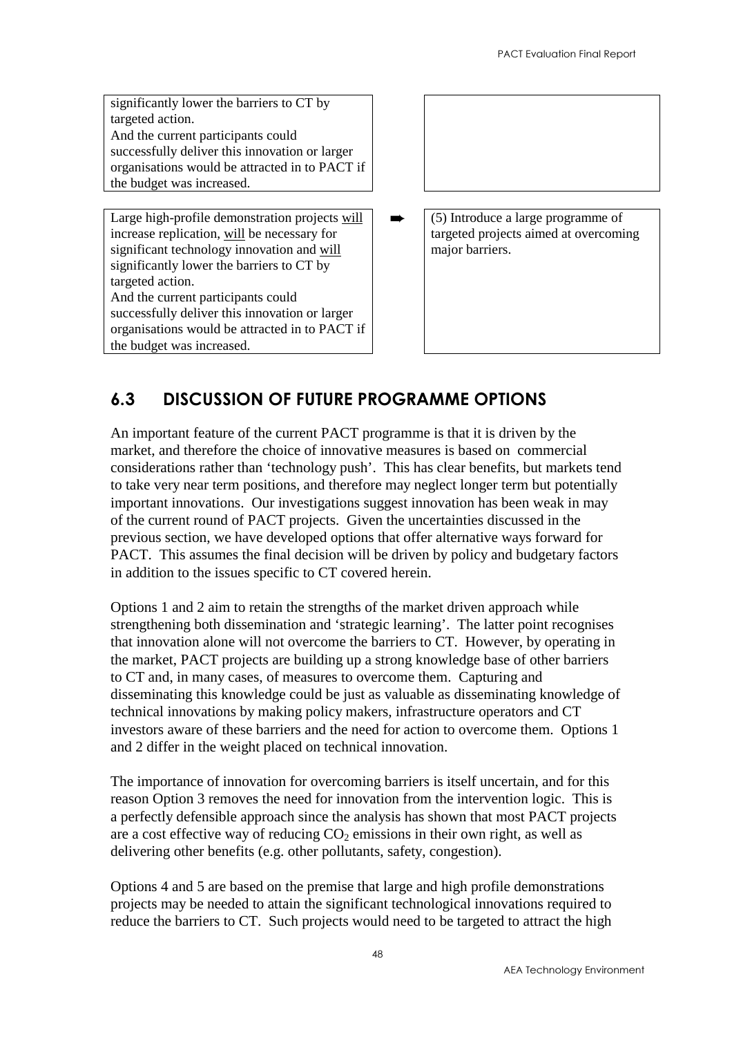| | | |
|---|---|---|
| significantly lower the barriers to CT by targeted action. And the current participants could successfully deliver this innovation or larger organisations would be attracted in to PACT if the budget was increased. | | |
| Large high-profile demonstration projects will increase replication, will be necessary for significant technology innovation and will significantly lower the barriers to CT by targeted action. And the current participants could successfully deliver this innovation or larger organisations would be attracted in to PACT if the budget was increased. | ➡ | (5) Introduce a large programme of targeted projects aimed at overcoming major barriers. |

## 6.3 DISCUSSION OF FUTURE PROGRAMME OPTIONS

An important feature of the current PACT programme is that it is driven by the market, and therefore the choice of innovative measures is based on commercial considerations rather than 'technology push'. This has clear benefits, but markets tend to take very near term positions, and therefore may neglect longer term but potentially important innovations. Our investigations suggest innovation has been weak in may of the current round of PACT projects. Given the uncertainties discussed in the previous section, we have developed options that offer alternative ways forward for PACT. This assumes the final decision will be driven by policy and budgetary factors in addition to the issues specific to CT covered herein.

Options 1 and 2 aim to retain the strengths of the market driven approach while strengthening both dissemination and 'strategic learning'. The latter point recognises that innovation alone will not overcome the barriers to CT. However, by operating in the market, PACT projects are building up a strong knowledge base of other barriers to CT and, in many cases, of measures to overcome them. Capturing and disseminating this knowledge could be just as valuable as disseminating knowledge of technical innovations by making policy makers, infrastructure operators and CT investors aware of these barriers and the need for action to overcome them. Options 1 and 2 differ in the weight placed on technical innovation.

The importance of innovation for overcoming barriers is itself uncertain, and for this reason Option 3 removes the need for innovation from the intervention logic. This is a perfectly defensible approach since the analysis has shown that most PACT projects are a cost effective way of reducing $CO_2$ emissions in their own right, as well as delivering other benefits (e.g. other pollutants, safety, congestion).

Options 4 and 5 are based on the premise that large and high profile demonstrations projects may be needed to attain the significant technological innovations required to reduce the barriers to CT. Such projects would need to be targeted to attract the high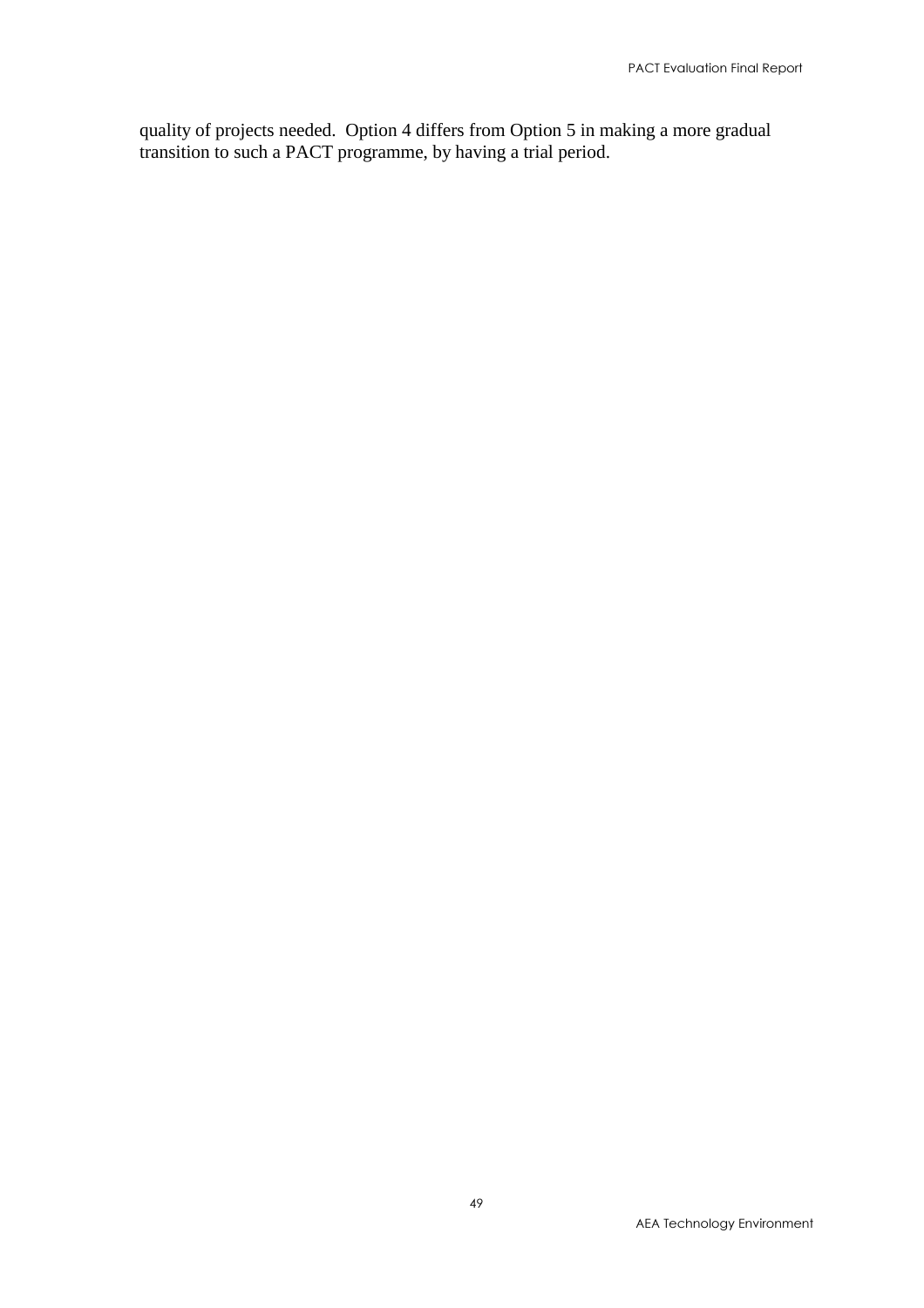quality of projects needed.  Option 4 differs from Option 5 in making a more gradual transition to such a PACT programme, by having a trial period.